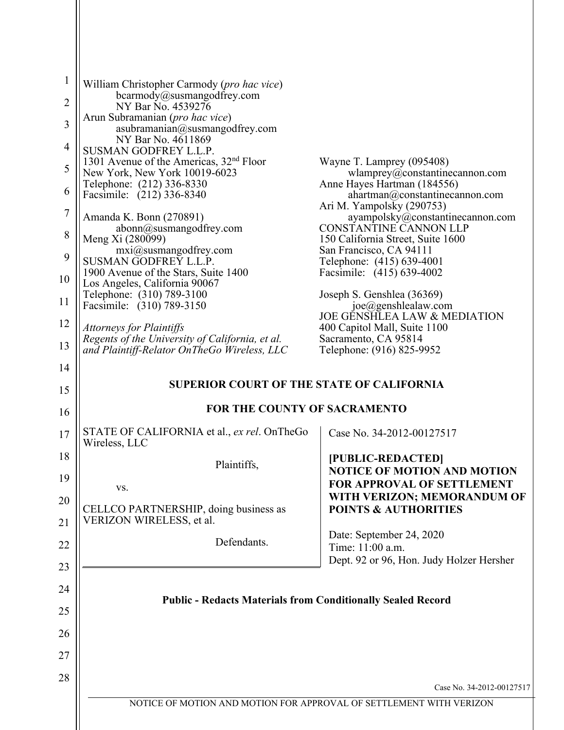William Christopher Carmody (*pro hac vice*)
bcarmody@susmangodfrey.com
NY Bar No. 4539276
Arun Subramanian (*pro hac vice*)
asubramanian@susmangodfrey.com
NY Bar No. 4611869
SUSMAN GODFREY L.L.P.
1301 Avenue of the Americas, 32nd Floor
New York, New York 10019-6023
Telephone: (212) 336-8330
Facsimile: (212) 336-8340

Amanda K. Bonn (270891)
abonn@susmangodfrey.com
Meng Xi (280099)
mxi@susmangodfrey.com
SUSMAN GODFREY L.L.P.
1900 Avenue of the Stars, Suite 1400
Los Angeles, California 90067
Telephone: (310) 789-3100
Facsimile: (310) 789-3150

*Attorneys for Plaintiffs*
*Regents of the University of California, et al.*
*and Plaintiff-Relator OnTheGo Wireless, LLC*

Wayne T. Lamprey (095408)
wlamprey@constantinecannon.com
Anne Hayes Hartman (184556)
ahartman@constantinecannon.com
Ari M. Yampolsky (290753)
ayampolsky@constantinecannon.com
CONSTANTINE CANNON LLP
150 California Street, Suite 1600
San Francisco, CA 94111
Telephone: (415) 639-4001
Facsimile: (415) 639-4002

Joseph S. Genshlea (36369)
joe@genshlealaw.com
JOE GENSHLEA LAW & MEDIATION
400 Capitol Mall, Suite 1100
Sacramento, CA 95814
Telephone: (916) 825-9952

**SUPERIOR COURT OF THE STATE OF CALIFORNIA**

**FOR THE COUNTY OF SACRAMENTO**

STATE OF CALIFORNIA et al., *ex rel*. OnTheGo Wireless, LLC

Plaintiffs,

vs.

CELLCO PARTNERSHIP, doing business as VERIZON WIRELESS, et al.

Defendants.

Case No. 34-2012-00127517

**[PUBLIC-REDACTED]**
**NOTICE OF MOTION AND MOTION FOR APPROVAL OF SETTLEMENT WITH VERIZON; MEMORANDUM OF POINTS & AUTHORITIES**

Date: September 24, 2020
Time: 11:00 a.m.
Dept. 92 or 96, Hon. Judy Holzer Hersher

**Public - Redacts Materials from Conditionally Sealed Record**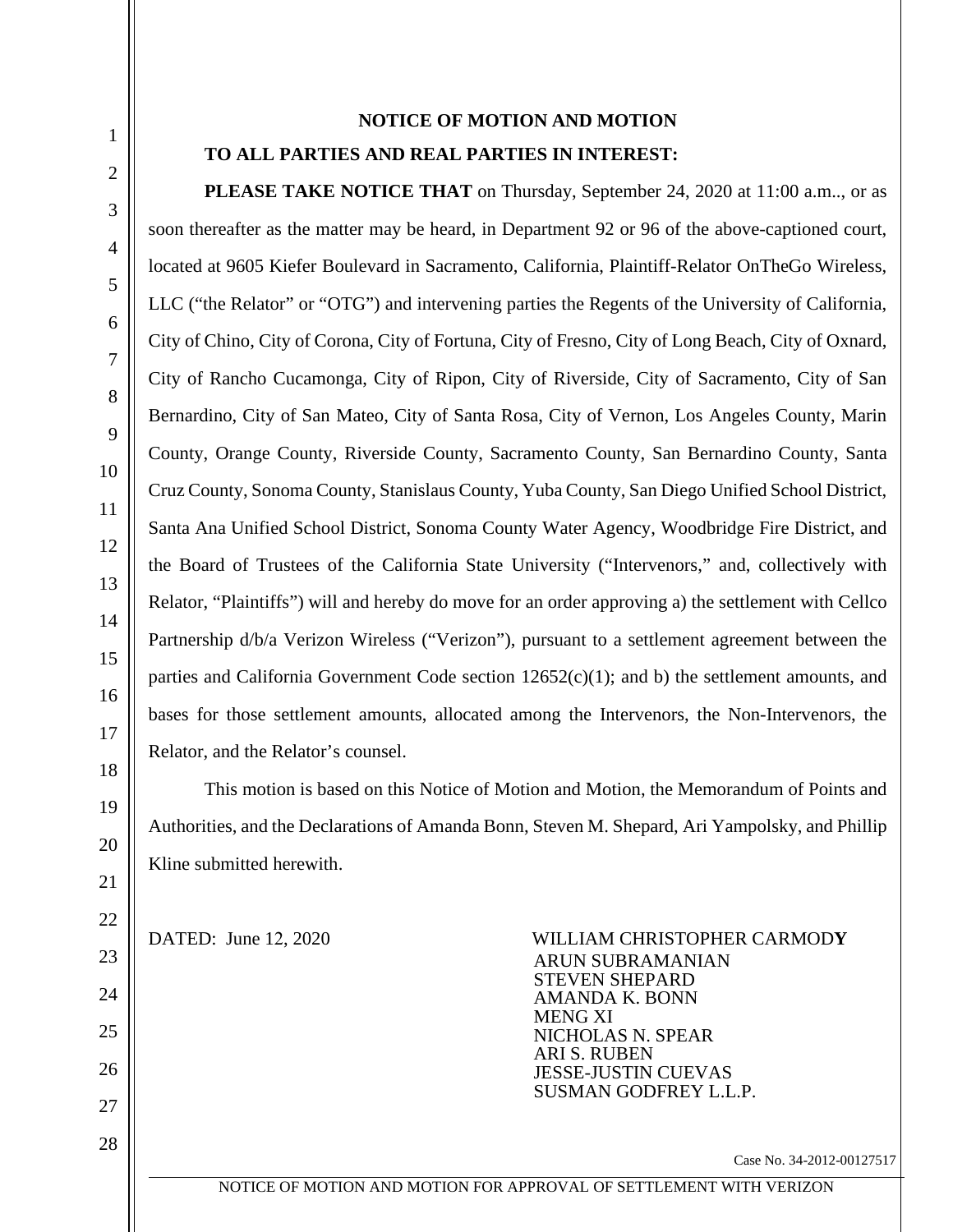## NOTICE OF MOTION AND MOTION

**TO ALL PARTIES AND REAL PARTIES IN INTEREST:**

**PLEASE TAKE NOTICE THAT** on Thursday, September 24, 2020 at 11:00 a.m.., or as soon thereafter as the matter may be heard, in Department 92 or 96 of the above-captioned court, located at 9605 Kiefer Boulevard in Sacramento, California, Plaintiff-Relator OnTheGo Wireless, LLC ("the Relator" or "OTG") and intervening parties the Regents of the University of California, City of Chino, City of Corona, City of Fortuna, City of Fresno, City of Long Beach, City of Oxnard, City of Rancho Cucamonga, City of Ripon, City of Riverside, City of Sacramento, City of San Bernardino, City of San Mateo, City of Santa Rosa, City of Vernon, Los Angeles County, Marin County, Orange County, Riverside County, Sacramento County, San Bernardino County, Santa Cruz County, Sonoma County, Stanislaus County, Yuba County, San Diego Unified School District, Santa Ana Unified School District, Sonoma County Water Agency, Woodbridge Fire District, and the Board of Trustees of the California State University ("Intervenors," and, collectively with Relator, "Plaintiffs") will and hereby do move for an order approving a) the settlement with Cellco Partnership d/b/a Verizon Wireless ("Verizon"), pursuant to a settlement agreement between the parties and California Government Code section 12652(c)(1); and b) the settlement amounts, and bases for those settlement amounts, allocated among the Intervenors, the Non-Intervenors, the Relator, and the Relator's counsel.

This motion is based on this Notice of Motion and Motion, the Memorandum of Points and Authorities, and the Declarations of Amanda Bonn, Steven M. Shepard, Ari Yampolsky, and Phillip Kline submitted herewith.

DATED: June 12, 2020

WILLIAM CHRISTOPHER CARMODY
ARUN SUBRAMANIAN
STEVEN SHEPARD
AMANDA K. BONN
MENG XI
NICHOLAS N. SPEAR
ARI S. RUBEN
JESSE-JUSTIN CUEVAS
SUSMAN GODFREY L.L.P.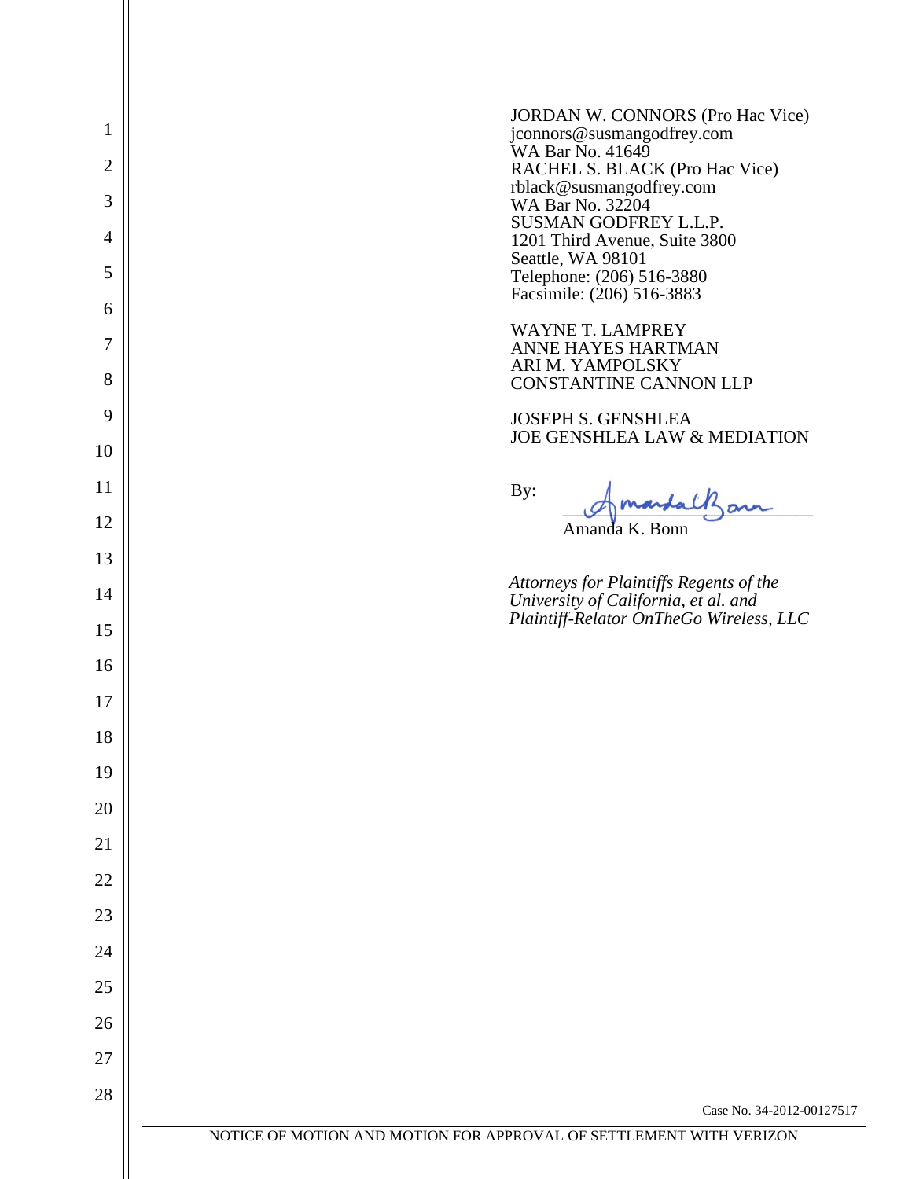JORDAN W. CONNORS (Pro Hac Vice)
jconnors@susmangodfrey.com
WA Bar No. 41649
RACHEL S. BLACK (Pro Hac Vice)
rblack@susmangodfrey.com
WA Bar No. 32204
SUSMAN GODFREY L.L.P.
1201 Third Avenue, Suite 3800
Seattle, WA 98101
Telephone: (206) 516-3880
Facsimile: (206) 516-3883

WAYNE T. LAMPREY
ANNE HAYES HARTMAN
ARI M. YAMPOLSKY
CONSTANTINE CANNON LLP

JOSEPH S. GENSHLEA
JOE GENSHLEA LAW & MEDIATION

By: ______________________
Amanda K. Bonn

*Attorneys for Plaintiffs Regents of the University of California, et al. and Plaintiff-Relator OnTheGo Wireless, LLC*

Case No. 34-2012-00127517

NOTICE OF MOTION AND MOTION FOR APPROVAL OF SETTLEMENT WITH VERIZON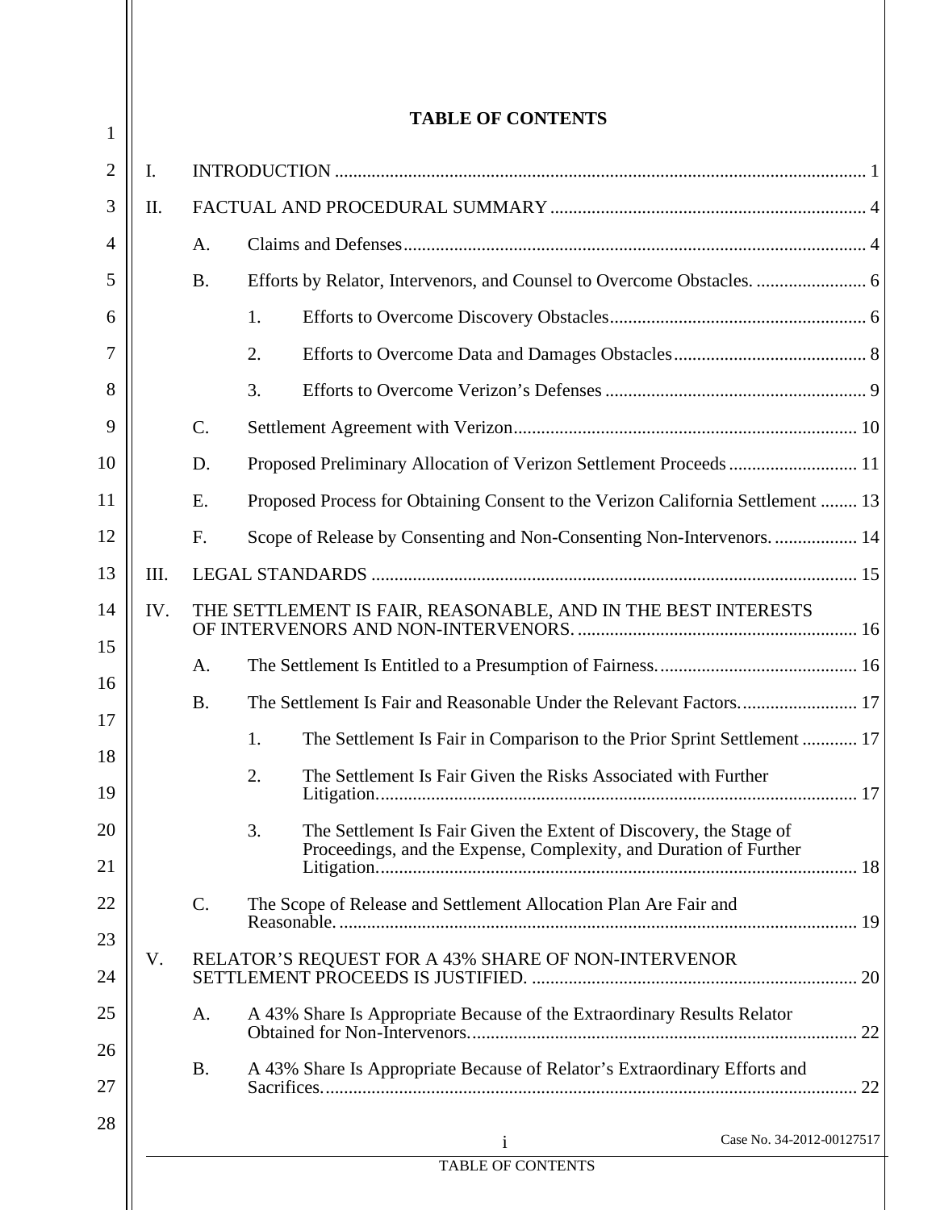**TABLE OF CONTENTS**

I. INTRODUCTION ..... 1

II. FACTUAL AND PROCEDURAL SUMMARY ..... 4

  A. Claims and Defenses ..... 4

  B. Efforts by Relator, Intervenors, and Counsel to Overcome Obstacles. ..... 6

    1. Efforts to Overcome Discovery Obstacles ..... 6

    2. Efforts to Overcome Data and Damages Obstacles ..... 8

    3. Efforts to Overcome Verizon's Defenses ..... 9

  C. Settlement Agreement with Verizon ..... 10

  D. Proposed Preliminary Allocation of Verizon Settlement Proceeds ..... 11

  E. Proposed Process for Obtaining Consent to the Verizon California Settlement ..... 13

  F. Scope of Release by Consenting and Non-Consenting Non-Intervenors. ..... 14

III. LEGAL STANDARDS ..... 15

IV. THE SETTLEMENT IS FAIR, REASONABLE, AND IN THE BEST INTERESTS OF INTERVENORS AND NON-INTERVENORS. ..... 16

  A. The Settlement Is Entitled to a Presumption of Fairness. ..... 16

  B. The Settlement Is Fair and Reasonable Under the Relevant Factors. ..... 17

    1. The Settlement Is Fair in Comparison to the Prior Sprint Settlement ..... 17

    2. The Settlement Is Fair Given the Risks Associated with Further Litigation. ..... 17

    3. The Settlement Is Fair Given the Extent of Discovery, the Stage of Proceedings, and the Expense, Complexity, and Duration of Further Litigation. ..... 18

  C. The Scope of Release and Settlement Allocation Plan Are Fair and Reasonable. ..... 19

V. RELATOR'S REQUEST FOR A 43% SHARE OF NON-INTERVENOR SETTLEMENT PROCEEDS IS JUSTIFIED. ..... 20

  A. A 43% Share Is Appropriate Because of the Extraordinary Results Relator Obtained for Non-Intervenors. ..... 22

  B. A 43% Share Is Appropriate Because of Relator's Extraordinary Efforts and Sacrifices. ..... 22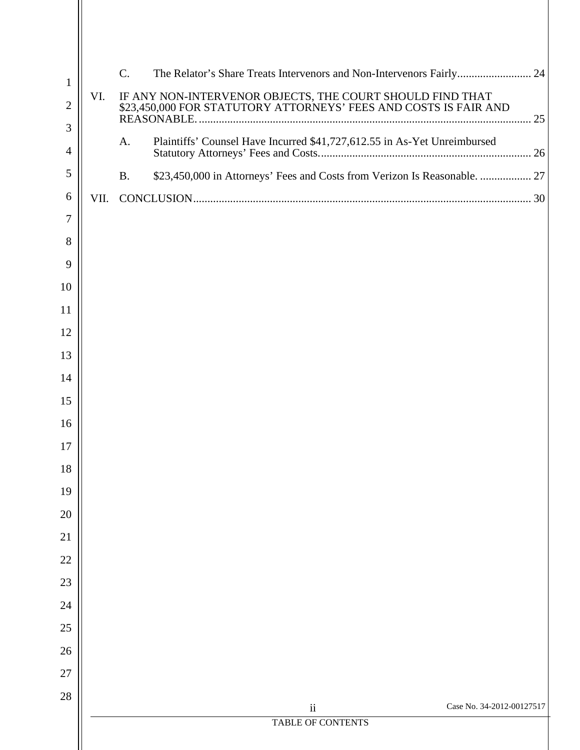C. The Relator's Share Treats Intervenors and Non-Intervenors Fairly.......................... 24

VI. IF ANY NON-INTERVENOR OBJECTS, THE COURT SHOULD FIND THAT $23,450,000 FOR STATUTORY ATTORNEYS' FEES AND COSTS IS FAIR AND REASONABLE.................................................................................................................... 25

A. Plaintiffs' Counsel Have Incurred $41,727,612.55 in As-Yet Unreimbursed Statutory Attorneys' Fees and Costs........................................................................... 26

B. $23,450,000 in Attorneys' Fees and Costs from Verizon Is Reasonable. .................. 27

VII. CONCLUSION...................................................................................................................... 30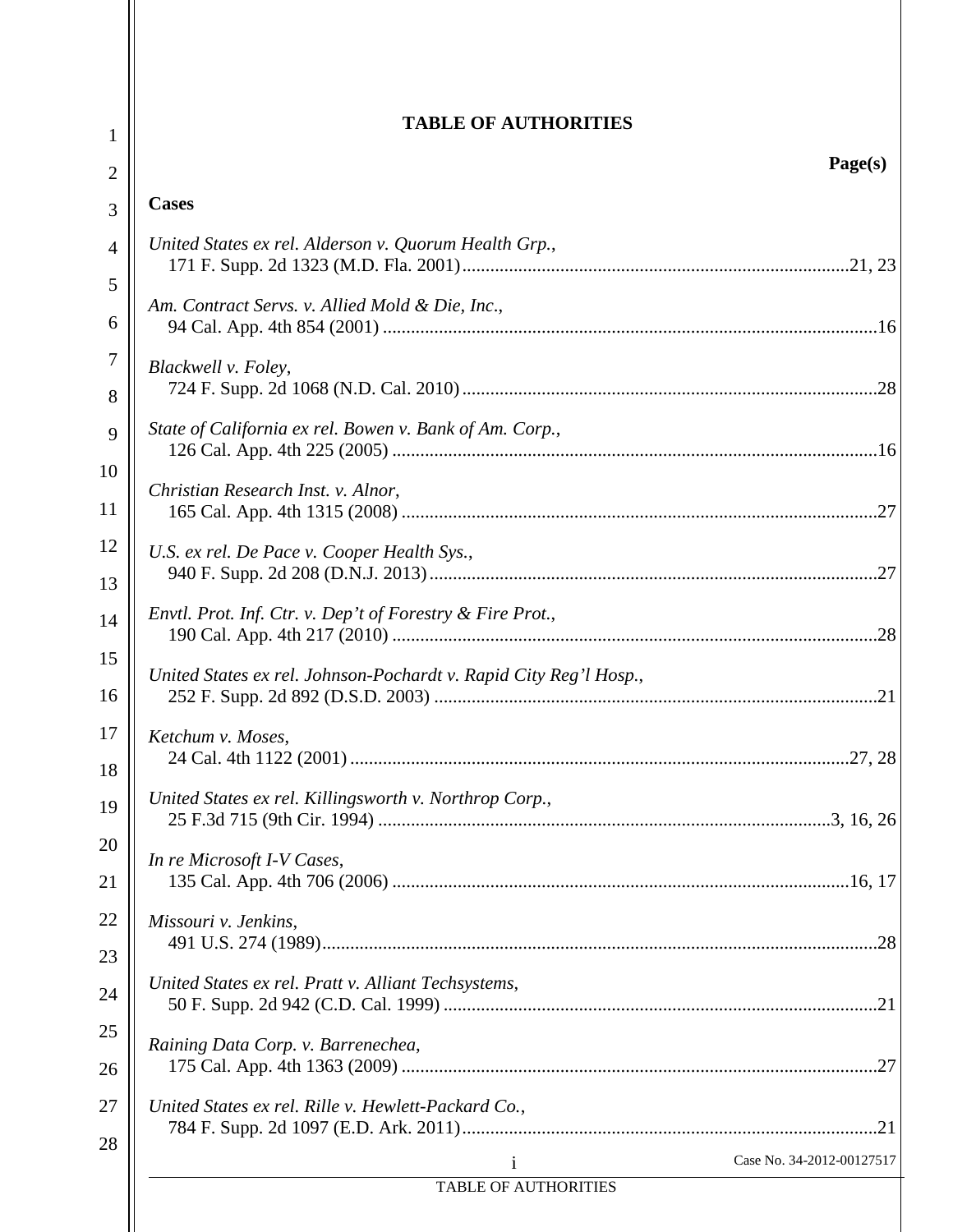## TABLE OF AUTHORITIES

**Page(s)**

**Cases**

*United States ex rel. Alderson v. Quorum Health Grp.*,
171 F. Supp. 2d 1323 (M.D. Fla. 2001) .......... 21, 23

*Am. Contract Servs. v. Allied Mold & Die, Inc.*,
94 Cal. App. 4th 854 (2001) .......... 16

*Blackwell v. Foley*,
724 F. Supp. 2d 1068 (N.D. Cal. 2010) .......... 28

*State of California ex rel. Bowen v. Bank of Am. Corp.*,
126 Cal. App. 4th 225 (2005) .......... 16

*Christian Research Inst. v. Alnor*,
165 Cal. App. 4th 1315 (2008) .......... 27

*U.S. ex rel. De Pace v. Cooper Health Sys.*,
940 F. Supp. 2d 208 (D.N.J. 2013) .......... 27

*Envtl. Prot. Inf. Ctr. v. Dep't of Forestry & Fire Prot.*,
190 Cal. App. 4th 217 (2010) .......... 28

*United States ex rel. Johnson-Pochardt v. Rapid City Reg'l Hosp.*,
252 F. Supp. 2d 892 (D.S.D. 2003) .......... 21

*Ketchum v. Moses*,
24 Cal. 4th 1122 (2001) .......... 27, 28

*United States ex rel. Killingsworth v. Northrop Corp.*,
25 F.3d 715 (9th Cir. 1994) .......... 3, 16, 26

*In re Microsoft I-V Cases*,
135 Cal. App. 4th 706 (2006) .......... 16, 17

*Missouri v. Jenkins*,
491 U.S. 274 (1989) .......... 28

*United States ex rel. Pratt v. Alliant Techsystems*,
50 F. Supp. 2d 942 (C.D. Cal. 1999) .......... 21

*Raining Data Corp. v. Barrenechea*,
175 Cal. App. 4th 1363 (2009) .......... 27

*United States ex rel. Rille v. Hewlett-Packard Co.*,
784 F. Supp. 2d 1097 (E.D. Ark. 2011) .......... 21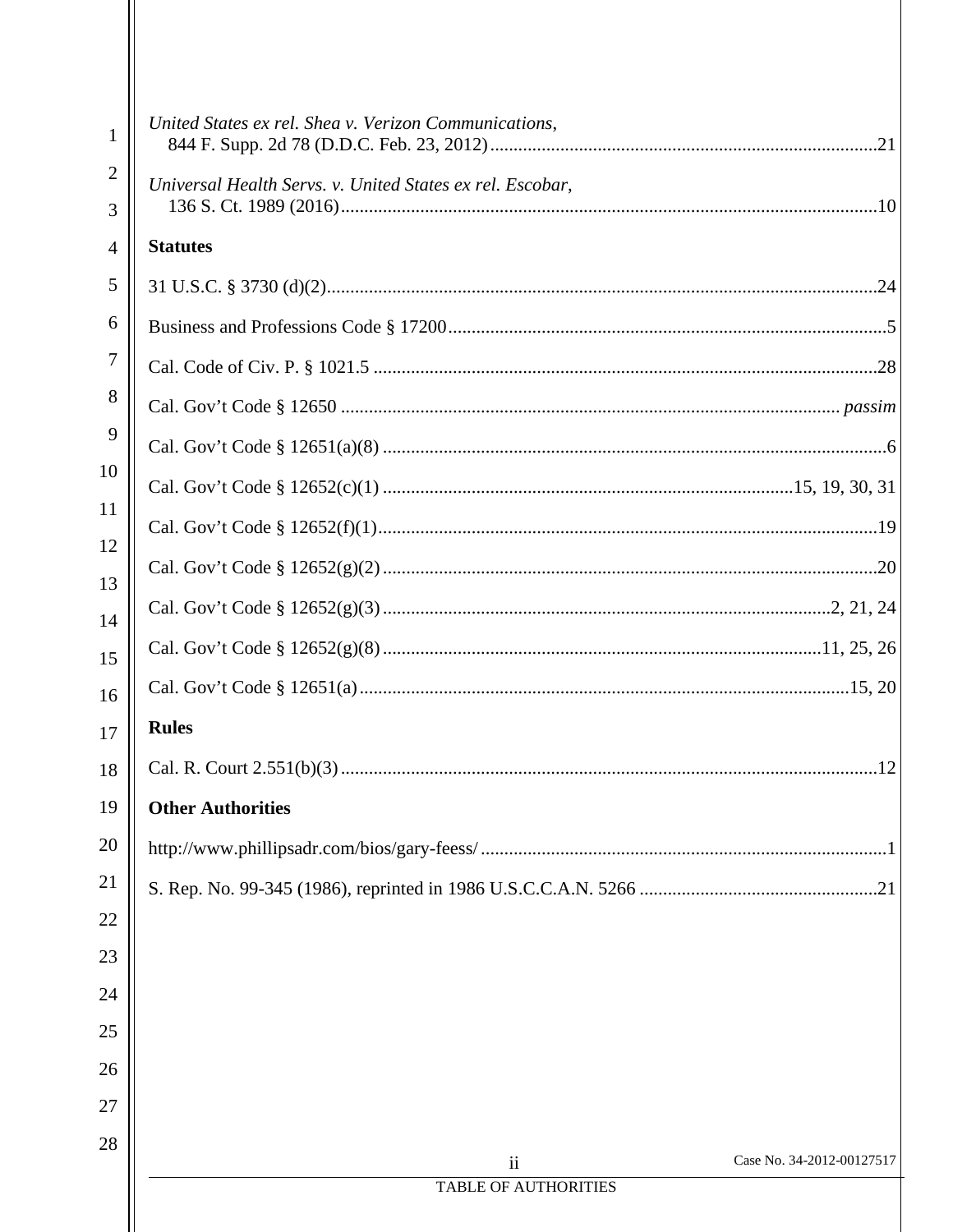*United States ex rel. Shea v. Verizon Communications*,
844 F. Supp. 2d 78 (D.D.C. Feb. 23, 2012) ........................................................................21

*Universal Health Servs. v. United States ex rel. Escobar*,
136 S. Ct. 1989 (2016) ........................................................................................................10

**Statutes**

31 U.S.C. § 3730 (d)(2) ........................................................................................................24

Business and Professions Code § 17200 ...............................................................................5

Cal. Code of Civ. P. § 1021.5 ...............................................................................................28

Cal. Gov't Code § 12650 ..............................................................................................*passim*

Cal. Gov't Code § 12651(a)(8) ...............................................................................................6

Cal. Gov't Code § 12652(c)(1) ...................................................................15, 19, 30, 31

Cal. Gov't Code § 12652(f)(1) ..............................................................................................19

Cal. Gov't Code § 12652(g)(2) .............................................................................................20

Cal. Gov't Code § 12652(g)(3) .....................................................................................2, 21, 24

Cal. Gov't Code § 12652(g)(8) .....................................................................................11, 25, 26

Cal. Gov't Code § 12651(a) ............................................................................................15, 20

**Rules**

Cal. R. Court 2.551(b)(3) .....................................................................................................12

**Other Authorities**

http://www.phillipsadr.com/bios/gary-feess/ .........................................................................1

S. Rep. No. 99-345 (1986), reprinted in 1986 U.S.C.C.A.N. 5266 ......................................21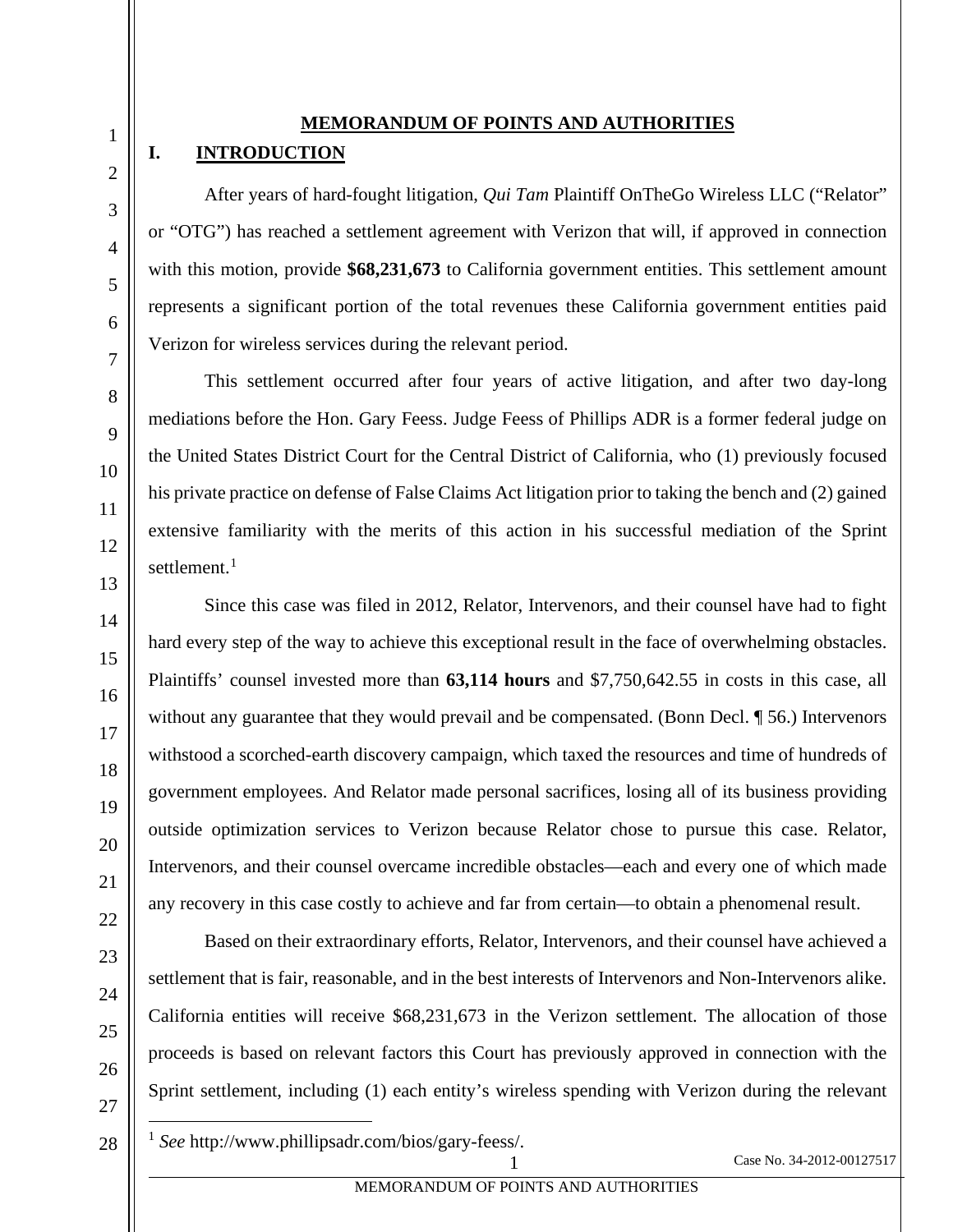# MEMORANDUM OF POINTS AND AUTHORITIES

## I. INTRODUCTION

After years of hard-fought litigation, *Qui Tam* Plaintiff OnTheGo Wireless LLC ("Relator" or "OTG") has reached a settlement agreement with Verizon that will, if approved in connection with this motion, provide **$68,231,673** to California government entities. This settlement amount represents a significant portion of the total revenues these California government entities paid Verizon for wireless services during the relevant period.

This settlement occurred after four years of active litigation, and after two day-long mediations before the Hon. Gary Feess. Judge Feess of Phillips ADR is a former federal judge on the United States District Court for the Central District of California, who (1) previously focused his private practice on defense of False Claims Act litigation prior to taking the bench and (2) gained extensive familiarity with the merits of this action in his successful mediation of the Sprint settlement.[1]

Since this case was filed in 2012, Relator, Intervenors, and their counsel have had to fight hard every step of the way to achieve this exceptional result in the face of overwhelming obstacles. Plaintiffs' counsel invested more than **63,114 hours** and $7,750,642.55 in costs in this case, all without any guarantee that they would prevail and be compensated. (Bonn Decl. ¶ 56.) Intervenors withstood a scorched-earth discovery campaign, which taxed the resources and time of hundreds of government employees. And Relator made personal sacrifices, losing all of its business providing outside optimization services to Verizon because Relator chose to pursue this case. Relator, Intervenors, and their counsel overcame incredible obstacles—each and every one of which made any recovery in this case costly to achieve and far from certain—to obtain a phenomenal result.

Based on their extraordinary efforts, Relator, Intervenors, and their counsel have achieved a settlement that is fair, reasonable, and in the best interests of Intervenors and Non-Intervenors alike. California entities will receive $68,231,673 in the Verizon settlement. The allocation of those proceeds is based on relevant factors this Court has previously approved in connection with the Sprint settlement, including (1) each entity's wireless spending with Verizon during the relevant

---

[1] *See* http://www.phillipsadr.com/bios/gary-feess/.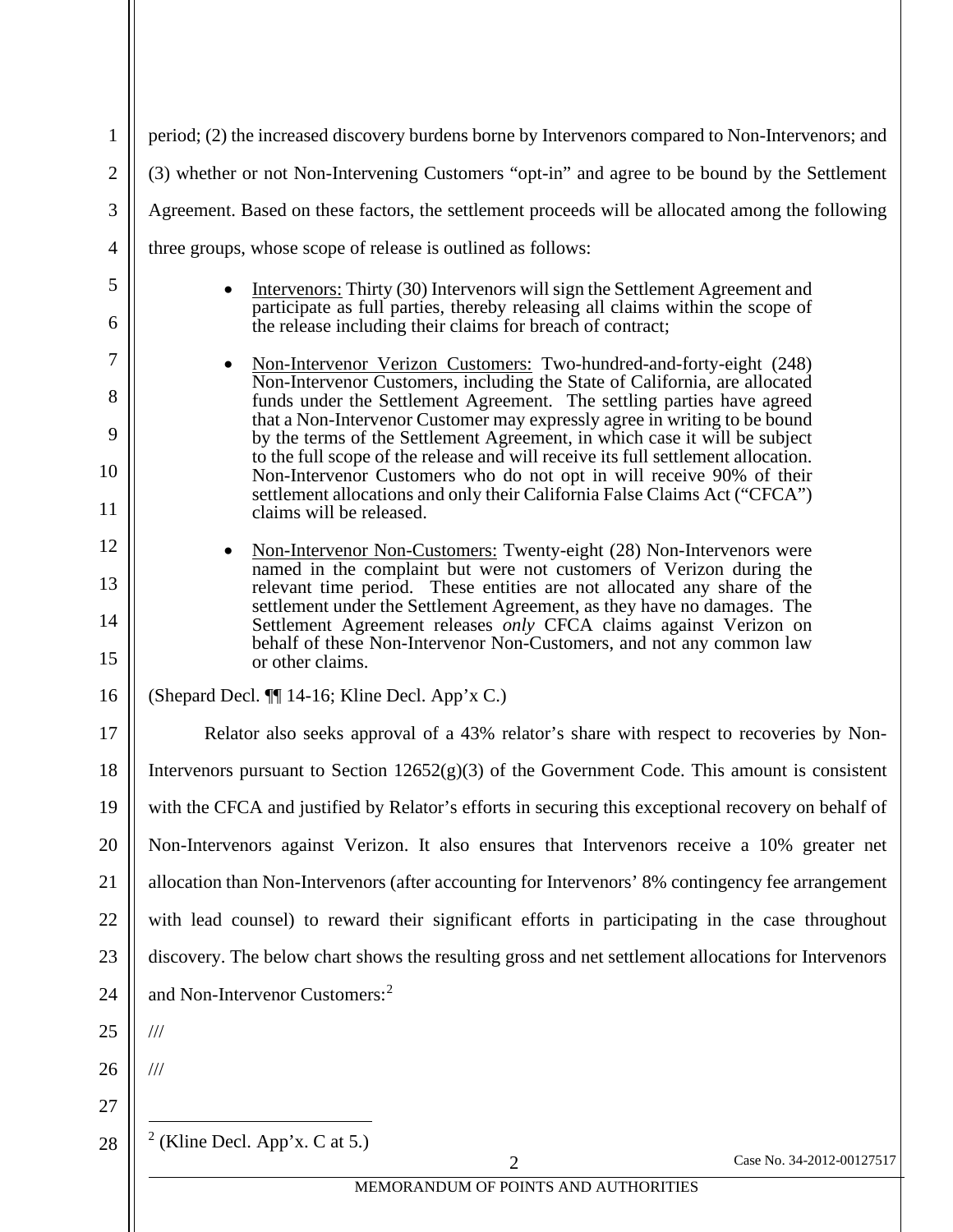period; (2) the increased discovery burdens borne by Intervenors compared to Non-Intervenors; and (3) whether or not Non-Intervening Customers "opt-in" and agree to be bound by the Settlement Agreement. Based on these factors, the settlement proceeds will be allocated among the following three groups, whose scope of release is outlined as follows:

- Intervenors: Thirty (30) Intervenors will sign the Settlement Agreement and participate as full parties, thereby releasing all claims within the scope of the release including their claims for breach of contract;

- Non-Intervenor Verizon Customers: Two-hundred-and-forty-eight (248) Non-Intervenor Customers, including the State of California, are allocated funds under the Settlement Agreement. The settling parties have agreed that a Non-Intervenor Customer may expressly agree in writing to be bound by the terms of the Settlement Agreement, in which case it will be subject to the full scope of the release and will receive its full settlement allocation. Non-Intervenor Customers who do not opt in will receive 90% of their settlement allocations and only their California False Claims Act ("CFCA") claims will be released.

- Non-Intervenor Non-Customers: Twenty-eight (28) Non-Intervenors were named in the complaint but were not customers of Verizon during the relevant time period. These entities are not allocated any share of the settlement under the Settlement Agreement, as they have no damages. The Settlement Agreement releases *only* CFCA claims against Verizon on behalf of these Non-Intervenor Non-Customers, and not any common law or other claims.

(Shepard Decl. ¶¶ 14-16; Kline Decl. App'x C.)

Relator also seeks approval of a 43% relator's share with respect to recoveries by Non-Intervenors pursuant to Section 12652(g)(3) of the Government Code. This amount is consistent with the CFCA and justified by Relator's efforts in securing this exceptional recovery on behalf of Non-Intervenors against Verizon. It also ensures that Intervenors receive a 10% greater net allocation than Non-Intervenors (after accounting for Intervenors' 8% contingency fee arrangement with lead counsel) to reward their significant efforts in participating in the case throughout discovery. The below chart shows the resulting gross and net settlement allocations for Intervenors and Non-Intervenor Customers:[2]

///

///

[2] (Kline Decl. App'x. C at 5.)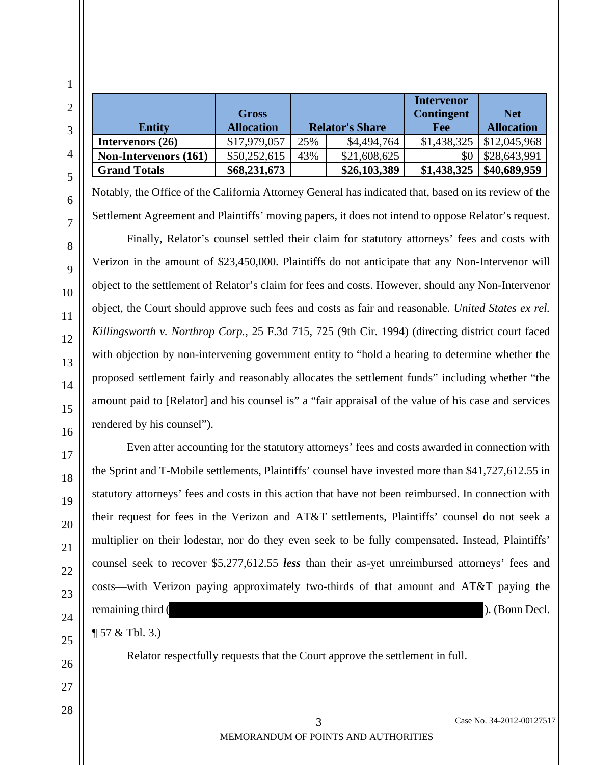| Entity | Gross Allocation | Relator's Share | | Intervenor Contingent Fee | Net Allocation |
|---|---|---|---|---|---|
| **Intervenors (26)** | $17,979,057 | 25% | $4,494,764 | $1,438,325 | $12,045,968 |
| **Non-Intervenors (161)** | $50,252,615 | 43% | $21,608,625 | $0 | $28,643,991 |
| **Grand Totals** | **$68,231,673** | | **$26,103,389** | **$1,438,325** | **$40,689,959** |

Notably, the Office of the California Attorney General has indicated that, based on its review of the Settlement Agreement and Plaintiffs' moving papers, it does not intend to oppose Relator's request.

Finally, Relator's counsel settled their claim for statutory attorneys' fees and costs with Verizon in the amount of $23,450,000. Plaintiffs do not anticipate that any Non-Intervenor will object to the settlement of Relator's claim for fees and costs. However, should any Non-Intervenor object, the Court should approve such fees and costs as fair and reasonable. *United States ex rel. Killingsworth v. Northrop Corp.*, 25 F.3d 715, 725 (9th Cir. 1994) (directing district court faced with objection by non-intervening government entity to "hold a hearing to determine whether the proposed settlement fairly and reasonably allocates the settlement funds" including whether "the amount paid to [Relator] and his counsel is" a "fair appraisal of the value of his case and services rendered by his counsel").

Even after accounting for the statutory attorneys' fees and costs awarded in connection with the Sprint and T-Mobile settlements, Plaintiffs' counsel have invested more than $41,727,612.55 in statutory attorneys' fees and costs in this action that have not been reimbursed. In connection with their request for fees in the Verizon and AT&T settlements, Plaintiffs' counsel do not seek a multiplier on their lodestar, nor do they even seek to be fully compensated. Instead, Plaintiffs' counsel seek to recover $5,277,612.55 ***less*** than their as-yet unreimbursed attorneys' fees and costs—with Verizon paying approximately two-thirds of that amount and AT&T paying the remaining third ([REDACTED]). (Bonn Decl. ¶ 57 & Tbl. 3.)

Relator respectfully requests that the Court approve the settlement in full.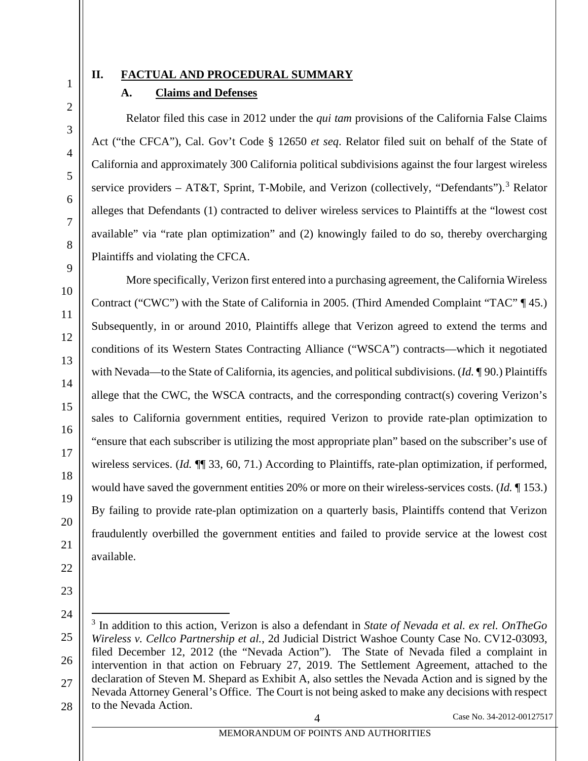## II. FACTUAL AND PROCEDURAL SUMMARY

### A. Claims and Defenses

Relator filed this case in 2012 under the *qui tam* provisions of the California False Claims Act ("the CFCA"), Cal. Gov't Code § 12650 *et seq*. Relator filed suit on behalf of the State of California and approximately 300 California political subdivisions against the four largest wireless service providers – AT&T, Sprint, T-Mobile, and Verizon (collectively, "Defendants").[3] Relator alleges that Defendants (1) contracted to deliver wireless services to Plaintiffs at the "lowest cost available" via "rate plan optimization" and (2) knowingly failed to do so, thereby overcharging Plaintiffs and violating the CFCA.

More specifically, Verizon first entered into a purchasing agreement, the California Wireless Contract ("CWC") with the State of California in 2005. (Third Amended Complaint "TAC" ¶ 45.) Subsequently, in or around 2010, Plaintiffs allege that Verizon agreed to extend the terms and conditions of its Western States Contracting Alliance ("WSCA") contracts—which it negotiated with Nevada—to the State of California, its agencies, and political subdivisions. (*Id.* ¶ 90.) Plaintiffs allege that the CWC, the WSCA contracts, and the corresponding contract(s) covering Verizon's sales to California government entities, required Verizon to provide rate-plan optimization to "ensure that each subscriber is utilizing the most appropriate plan" based on the subscriber's use of wireless services. (*Id.* ¶¶ 33, 60, 71.) According to Plaintiffs, rate-plan optimization, if performed, would have saved the government entities 20% or more on their wireless-services costs. (*Id.* ¶ 153.) By failing to provide rate-plan optimization on a quarterly basis, Plaintiffs contend that Verizon fraudulently overbilled the government entities and failed to provide service at the lowest cost available.

---

[3] In addition to this action, Verizon is also a defendant in *State of Nevada et al. ex rel. OnTheGo Wireless v. Cellco Partnership et al.*, 2d Judicial District Washoe County Case No. CV12-03093, filed December 12, 2012 (the "Nevada Action"). The State of Nevada filed a complaint in intervention in that action on February 27, 2019. The Settlement Agreement, attached to the declaration of Steven M. Shepard as Exhibit A, also settles the Nevada Action and is signed by the Nevada Attorney General's Office. The Court is not being asked to make any decisions with respect to the Nevada Action.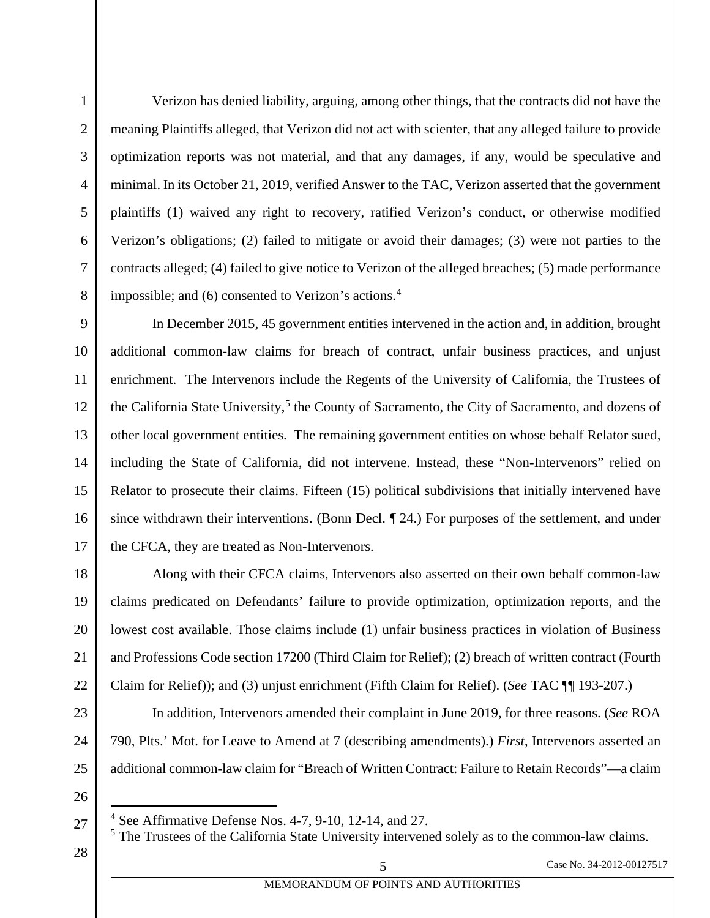Verizon has denied liability, arguing, among other things, that the contracts did not have the meaning Plaintiffs alleged, that Verizon did not act with scienter, that any alleged failure to provide optimization reports was not material, and that any damages, if any, would be speculative and minimal. In its October 21, 2019, verified Answer to the TAC, Verizon asserted that the government plaintiffs (1) waived any right to recovery, ratified Verizon's conduct, or otherwise modified Verizon's obligations; (2) failed to mitigate or avoid their damages; (3) were not parties to the contracts alleged; (4) failed to give notice to Verizon of the alleged breaches; (5) made performance impossible; and (6) consented to Verizon's actions.[4]

In December 2015, 45 government entities intervened in the action and, in addition, brought additional common-law claims for breach of contract, unfair business practices, and unjust enrichment. The Intervenors include the Regents of the University of California, the Trustees of the California State University,[5] the County of Sacramento, the City of Sacramento, and dozens of other local government entities. The remaining government entities on whose behalf Relator sued, including the State of California, did not intervene. Instead, these "Non-Intervenors" relied on Relator to prosecute their claims. Fifteen (15) political subdivisions that initially intervened have since withdrawn their interventions. (Bonn Decl. ¶ 24.) For purposes of the settlement, and under the CFCA, they are treated as Non-Intervenors.

Along with their CFCA claims, Intervenors also asserted on their own behalf common-law claims predicated on Defendants' failure to provide optimization, optimization reports, and the lowest cost available. Those claims include (1) unfair business practices in violation of Business and Professions Code section 17200 (Third Claim for Relief); (2) breach of written contract (Fourth Claim for Relief)); and (3) unjust enrichment (Fifth Claim for Relief). (*See* TAC ¶¶ 193-207.)

In addition, Intervenors amended their complaint in June 2019, for three reasons. (*See* ROA 790, Plts.' Mot. for Leave to Amend at 7 (describing amendments).) *First*, Intervenors asserted an additional common-law claim for "Breach of Written Contract: Failure to Retain Records"—a claim

---

[4] See Affirmative Defense Nos. 4-7, 9-10, 12-14, and 27.

[5] The Trustees of the California State University intervened solely as to the common-law claims.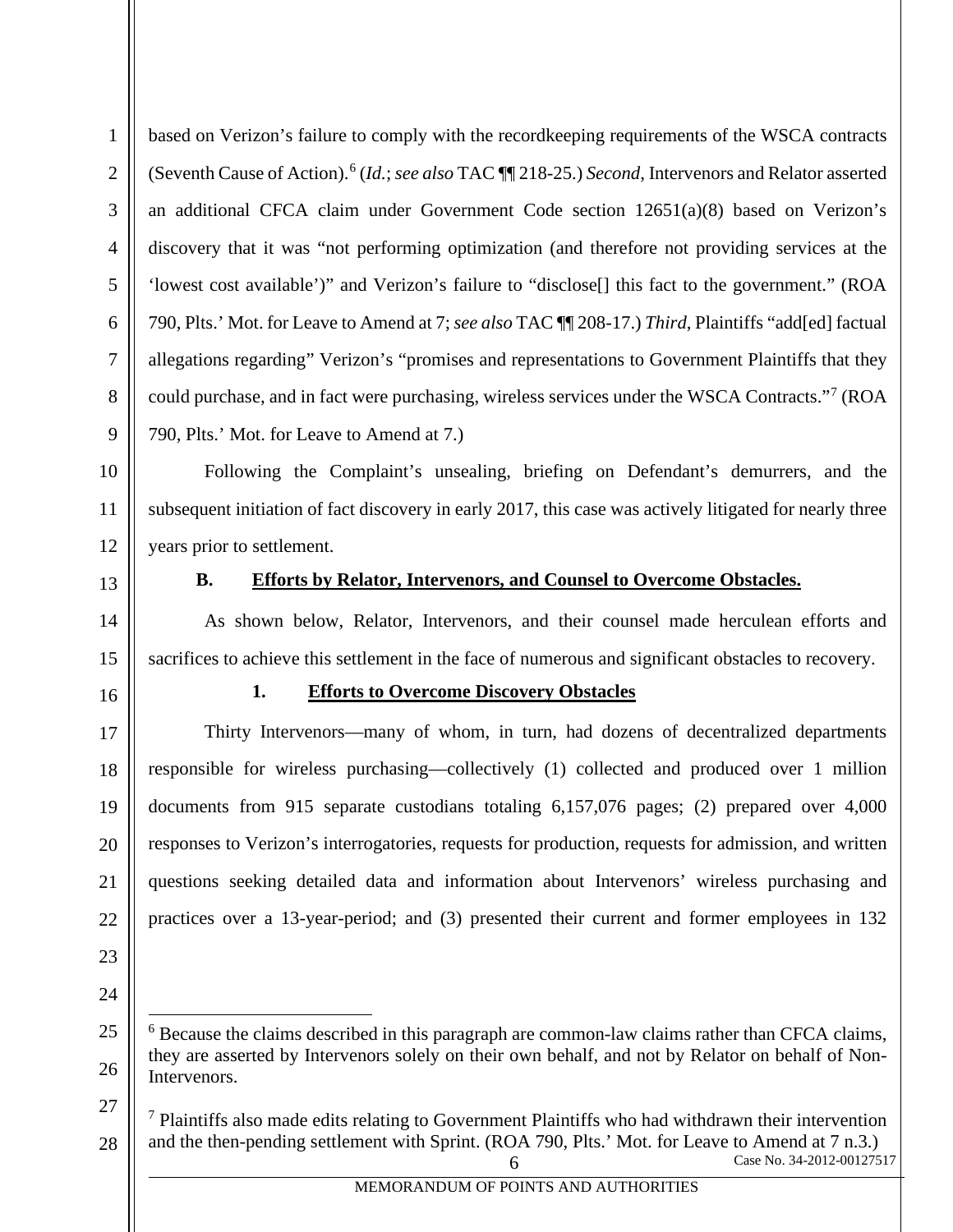based on Verizon's failure to comply with the recordkeeping requirements of the WSCA contracts (Seventh Cause of Action).[6] (*Id.*; *see also* TAC ¶¶ 218-25.) *Second*, Intervenors and Relator asserted an additional CFCA claim under Government Code section 12651(a)(8) based on Verizon's discovery that it was "not performing optimization (and therefore not providing services at the 'lowest cost available')" and Verizon's failure to "disclose[] this fact to the government." (ROA 790, Plts.' Mot. for Leave to Amend at 7; *see also* TAC ¶¶ 208-17.) *Third*, Plaintiffs "add[ed] factual allegations regarding" Verizon's "promises and representations to Government Plaintiffs that they could purchase, and in fact were purchasing, wireless services under the WSCA Contracts."[7] (ROA 790, Plts.' Mot. for Leave to Amend at 7.)

Following the Complaint's unsealing, briefing on Defendant's demurrers, and the subsequent initiation of fact discovery in early 2017, this case was actively litigated for nearly three years prior to settlement.

### B. Efforts by Relator, Intervenors, and Counsel to Overcome Obstacles.

As shown below, Relator, Intervenors, and their counsel made herculean efforts and sacrifices to achieve this settlement in the face of numerous and significant obstacles to recovery.

#### 1. Efforts to Overcome Discovery Obstacles

Thirty Intervenors—many of whom, in turn, had dozens of decentralized departments responsible for wireless purchasing—collectively (1) collected and produced over 1 million documents from 915 separate custodians totaling 6,157,076 pages; (2) prepared over 4,000 responses to Verizon's interrogatories, requests for production, requests for admission, and written questions seeking detailed data and information about Intervenors' wireless purchasing and practices over a 13-year-period; and (3) presented their current and former employees in 132

---

[6] Because the claims described in this paragraph are common-law claims rather than CFCA claims, they are asserted by Intervenors solely on their own behalf, and not by Relator on behalf of Non-Intervenors.

[7] Plaintiffs also made edits relating to Government Plaintiffs who had withdrawn their intervention and the then-pending settlement with Sprint. (ROA 790, Plts.' Mot. for Leave to Amend at 7 n.3.)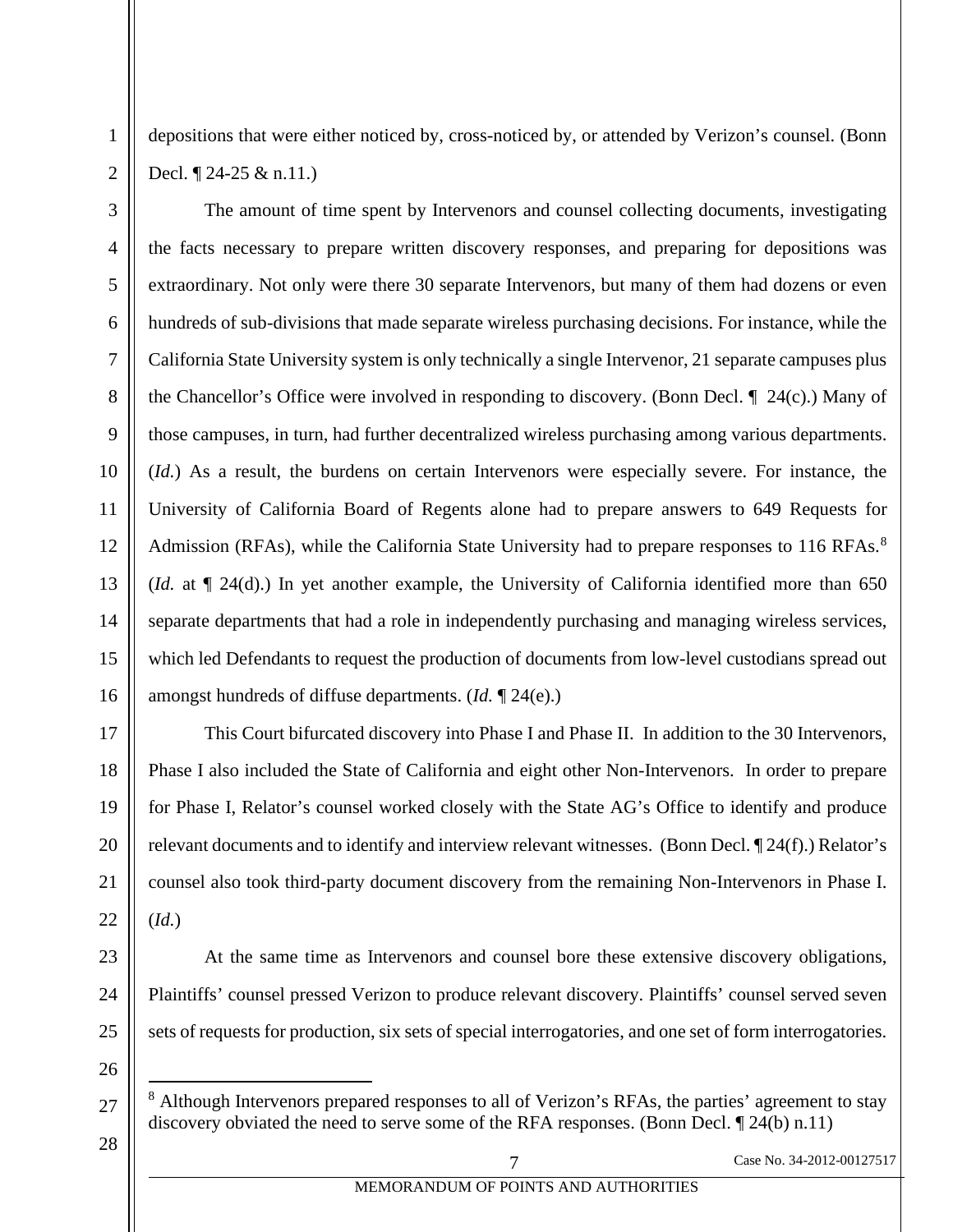depositions that were either noticed by, cross-noticed by, or attended by Verizon's counsel. (Bonn Decl. ¶ 24-25 & n.11.)

The amount of time spent by Intervenors and counsel collecting documents, investigating the facts necessary to prepare written discovery responses, and preparing for depositions was extraordinary. Not only were there 30 separate Intervenors, but many of them had dozens or even hundreds of sub-divisions that made separate wireless purchasing decisions. For instance, while the California State University system is only technically a single Intervenor, 21 separate campuses plus the Chancellor's Office were involved in responding to discovery. (Bonn Decl. ¶ 24(c).) Many of those campuses, in turn, had further decentralized wireless purchasing among various departments. (*Id.*) As a result, the burdens on certain Intervenors were especially severe. For instance, the University of California Board of Regents alone had to prepare answers to 649 Requests for Admission (RFAs), while the California State University had to prepare responses to 116 RFAs.[8] (*Id.* at ¶ 24(d).) In yet another example, the University of California identified more than 650 separate departments that had a role in independently purchasing and managing wireless services, which led Defendants to request the production of documents from low-level custodians spread out amongst hundreds of diffuse departments. (*Id.* ¶ 24(e).)

This Court bifurcated discovery into Phase I and Phase II. In addition to the 30 Intervenors, Phase I also included the State of California and eight other Non-Intervenors. In order to prepare for Phase I, Relator's counsel worked closely with the State AG's Office to identify and produce relevant documents and to identify and interview relevant witnesses. (Bonn Decl. ¶ 24(f).) Relator's counsel also took third-party document discovery from the remaining Non-Intervenors in Phase I. (*Id.*)

At the same time as Intervenors and counsel bore these extensive discovery obligations, Plaintiffs' counsel pressed Verizon to produce relevant discovery. Plaintiffs' counsel served seven sets of requests for production, six sets of special interrogatories, and one set of form interrogatories.

[8] Although Intervenors prepared responses to all of Verizon's RFAs, the parties' agreement to stay discovery obviated the need to serve some of the RFA responses. (Bonn Decl. ¶ 24(b) n.11)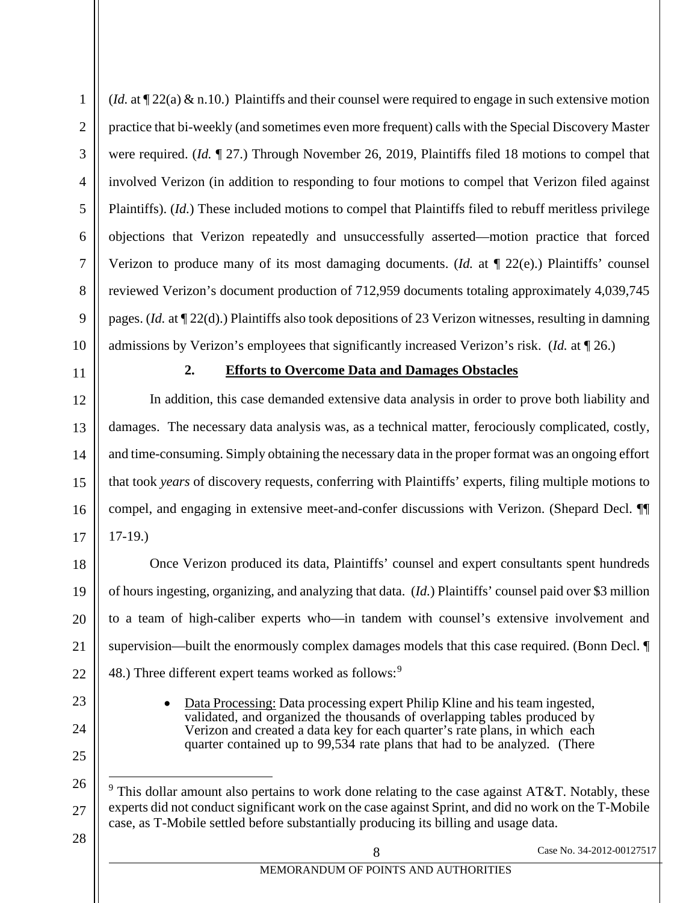(*Id.* at ¶ 22(a) & n.10.) Plaintiffs and their counsel were required to engage in such extensive motion practice that bi-weekly (and sometimes even more frequent) calls with the Special Discovery Master were required. (*Id.* ¶ 27.) Through November 26, 2019, Plaintiffs filed 18 motions to compel that involved Verizon (in addition to responding to four motions to compel that Verizon filed against Plaintiffs). (*Id.*) These included motions to compel that Plaintiffs filed to rebuff meritless privilege objections that Verizon repeatedly and unsuccessfully asserted—motion practice that forced Verizon to produce many of its most damaging documents. (*Id.* at ¶ 22(e).) Plaintiffs' counsel reviewed Verizon's document production of 712,959 documents totaling approximately 4,039,745 pages. (*Id.* at ¶ 22(d).) Plaintiffs also took depositions of 23 Verizon witnesses, resulting in damning admissions by Verizon's employees that significantly increased Verizon's risk. (*Id.* at ¶ 26.)

### 2. Efforts to Overcome Data and Damages Obstacles

In addition, this case demanded extensive data analysis in order to prove both liability and damages. The necessary data analysis was, as a technical matter, ferociously complicated, costly, and time-consuming. Simply obtaining the necessary data in the proper format was an ongoing effort that took *years* of discovery requests, conferring with Plaintiffs' experts, filing multiple motions to compel, and engaging in extensive meet-and-confer discussions with Verizon. (Shepard Decl. ¶¶ 17-19.)

Once Verizon produced its data, Plaintiffs' counsel and expert consultants spent hundreds of hours ingesting, organizing, and analyzing that data. (*Id.*) Plaintiffs' counsel paid over $3 million to a team of high-caliber experts who—in tandem with counsel's extensive involvement and supervision—built the enormously complex damages models that this case required. (Bonn Decl. ¶ 48.) Three different expert teams worked as follows:[9]

- Data Processing: Data processing expert Philip Kline and his team ingested, validated, and organized the thousands of overlapping tables produced by Verizon and created a data key for each quarter's rate plans, in which each quarter contained up to 99,534 rate plans that had to be analyzed. (There

[9] This dollar amount also pertains to work done relating to the case against AT&T. Notably, these experts did not conduct significant work on the case against Sprint, and did no work on the T-Mobile case, as T-Mobile settled before substantially producing its billing and usage data.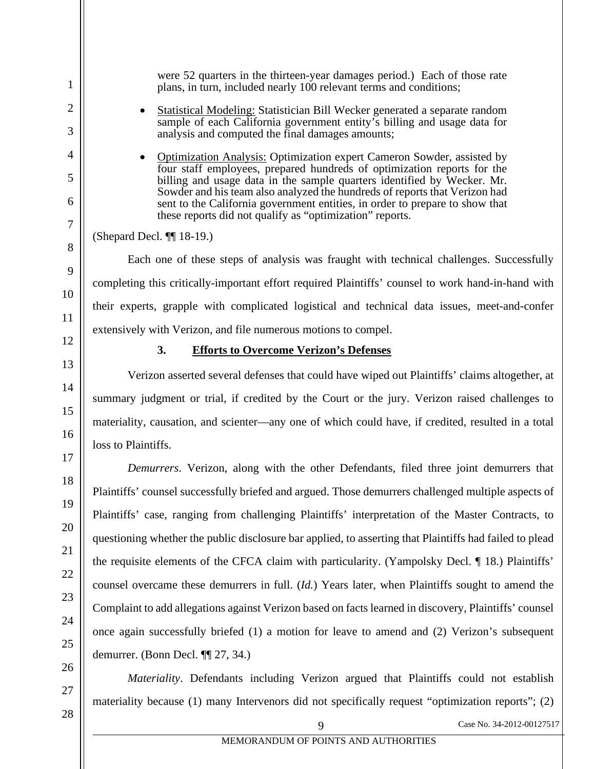were 52 quarters in the thirteen-year damages period.) Each of those rate plans, in turn, included nearly 100 relevant terms and conditions;

- Statistical Modeling: Statistician Bill Wecker generated a separate random sample of each California government entity's billing and usage data for analysis and computed the final damages amounts;
- Optimization Analysis: Optimization expert Cameron Sowder, assisted by four staff employees, prepared hundreds of optimization reports for the billing and usage data in the sample quarters identified by Wecker. Mr. Sowder and his team also analyzed the hundreds of reports that Verizon had sent to the California government entities, in order to prepare to show that these reports did not qualify as "optimization" reports.

(Shepard Decl. ¶¶ 18-19.)

Each one of these steps of analysis was fraught with technical challenges. Successfully completing this critically-important effort required Plaintiffs' counsel to work hand-in-hand with their experts, grapple with complicated logistical and technical data issues, meet-and-confer extensively with Verizon, and file numerous motions to compel.

### 3. Efforts to Overcome Verizon's Defenses

Verizon asserted several defenses that could have wiped out Plaintiffs' claims altogether, at summary judgment or trial, if credited by the Court or the jury. Verizon raised challenges to materiality, causation, and scienter—any one of which could have, if credited, resulted in a total loss to Plaintiffs.

*Demurrers*. Verizon, along with the other Defendants, filed three joint demurrers that Plaintiffs' counsel successfully briefed and argued. Those demurrers challenged multiple aspects of Plaintiffs' case, ranging from challenging Plaintiffs' interpretation of the Master Contracts, to questioning whether the public disclosure bar applied, to asserting that Plaintiffs had failed to plead the requisite elements of the CFCA claim with particularity. (Yampolsky Decl. ¶ 18.) Plaintiffs' counsel overcame these demurrers in full. (*Id.*) Years later, when Plaintiffs sought to amend the Complaint to add allegations against Verizon based on facts learned in discovery, Plaintiffs' counsel once again successfully briefed (1) a motion for leave to amend and (2) Verizon's subsequent demurrer. (Bonn Decl. ¶¶ 27, 34.)

*Materiality*. Defendants including Verizon argued that Plaintiffs could not establish materiality because (1) many Intervenors did not specifically request "optimization reports"; (2)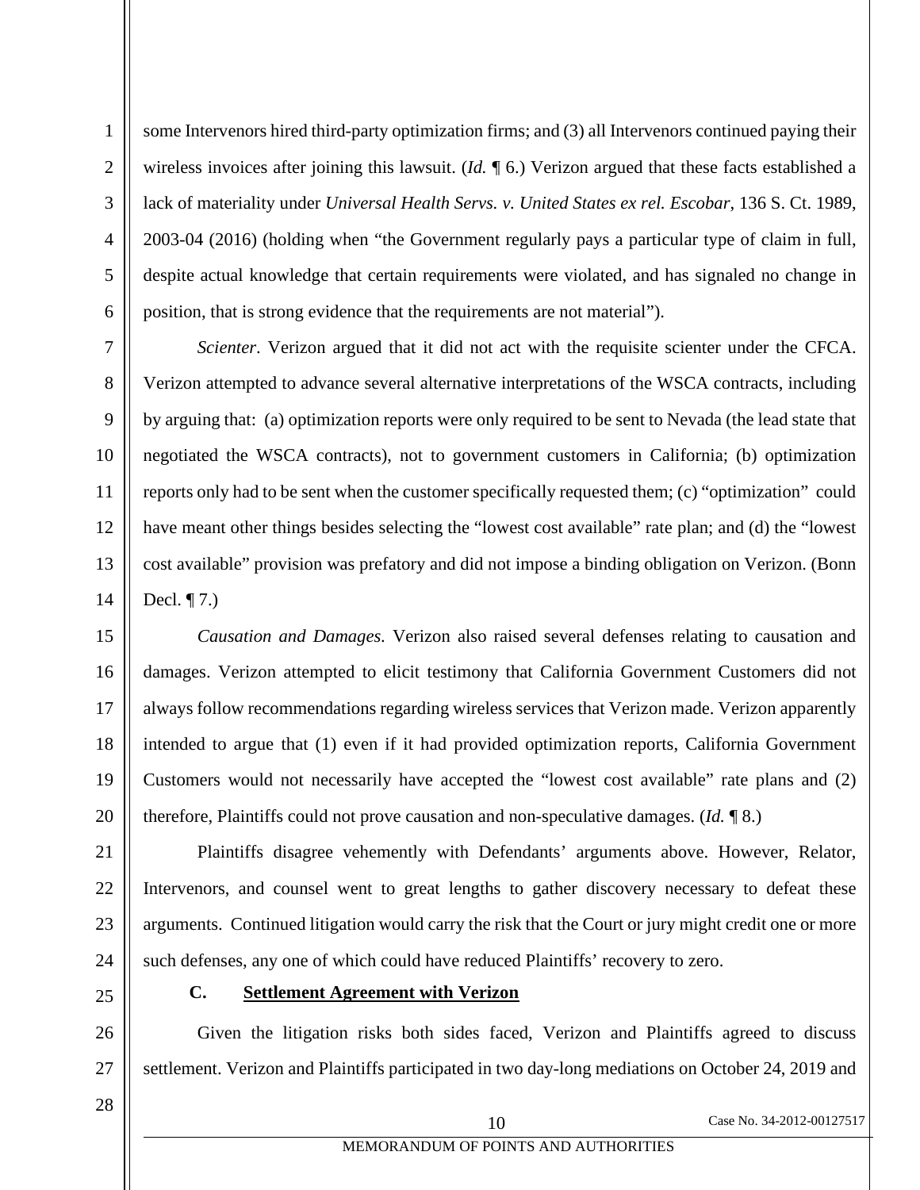some Intervenors hired third-party optimization firms; and (3) all Intervenors continued paying their wireless invoices after joining this lawsuit. (*Id.* ¶ 6.) Verizon argued that these facts established a lack of materiality under *Universal Health Servs. v. United States ex rel. Escobar*, 136 S. Ct. 1989, 2003-04 (2016) (holding when "the Government regularly pays a particular type of claim in full, despite actual knowledge that certain requirements were violated, and has signaled no change in position, that is strong evidence that the requirements are not material").

*Scienter*. Verizon argued that it did not act with the requisite scienter under the CFCA. Verizon attempted to advance several alternative interpretations of the WSCA contracts, including by arguing that: (a) optimization reports were only required to be sent to Nevada (the lead state that negotiated the WSCA contracts), not to government customers in California; (b) optimization reports only had to be sent when the customer specifically requested them; (c) "optimization" could have meant other things besides selecting the "lowest cost available" rate plan; and (d) the "lowest cost available" provision was prefatory and did not impose a binding obligation on Verizon. (Bonn Decl. ¶ 7.)

*Causation and Damages*. Verizon also raised several defenses relating to causation and damages. Verizon attempted to elicit testimony that California Government Customers did not always follow recommendations regarding wireless services that Verizon made. Verizon apparently intended to argue that (1) even if it had provided optimization reports, California Government Customers would not necessarily have accepted the "lowest cost available" rate plans and (2) therefore, Plaintiffs could not prove causation and non-speculative damages. (*Id.* ¶ 8.)

Plaintiffs disagree vehemently with Defendants' arguments above. However, Relator, Intervenors, and counsel went to great lengths to gather discovery necessary to defeat these arguments. Continued litigation would carry the risk that the Court or jury might credit one or more such defenses, any one of which could have reduced Plaintiffs' recovery to zero.

### C. Settlement Agreement with Verizon

Given the litigation risks both sides faced, Verizon and Plaintiffs agreed to discuss settlement. Verizon and Plaintiffs participated in two day-long mediations on October 24, 2019 and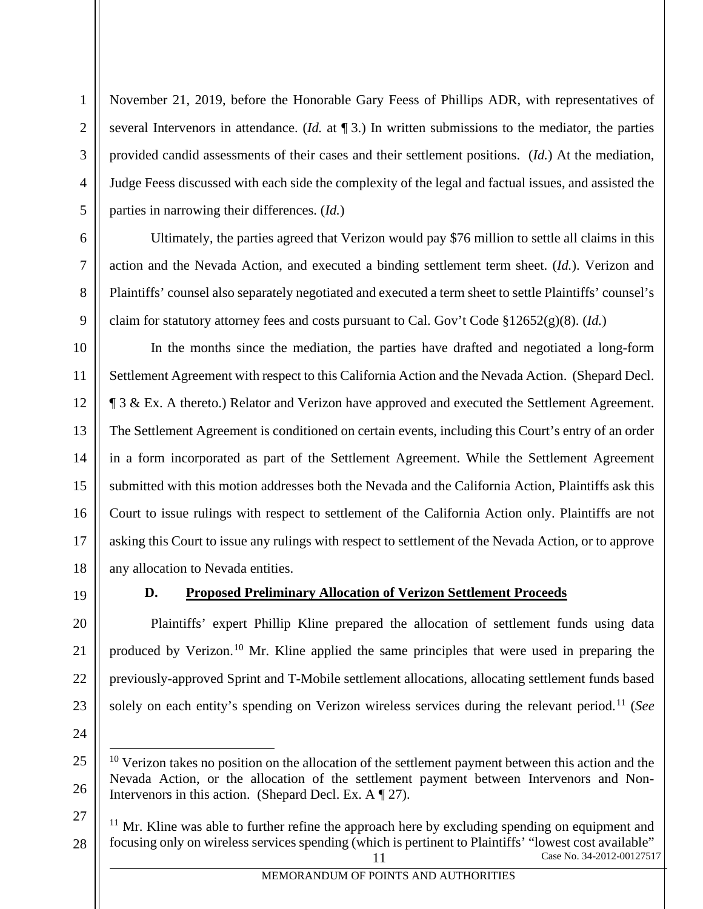November 21, 2019, before the Honorable Gary Feess of Phillips ADR, with representatives of several Intervenors in attendance. (*Id.* at ¶ 3.) In written submissions to the mediator, the parties provided candid assessments of their cases and their settlement positions. (*Id.*) At the mediation, Judge Feess discussed with each side the complexity of the legal and factual issues, and assisted the parties in narrowing their differences. (*Id.*)

Ultimately, the parties agreed that Verizon would pay $76 million to settle all claims in this action and the Nevada Action, and executed a binding settlement term sheet. (*Id.*). Verizon and Plaintiffs' counsel also separately negotiated and executed a term sheet to settle Plaintiffs' counsel's claim for statutory attorney fees and costs pursuant to Cal. Gov't Code §12652(g)(8). (*Id.*)

In the months since the mediation, the parties have drafted and negotiated a long-form Settlement Agreement with respect to this California Action and the Nevada Action. (Shepard Decl. ¶ 3 & Ex. A thereto.) Relator and Verizon have approved and executed the Settlement Agreement. The Settlement Agreement is conditioned on certain events, including this Court's entry of an order in a form incorporated as part of the Settlement Agreement. While the Settlement Agreement submitted with this motion addresses both the Nevada and the California Action, Plaintiffs ask this Court to issue rulings with respect to settlement of the California Action only. Plaintiffs are not asking this Court to issue any rulings with respect to settlement of the Nevada Action, or to approve any allocation to Nevada entities.

### D. Proposed Preliminary Allocation of Verizon Settlement Proceeds

Plaintiffs' expert Phillip Kline prepared the allocation of settlement funds using data produced by Verizon.[10] Mr. Kline applied the same principles that were used in preparing the previously-approved Sprint and T-Mobile settlement allocations, allocating settlement funds based solely on each entity's spending on Verizon wireless services during the relevant period.[11] (*See*

---

[10] Verizon takes no position on the allocation of the settlement payment between this action and the Nevada Action, or the allocation of the settlement payment between Intervenors and Non-Intervenors in this action. (Shepard Decl. Ex. A ¶ 27).

[11] Mr. Kline was able to further refine the approach here by excluding spending on equipment and focusing only on wireless services spending (which is pertinent to Plaintiffs' "lowest cost available"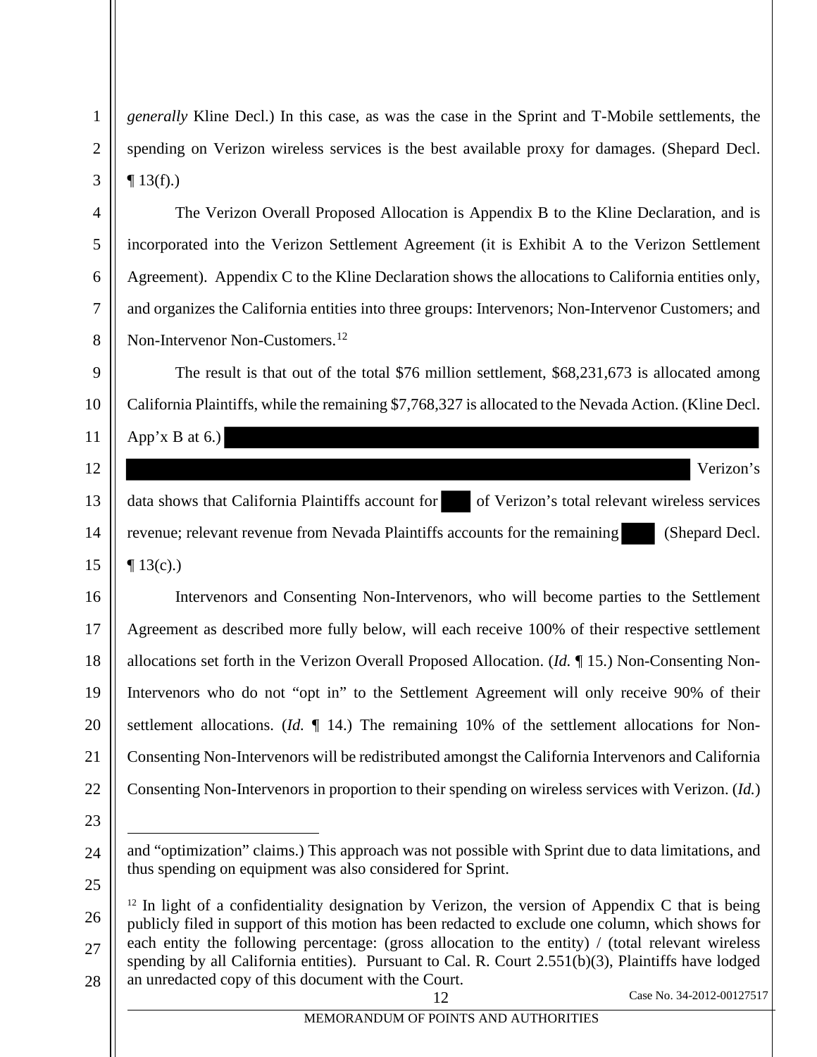*generally* Kline Decl.) In this case, as was the case in the Sprint and T-Mobile settlements, the spending on Verizon wireless services is the best available proxy for damages. (Shepard Decl. ¶ 13(f).)

The Verizon Overall Proposed Allocation is Appendix B to the Kline Declaration, and is incorporated into the Verizon Settlement Agreement (it is Exhibit A to the Verizon Settlement Agreement). Appendix C to the Kline Declaration shows the allocations to California entities only, and organizes the California entities into three groups: Intervenors; Non-Intervenor Customers; and Non-Intervenor Non-Customers.[12]

The result is that out of the total $76 million settlement, $68,231,673 is allocated among California Plaintiffs, while the remaining $7,768,327 is allocated to the Nevada Action. (Kline Decl. App'x B at 6.) [REDACTED] Verizon's data shows that California Plaintiffs account for [REDACTED] of Verizon's total relevant wireless services revenue; relevant revenue from Nevada Plaintiffs accounts for the remaining [REDACTED] (Shepard Decl. ¶ 13(c).)

Intervenors and Consenting Non-Intervenors, who will become parties to the Settlement Agreement as described more fully below, will each receive 100% of their respective settlement allocations set forth in the Verizon Overall Proposed Allocation. (*Id.* ¶ 15.) Non-Consenting Non-Intervenors who do not "opt in" to the Settlement Agreement will only receive 90% of their settlement allocations. (*Id.* ¶ 14.) The remaining 10% of the settlement allocations for Non-Consenting Non-Intervenors will be redistributed amongst the California Intervenors and California Consenting Non-Intervenors in proportion to their spending on wireless services with Verizon. (*Id.*)

---

and "optimization" claims.) This approach was not possible with Sprint due to data limitations, and thus spending on equipment was also considered for Sprint.

[12] In light of a confidentiality designation by Verizon, the version of Appendix C that is being publicly filed in support of this motion has been redacted to exclude one column, which shows for each entity the following percentage: (gross allocation to the entity) / (total relevant wireless spending by all California entities). Pursuant to Cal. R. Court 2.551(b)(3), Plaintiffs have lodged an unredacted copy of this document with the Court.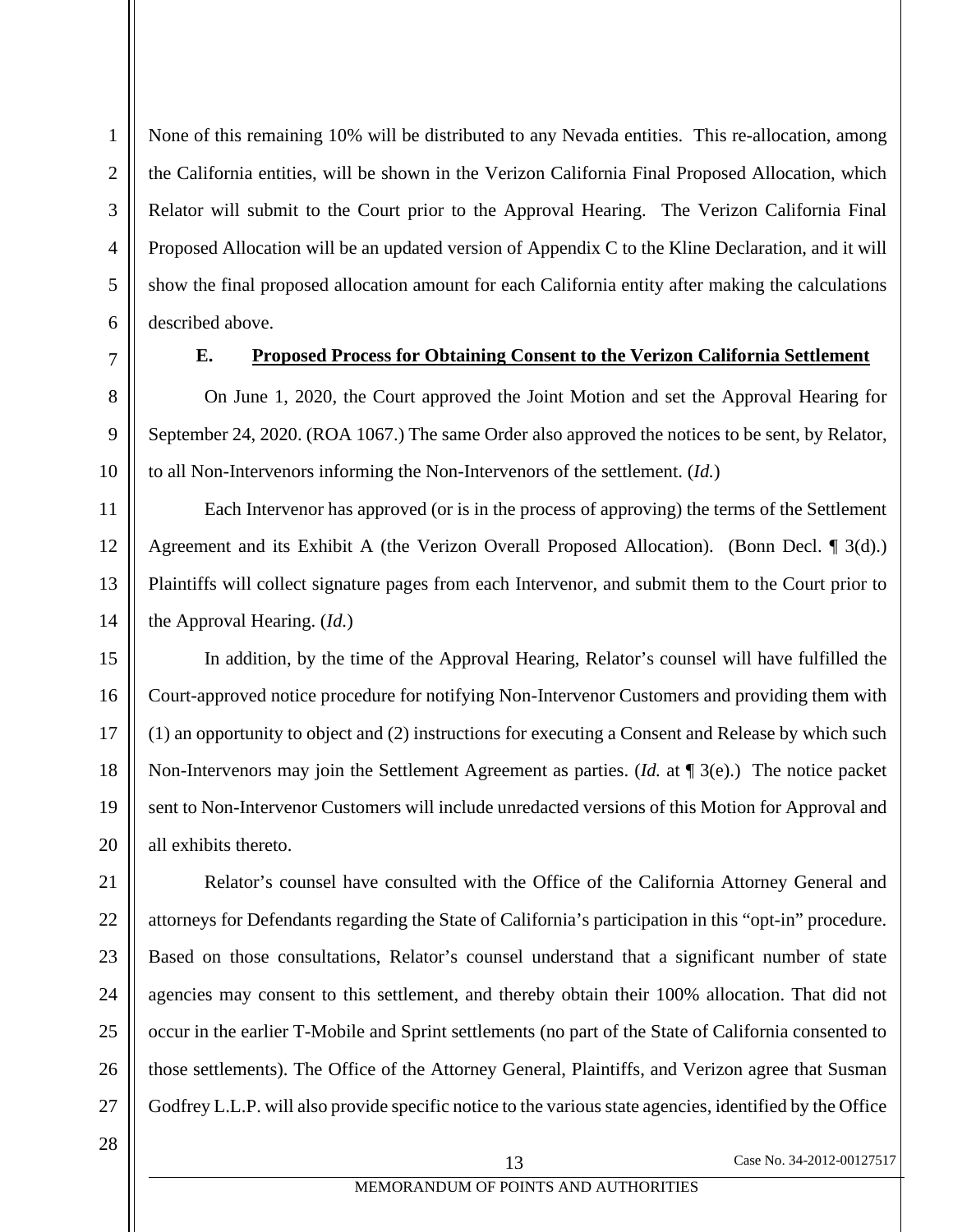None of this remaining 10% will be distributed to any Nevada entities. This re-allocation, among the California entities, will be shown in the Verizon California Final Proposed Allocation, which Relator will submit to the Court prior to the Approval Hearing. The Verizon California Final Proposed Allocation will be an updated version of Appendix C to the Kline Declaration, and it will show the final proposed allocation amount for each California entity after making the calculations described above.

### E. Proposed Process for Obtaining Consent to the Verizon California Settlement

On June 1, 2020, the Court approved the Joint Motion and set the Approval Hearing for September 24, 2020. (ROA 1067.) The same Order also approved the notices to be sent, by Relator, to all Non-Intervenors informing the Non-Intervenors of the settlement. (*Id.*)

Each Intervenor has approved (or is in the process of approving) the terms of the Settlement Agreement and its Exhibit A (the Verizon Overall Proposed Allocation). (Bonn Decl. ¶ 3(d).) Plaintiffs will collect signature pages from each Intervenor, and submit them to the Court prior to the Approval Hearing. (*Id.*)

In addition, by the time of the Approval Hearing, Relator's counsel will have fulfilled the Court-approved notice procedure for notifying Non-Intervenor Customers and providing them with (1) an opportunity to object and (2) instructions for executing a Consent and Release by which such Non-Intervenors may join the Settlement Agreement as parties. (*Id.* at ¶ 3(e).) The notice packet sent to Non-Intervenor Customers will include unredacted versions of this Motion for Approval and all exhibits thereto.

Relator's counsel have consulted with the Office of the California Attorney General and attorneys for Defendants regarding the State of California's participation in this "opt-in" procedure. Based on those consultations, Relator's counsel understand that a significant number of state agencies may consent to this settlement, and thereby obtain their 100% allocation. That did not occur in the earlier T-Mobile and Sprint settlements (no part of the State of California consented to those settlements). The Office of the Attorney General, Plaintiffs, and Verizon agree that Susman Godfrey L.L.P. will also provide specific notice to the various state agencies, identified by the Office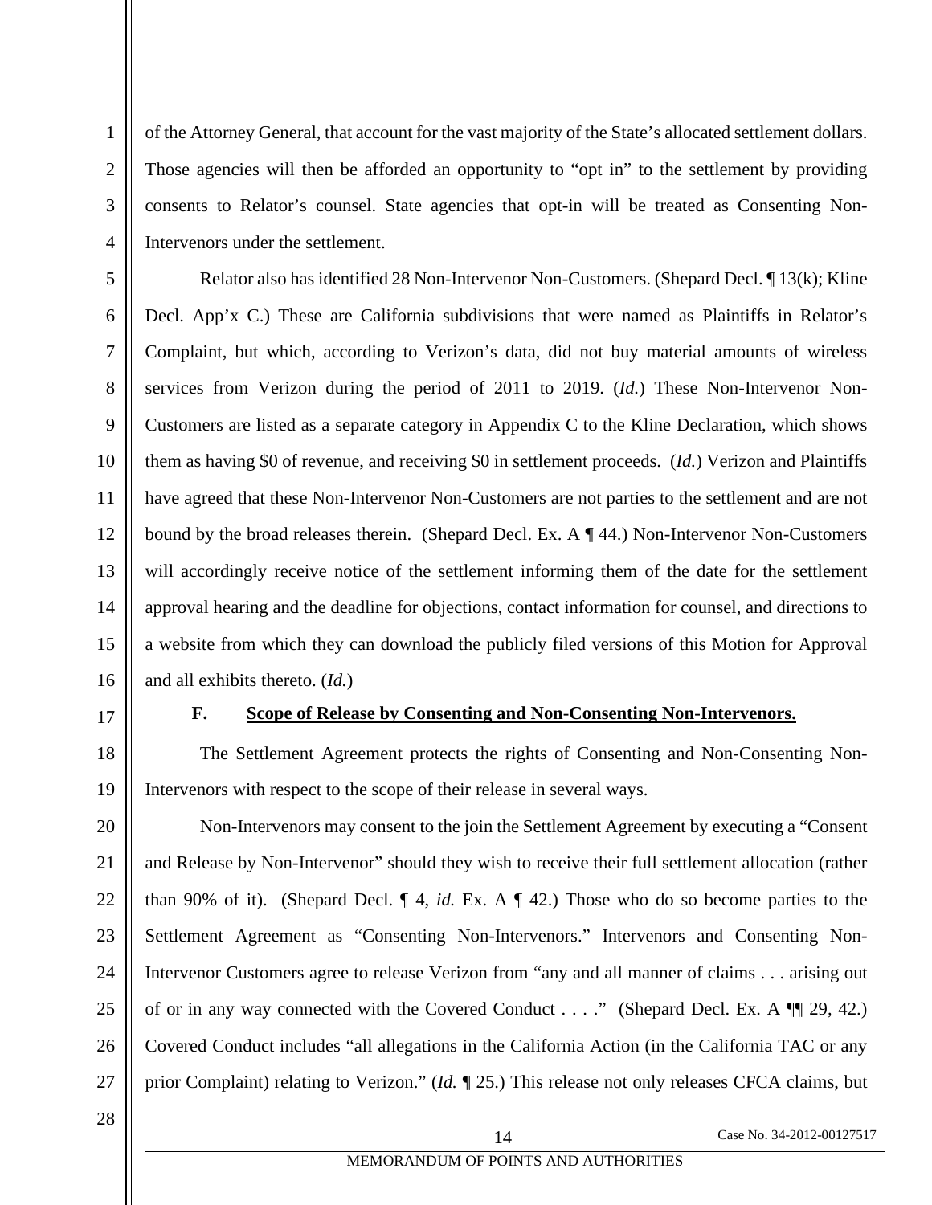of the Attorney General, that account for the vast majority of the State's allocated settlement dollars. Those agencies will then be afforded an opportunity to "opt in" to the settlement by providing consents to Relator's counsel. State agencies that opt-in will be treated as Consenting Non-Intervenors under the settlement.

Relator also has identified 28 Non-Intervenor Non-Customers. (Shepard Decl. ¶ 13(k); Kline Decl. App'x C.) These are California subdivisions that were named as Plaintiffs in Relator's Complaint, but which, according to Verizon's data, did not buy material amounts of wireless services from Verizon during the period of 2011 to 2019. (*Id.*) These Non-Intervenor Non-Customers are listed as a separate category in Appendix C to the Kline Declaration, which shows them as having $0 of revenue, and receiving $0 in settlement proceeds. (*Id.*) Verizon and Plaintiffs have agreed that these Non-Intervenor Non-Customers are not parties to the settlement and are not bound by the broad releases therein. (Shepard Decl. Ex. A ¶ 44.) Non-Intervenor Non-Customers will accordingly receive notice of the settlement informing them of the date for the settlement approval hearing and the deadline for objections, contact information for counsel, and directions to a website from which they can download the publicly filed versions of this Motion for Approval and all exhibits thereto. (*Id.*)

### F. Scope of Release by Consenting and Non-Consenting Non-Intervenors.

The Settlement Agreement protects the rights of Consenting and Non-Consenting Non-Intervenors with respect to the scope of their release in several ways.

Non-Intervenors may consent to the join the Settlement Agreement by executing a "Consent and Release by Non-Intervenor" should they wish to receive their full settlement allocation (rather than 90% of it). (Shepard Decl. ¶ 4, *id.* Ex. A ¶ 42.) Those who do so become parties to the Settlement Agreement as "Consenting Non-Intervenors." Intervenors and Consenting Non-Intervenor Customers agree to release Verizon from "any and all manner of claims . . . arising out of or in any way connected with the Covered Conduct . . . ." (Shepard Decl. Ex. A ¶¶ 29, 42.) Covered Conduct includes "all allegations in the California Action (in the California TAC or any prior Complaint) relating to Verizon." (*Id.* ¶ 25.) This release not only releases CFCA claims, but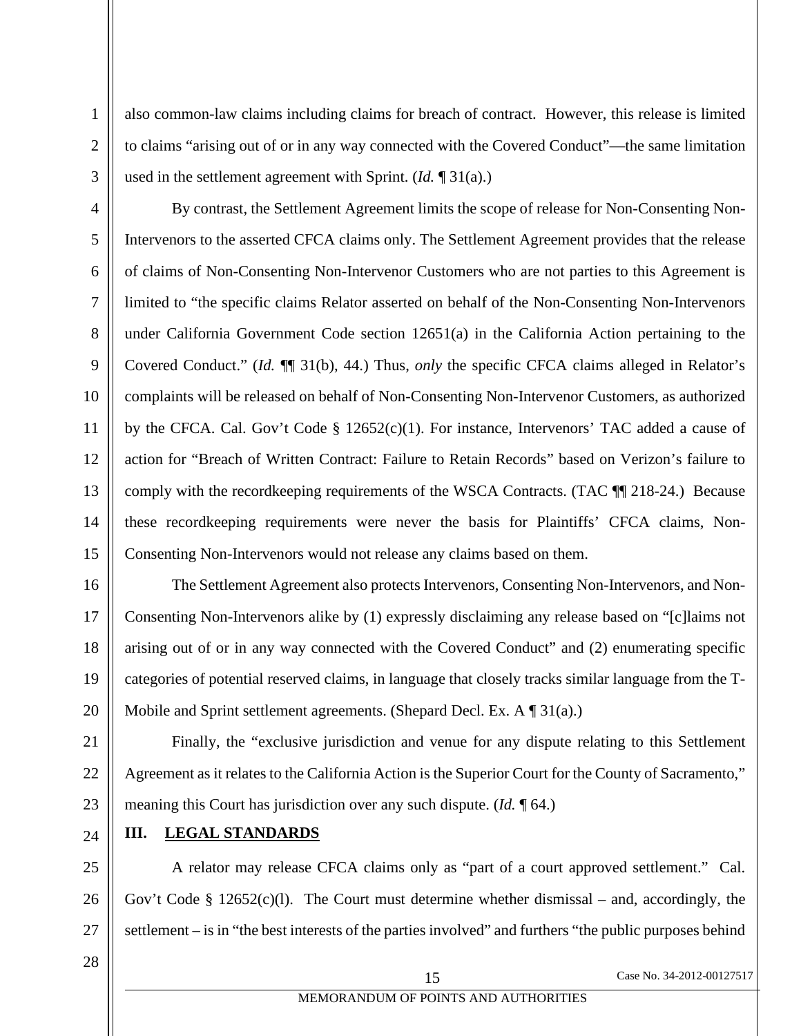also common-law claims including claims for breach of contract. However, this release is limited to claims "arising out of or in any way connected with the Covered Conduct"—the same limitation used in the settlement agreement with Sprint. (*Id.* ¶ 31(a).)

By contrast, the Settlement Agreement limits the scope of release for Non-Consenting Non-Intervenors to the asserted CFCA claims only. The Settlement Agreement provides that the release of claims of Non-Consenting Non-Intervenor Customers who are not parties to this Agreement is limited to "the specific claims Relator asserted on behalf of the Non-Consenting Non-Intervenors under California Government Code section 12651(a) in the California Action pertaining to the Covered Conduct." (*Id.* ¶¶ 31(b), 44.) Thus, *only* the specific CFCA claims alleged in Relator's complaints will be released on behalf of Non-Consenting Non-Intervenor Customers, as authorized by the CFCA. Cal. Gov't Code § 12652(c)(1). For instance, Intervenors' TAC added a cause of action for "Breach of Written Contract: Failure to Retain Records" based on Verizon's failure to comply with the recordkeeping requirements of the WSCA Contracts. (TAC ¶¶ 218-24.) Because these recordkeeping requirements were never the basis for Plaintiffs' CFCA claims, Non-Consenting Non-Intervenors would not release any claims based on them.

The Settlement Agreement also protects Intervenors, Consenting Non-Intervenors, and Non-Consenting Non-Intervenors alike by (1) expressly disclaiming any release based on "[c]laims not arising out of or in any way connected with the Covered Conduct" and (2) enumerating specific categories of potential reserved claims, in language that closely tracks similar language from the T-Mobile and Sprint settlement agreements. (Shepard Decl. Ex. A ¶ 31(a).)

Finally, the "exclusive jurisdiction and venue for any dispute relating to this Settlement Agreement as it relates to the California Action is the Superior Court for the County of Sacramento," meaning this Court has jurisdiction over any such dispute. (*Id.* ¶ 64.)

## III. LEGAL STANDARDS

A relator may release CFCA claims only as "part of a court approved settlement." Cal. Gov't Code § 12652(c)(l). The Court must determine whether dismissal – and, accordingly, the settlement – is in "the best interests of the parties involved" and furthers "the public purposes behind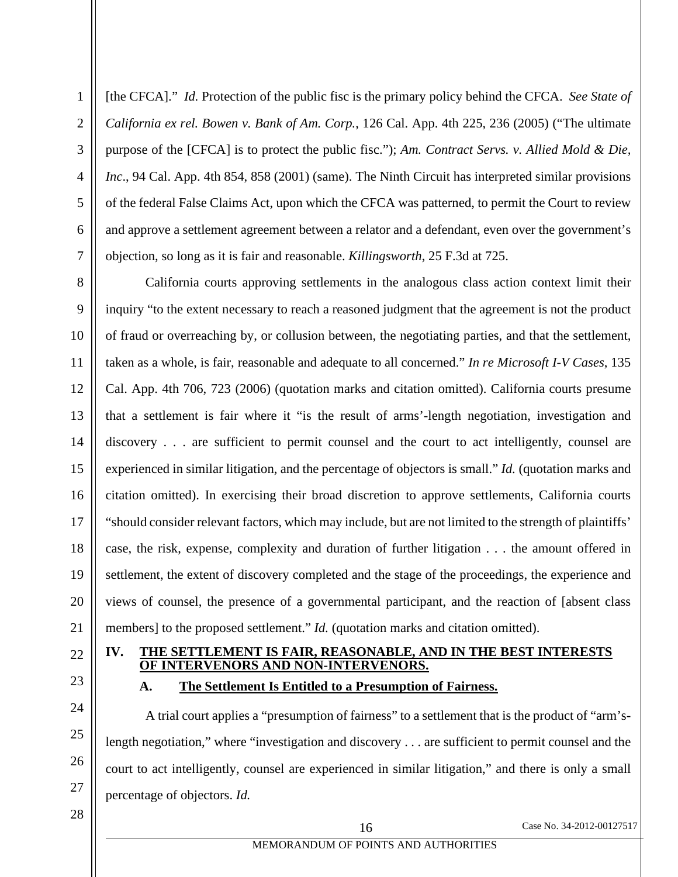[the CFCA]." *Id.* Protection of the public fisc is the primary policy behind the CFCA. *See State of California ex rel. Bowen v. Bank of Am. Corp.*, 126 Cal. App. 4th 225, 236 (2005) ("The ultimate purpose of the [CFCA] is to protect the public fisc."); *Am. Contract Servs. v. Allied Mold & Die, Inc*., 94 Cal. App. 4th 854, 858 (2001) (same). The Ninth Circuit has interpreted similar provisions of the federal False Claims Act, upon which the CFCA was patterned, to permit the Court to review and approve a settlement agreement between a relator and a defendant, even over the government's objection, so long as it is fair and reasonable. *Killingsworth*, 25 F.3d at 725.

California courts approving settlements in the analogous class action context limit their inquiry "to the extent necessary to reach a reasoned judgment that the agreement is not the product of fraud or overreaching by, or collusion between, the negotiating parties, and that the settlement, taken as a whole, is fair, reasonable and adequate to all concerned." *In re Microsoft I-V Cases*, 135 Cal. App. 4th 706, 723 (2006) (quotation marks and citation omitted). California courts presume that a settlement is fair where it "is the result of arms'-length negotiation, investigation and discovery . . . are sufficient to permit counsel and the court to act intelligently, counsel are experienced in similar litigation, and the percentage of objectors is small." *Id.* (quotation marks and citation omitted). In exercising their broad discretion to approve settlements, California courts "should consider relevant factors, which may include, but are not limited to the strength of plaintiffs' case, the risk, expense, complexity and duration of further litigation . . . the amount offered in settlement, the extent of discovery completed and the stage of the proceedings, the experience and views of counsel, the presence of a governmental participant, and the reaction of [absent class members] to the proposed settlement." *Id.* (quotation marks and citation omitted).

## IV. THE SETTLEMENT IS FAIR, REASONABLE, AND IN THE BEST INTERESTS OF INTERVENORS AND NON-INTERVENORS.

### A. The Settlement Is Entitled to a Presumption of Fairness.

A trial court applies a "presumption of fairness" to a settlement that is the product of "arm's-length negotiation," where "investigation and discovery . . . are sufficient to permit counsel and the court to act intelligently, counsel are experienced in similar litigation," and there is only a small percentage of objectors. *Id.*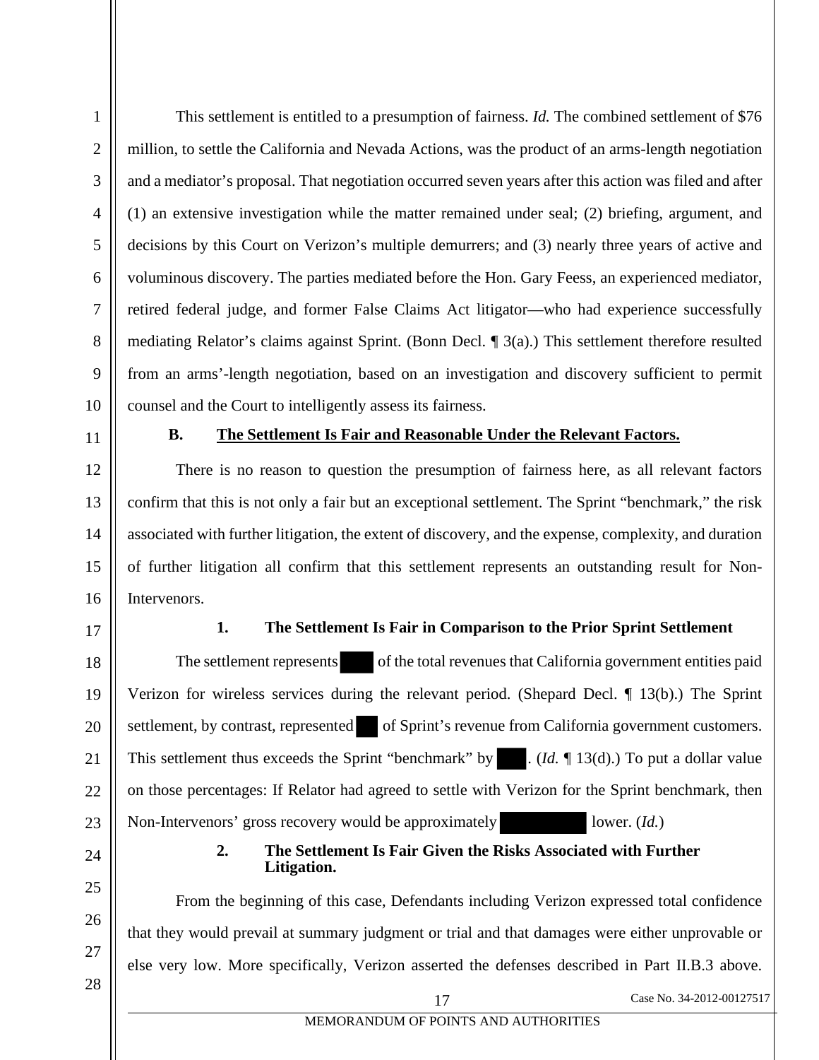This settlement is entitled to a presumption of fairness. *Id.* The combined settlement of $76 million, to settle the California and Nevada Actions, was the product of an arms-length negotiation and a mediator's proposal. That negotiation occurred seven years after this action was filed and after (1) an extensive investigation while the matter remained under seal; (2) briefing, argument, and decisions by this Court on Verizon's multiple demurrers; and (3) nearly three years of active and voluminous discovery. The parties mediated before the Hon. Gary Feess, an experienced mediator, retired federal judge, and former False Claims Act litigator—who had experience successfully mediating Relator's claims against Sprint. (Bonn Decl. ¶ 3(a).) This settlement therefore resulted from an arms'-length negotiation, based on an investigation and discovery sufficient to permit counsel and the Court to intelligently assess its fairness.

### B. <u>The Settlement Is Fair and Reasonable Under the Relevant Factors.</u>

There is no reason to question the presumption of fairness here, as all relevant factors confirm that this is not only a fair but an exceptional settlement. The Sprint "benchmark," the risk associated with further litigation, the extent of discovery, and the expense, complexity, and duration of further litigation all confirm that this settlement represents an outstanding result for Non-Intervenors.

#### 1. The Settlement Is Fair in Comparison to the Prior Sprint Settlement

The settlement represents [REDACTED] of the total revenues that California government entities paid Verizon for wireless services during the relevant period. (Shepard Decl. ¶ 13(b).) The Sprint settlement, by contrast, represented [REDACTED] of Sprint's revenue from California government customers. This settlement thus exceeds the Sprint "benchmark" by [REDACTED]. (*Id.* ¶ 13(d).) To put a dollar value on those percentages: If Relator had agreed to settle with Verizon for the Sprint benchmark, then Non-Intervenors' gross recovery would be approximately [REDACTED] lower. (*Id.*)

#### 2. The Settlement Is Fair Given the Risks Associated with Further Litigation.

From the beginning of this case, Defendants including Verizon expressed total confidence that they would prevail at summary judgment or trial and that damages were either unprovable or else very low. More specifically, Verizon asserted the defenses described in Part II.B.3 above.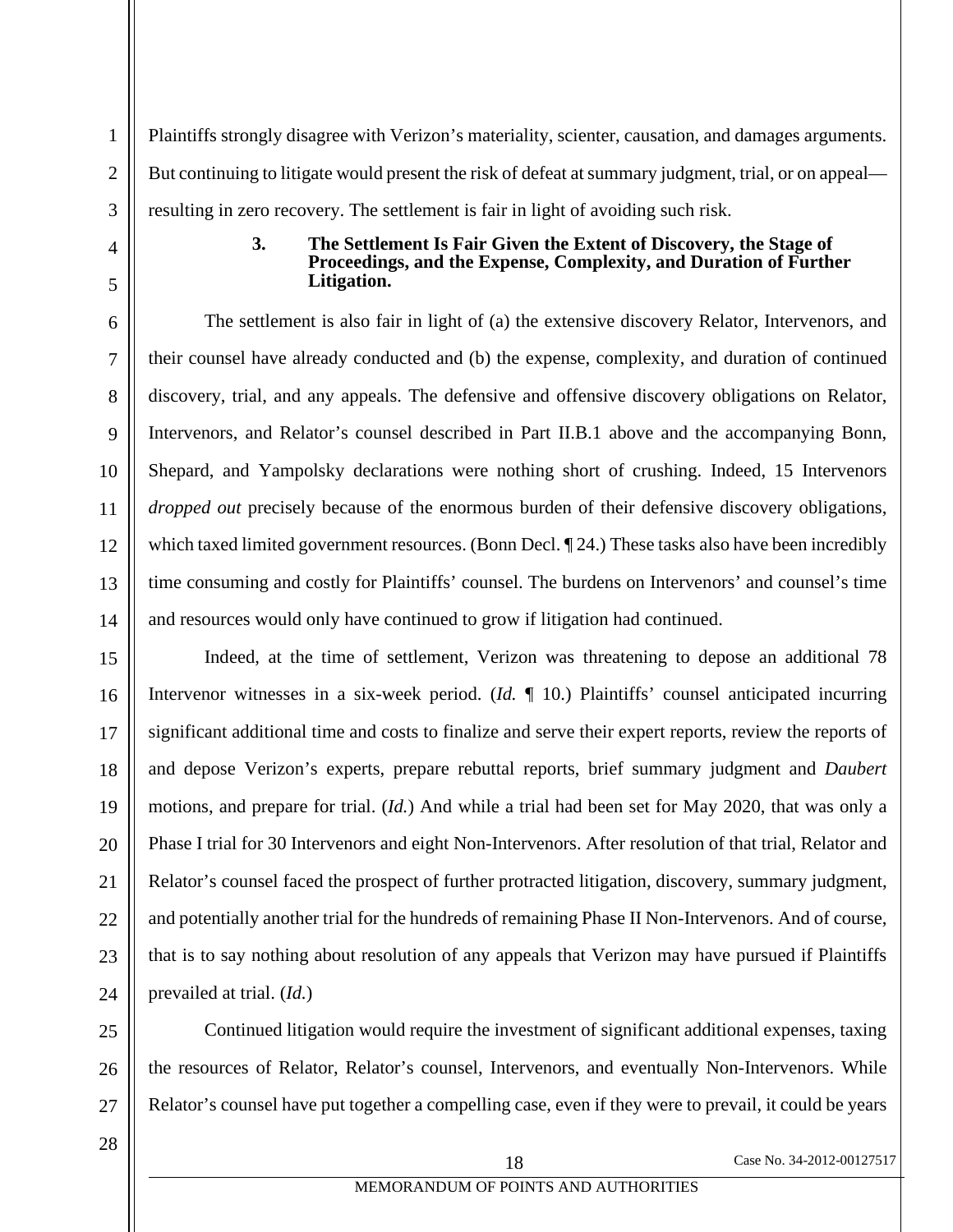Plaintiffs strongly disagree with Verizon's materiality, scienter, causation, and damages arguments. But continuing to litigate would present the risk of defeat at summary judgment, trial, or on appeal—resulting in zero recovery. The settlement is fair in light of avoiding such risk.

### 3. The Settlement Is Fair Given the Extent of Discovery, the Stage of Proceedings, and the Expense, Complexity, and Duration of Further Litigation.

The settlement is also fair in light of (a) the extensive discovery Relator, Intervenors, and their counsel have already conducted and (b) the expense, complexity, and duration of continued discovery, trial, and any appeals. The defensive and offensive discovery obligations on Relator, Intervenors, and Relator's counsel described in Part II.B.1 above and the accompanying Bonn, Shepard, and Yampolsky declarations were nothing short of crushing. Indeed, 15 Intervenors *dropped out* precisely because of the enormous burden of their defensive discovery obligations, which taxed limited government resources. (Bonn Decl. ¶ 24.) These tasks also have been incredibly time consuming and costly for Plaintiffs' counsel. The burdens on Intervenors' and counsel's time and resources would only have continued to grow if litigation had continued.

Indeed, at the time of settlement, Verizon was threatening to depose an additional 78 Intervenor witnesses in a six-week period. (*Id.* ¶ 10.) Plaintiffs' counsel anticipated incurring significant additional time and costs to finalize and serve their expert reports, review the reports of and depose Verizon's experts, prepare rebuttal reports, brief summary judgment and *Daubert* motions, and prepare for trial. (*Id.*) And while a trial had been set for May 2020, that was only a Phase I trial for 30 Intervenors and eight Non-Intervenors. After resolution of that trial, Relator and Relator's counsel faced the prospect of further protracted litigation, discovery, summary judgment, and potentially another trial for the hundreds of remaining Phase II Non-Intervenors. And of course, that is to say nothing about resolution of any appeals that Verizon may have pursued if Plaintiffs prevailed at trial. (*Id.*)

Continued litigation would require the investment of significant additional expenses, taxing the resources of Relator, Relator's counsel, Intervenors, and eventually Non-Intervenors. While Relator's counsel have put together a compelling case, even if they were to prevail, it could be years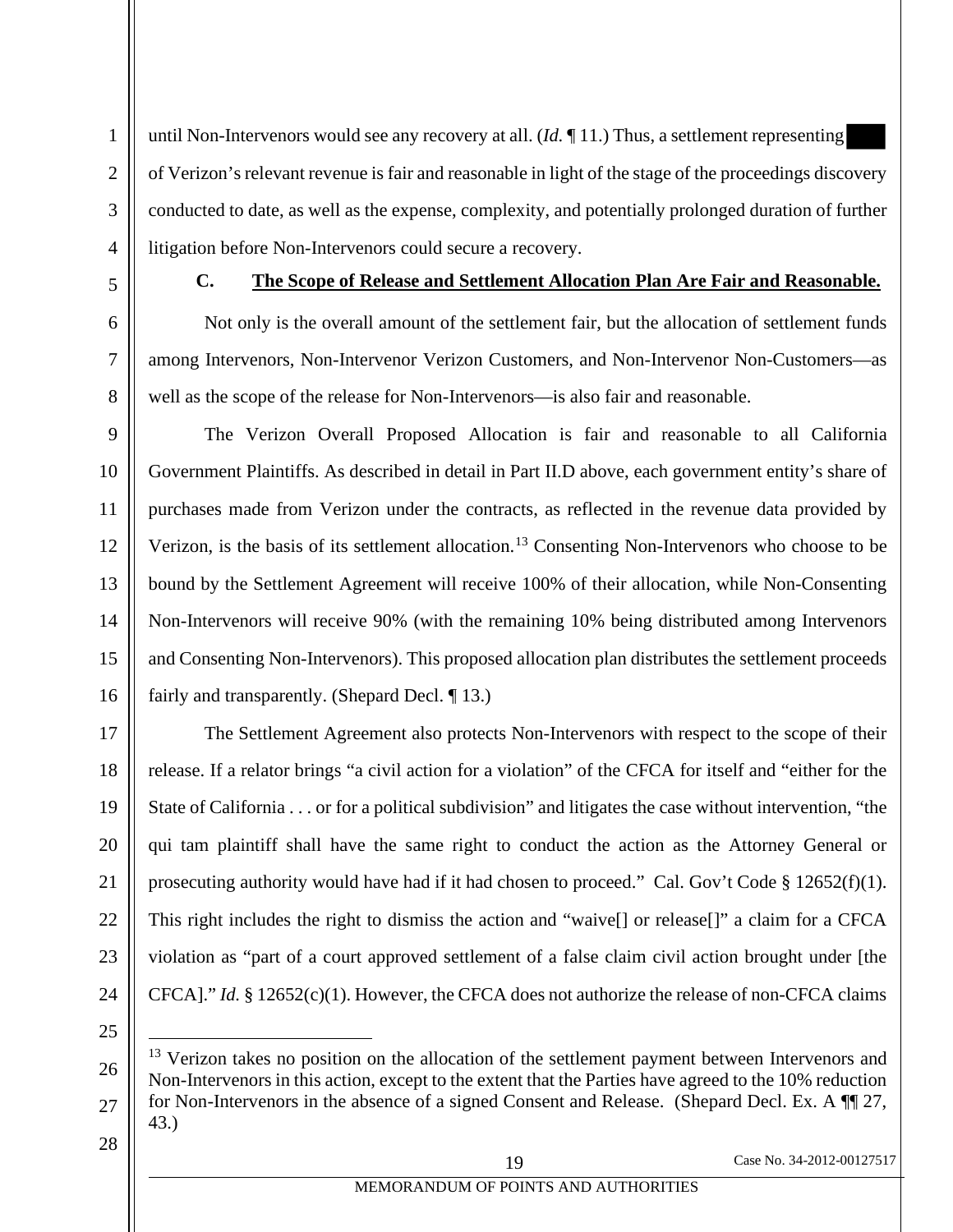until Non-Intervenors would see any recovery at all. (*Id.* ¶ 11.) Thus, a settlement representing ████ of Verizon's relevant revenue is fair and reasonable in light of the stage of the proceedings discovery conducted to date, as well as the expense, complexity, and potentially prolonged duration of further litigation before Non-Intervenors could secure a recovery.

### C. The Scope of Release and Settlement Allocation Plan Are Fair and Reasonable.

Not only is the overall amount of the settlement fair, but the allocation of settlement funds among Intervenors, Non-Intervenor Verizon Customers, and Non-Intervenor Non-Customers—as well as the scope of the release for Non-Intervenors—is also fair and reasonable.

The Verizon Overall Proposed Allocation is fair and reasonable to all California Government Plaintiffs. As described in detail in Part II.D above, each government entity's share of purchases made from Verizon under the contracts, as reflected in the revenue data provided by Verizon, is the basis of its settlement allocation.[13] Consenting Non-Intervenors who choose to be bound by the Settlement Agreement will receive 100% of their allocation, while Non-Consenting Non-Intervenors will receive 90% (with the remaining 10% being distributed among Intervenors and Consenting Non-Intervenors). This proposed allocation plan distributes the settlement proceeds fairly and transparently. (Shepard Decl. ¶ 13.)

The Settlement Agreement also protects Non-Intervenors with respect to the scope of their release. If a relator brings "a civil action for a violation" of the CFCA for itself and "either for the State of California . . . or for a political subdivision" and litigates the case without intervention, "the qui tam plaintiff shall have the same right to conduct the action as the Attorney General or prosecuting authority would have had if it had chosen to proceed." Cal. Gov't Code § 12652(f)(1). This right includes the right to dismiss the action and "waive[] or release[]" a claim for a CFCA violation as "part of a court approved settlement of a false claim civil action brought under [the CFCA]." *Id.* § 12652(c)(1). However, the CFCA does not authorize the release of non-CFCA claims

---

[13] Verizon takes no position on the allocation of the settlement payment between Intervenors and Non-Intervenors in this action, except to the extent that the Parties have agreed to the 10% reduction for Non-Intervenors in the absence of a signed Consent and Release. (Shepard Decl. Ex. A ¶¶ 27, 43.)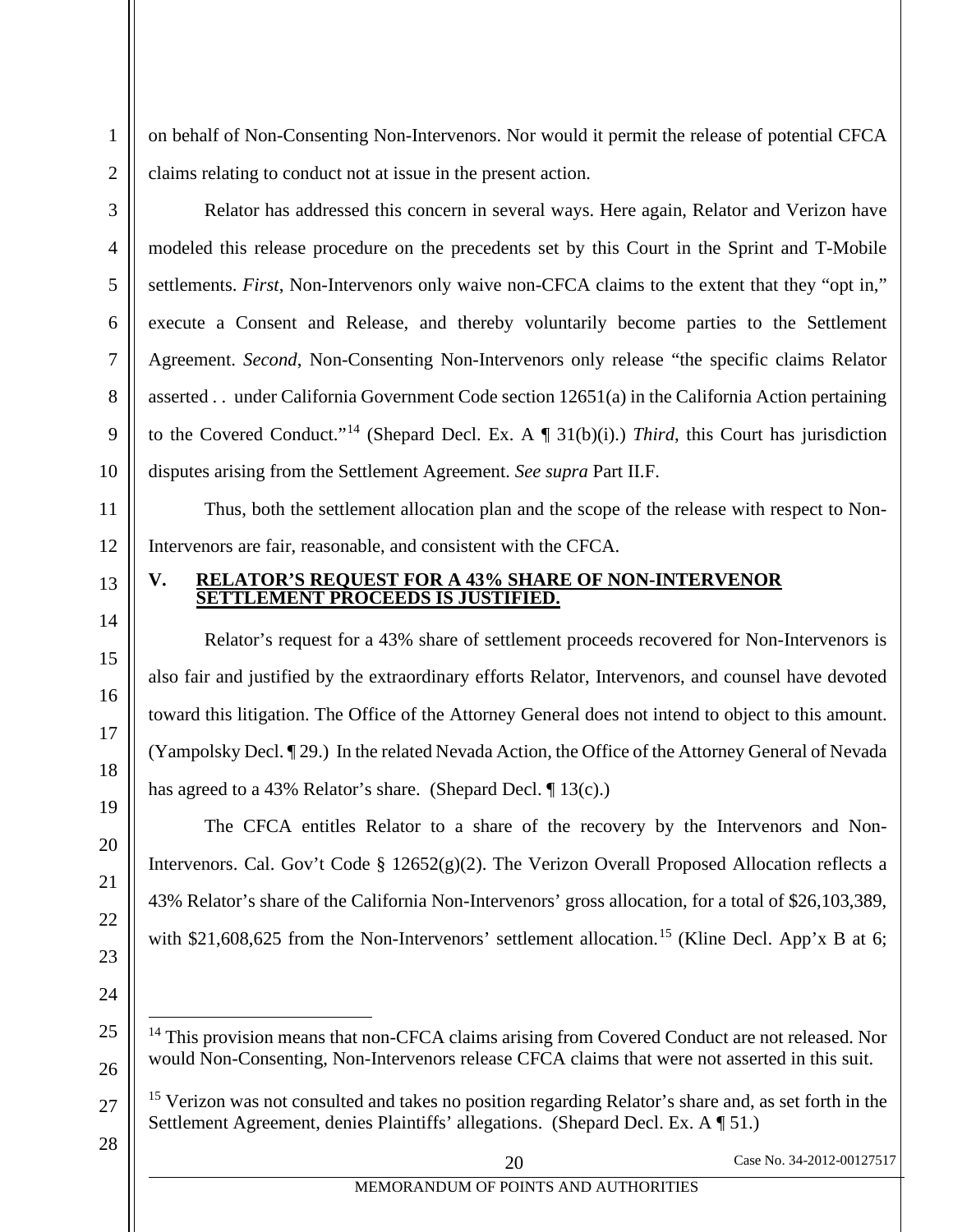on behalf of Non-Consenting Non-Intervenors. Nor would it permit the release of potential CFCA claims relating to conduct not at issue in the present action.

Relator has addressed this concern in several ways. Here again, Relator and Verizon have modeled this release procedure on the precedents set by this Court in the Sprint and T-Mobile settlements. *First*, Non-Intervenors only waive non-CFCA claims to the extent that they "opt in," execute a Consent and Release, and thereby voluntarily become parties to the Settlement Agreement. *Second*, Non-Consenting Non-Intervenors only release "the specific claims Relator asserted . . under California Government Code section 12651(a) in the California Action pertaining to the Covered Conduct."[14] (Shepard Decl. Ex. A ¶ 31(b)(i).) *Third*, this Court has jurisdiction disputes arising from the Settlement Agreement. *See supra* Part II.F.

Thus, both the settlement allocation plan and the scope of the release with respect to Non-Intervenors are fair, reasonable, and consistent with the CFCA.

## V. RELATOR'S REQUEST FOR A 43% SHARE OF NON-INTERVENOR SETTLEMENT PROCEEDS IS JUSTIFIED.

Relator's request for a 43% share of settlement proceeds recovered for Non-Intervenors is also fair and justified by the extraordinary efforts Relator, Intervenors, and counsel have devoted toward this litigation. The Office of the Attorney General does not intend to object to this amount. (Yampolsky Decl. ¶ 29.) In the related Nevada Action, the Office of the Attorney General of Nevada has agreed to a 43% Relator's share. (Shepard Decl. ¶ 13(c).)

The CFCA entitles Relator to a share of the recovery by the Intervenors and Non-Intervenors. Cal. Gov't Code § 12652(g)(2). The Verizon Overall Proposed Allocation reflects a 43% Relator's share of the California Non-Intervenors' gross allocation, for a total of $26,103,389, with $21,608,625 from the Non-Intervenors' settlement allocation.[15] (Kline Decl. App'x B at 6;

---

[14] This provision means that non-CFCA claims arising from Covered Conduct are not released. Nor would Non-Consenting, Non-Intervenors release CFCA claims that were not asserted in this suit.

[15] Verizon was not consulted and takes no position regarding Relator's share and, as set forth in the Settlement Agreement, denies Plaintiffs' allegations. (Shepard Decl. Ex. A ¶ 51.)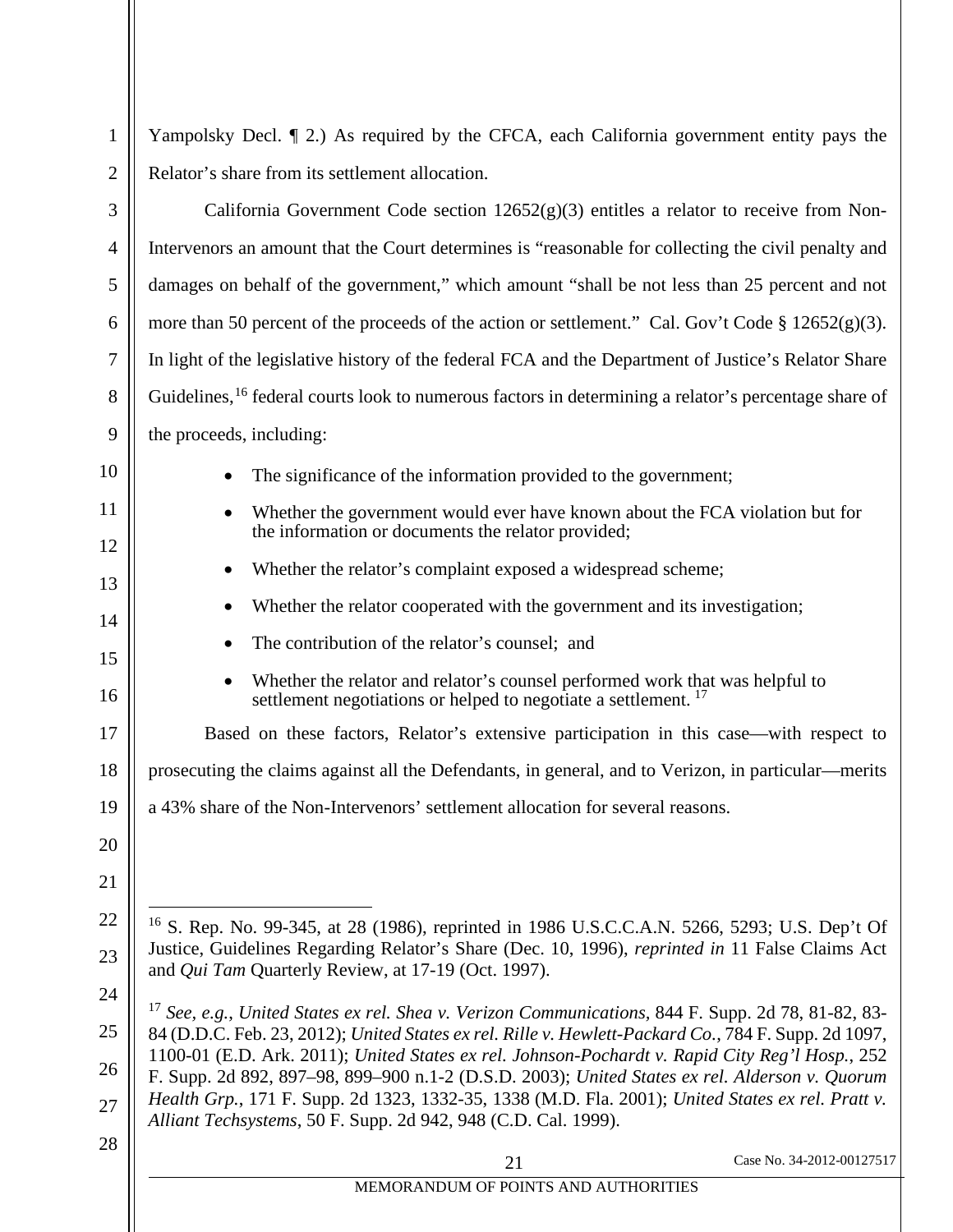Yampolsky Decl. ¶ 2.) As required by the CFCA, each California government entity pays the Relator's share from its settlement allocation.

California Government Code section 12652(g)(3) entitles a relator to receive from Non-Intervenors an amount that the Court determines is "reasonable for collecting the civil penalty and damages on behalf of the government," which amount "shall be not less than 25 percent and not more than 50 percent of the proceeds of the action or settlement." Cal. Gov't Code § 12652(g)(3). In light of the legislative history of the federal FCA and the Department of Justice's Relator Share Guidelines,[16] federal courts look to numerous factors in determining a relator's percentage share of the proceeds, including:

- The significance of the information provided to the government;
- Whether the government would ever have known about the FCA violation but for the information or documents the relator provided;
- Whether the relator's complaint exposed a widespread scheme;
- Whether the relator cooperated with the government and its investigation;
- The contribution of the relator's counsel; and
- Whether the relator and relator's counsel performed work that was helpful to settlement negotiations or helped to negotiate a settlement.[17]

Based on these factors, Relator's extensive participation in this case—with respect to prosecuting the claims against all the Defendants, in general, and to Verizon, in particular—merits a 43% share of the Non-Intervenors' settlement allocation for several reasons.

---

[16] S. Rep. No. 99-345, at 28 (1986), reprinted in 1986 U.S.C.C.A.N. 5266, 5293; U.S. Dep't Of Justice, Guidelines Regarding Relator's Share (Dec. 10, 1996), *reprinted in* 11 False Claims Act and *Qui Tam* Quarterly Review, at 17-19 (Oct. 1997).

[17] *See, e.g.*, *United States ex rel. Shea v. Verizon Communications*, 844 F. Supp. 2d 78, 81-82, 83-84 (D.D.C. Feb. 23, 2012); *United States ex rel. Rille v. Hewlett-Packard Co.*, 784 F. Supp. 2d 1097, 1100-01 (E.D. Ark. 2011); *United States ex rel. Johnson-Pochardt v. Rapid City Reg'l Hosp.*, 252 F. Supp. 2d 892, 897–98, 899–900 n.1-2 (D.S.D. 2003); *United States ex rel. Alderson v. Quorum Health Grp.*, 171 F. Supp. 2d 1323, 1332-35, 1338 (M.D. Fla. 2001); *United States ex rel. Pratt v. Alliant Techsystems*, 50 F. Supp. 2d 942, 948 (C.D. Cal. 1999).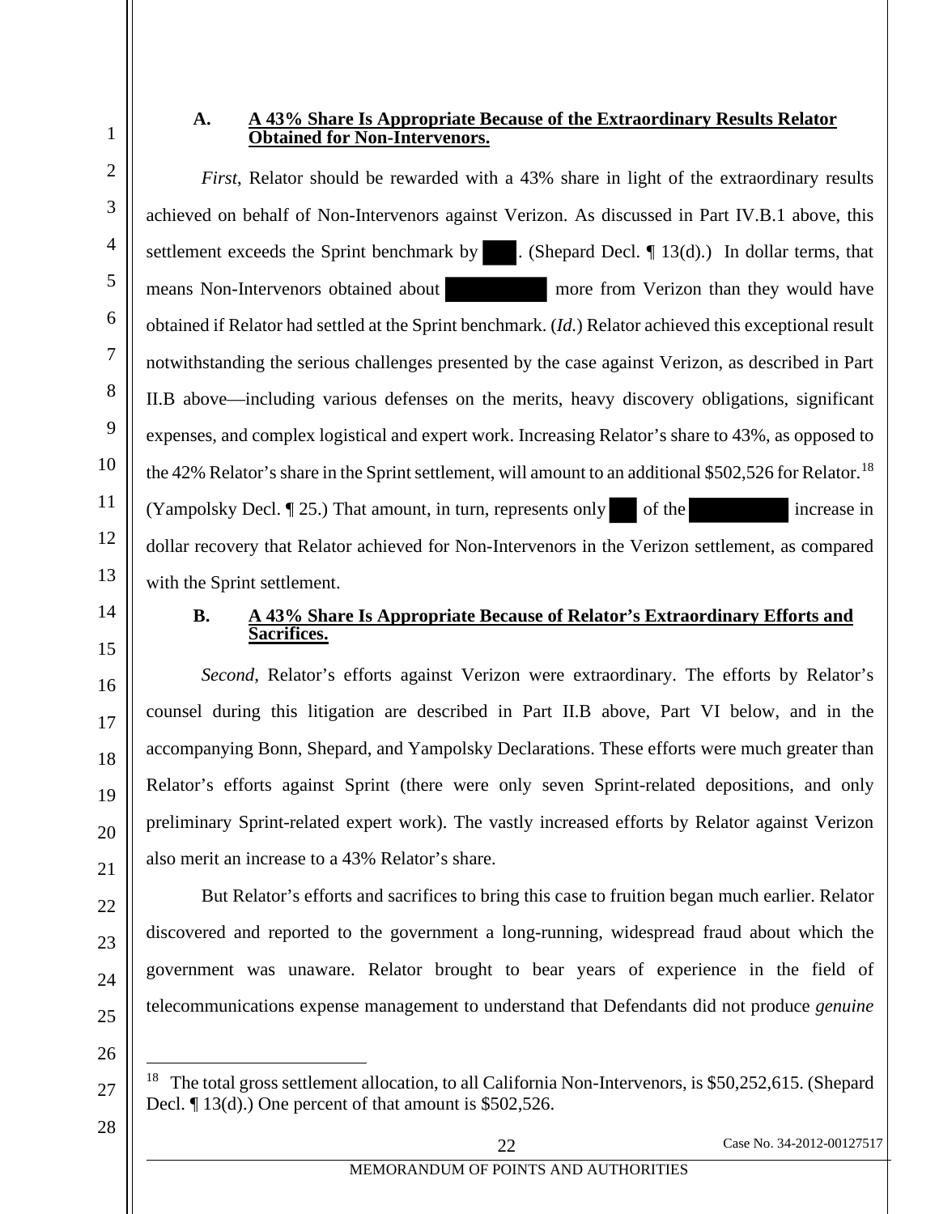### A. A 43% Share Is Appropriate Because of the Extraordinary Results Relator Obtained for Non-Intervenors.

*First*, Relator should be rewarded with a 43% share in light of the extraordinary results achieved on behalf of Non-Intervenors against Verizon. As discussed in Part IV.B.1 above, this settlement exceeds the Sprint benchmark by ███. (Shepard Decl. ¶ 13(d).) In dollar terms, that means Non-Intervenors obtained about ███ more from Verizon than they would have obtained if Relator had settled at the Sprint benchmark. (*Id.*) Relator achieved this exceptional result notwithstanding the serious challenges presented by the case against Verizon, as described in Part II.B above—including various defenses on the merits, heavy discovery obligations, significant expenses, and complex logistical and expert work. Increasing Relator's share to 43%, as opposed to the 42% Relator's share in the Sprint settlement, will amount to an additional $502,526 for Relator.[18] (Yampolsky Decl. ¶ 25.) That amount, in turn, represents only ███ of the ███ increase in dollar recovery that Relator achieved for Non-Intervenors in the Verizon settlement, as compared with the Sprint settlement.

### B. A 43% Share Is Appropriate Because of Relator's Extraordinary Efforts and Sacrifices.

*Second*, Relator's efforts against Verizon were extraordinary. The efforts by Relator's counsel during this litigation are described in Part II.B above, Part VI below, and in the accompanying Bonn, Shepard, and Yampolsky Declarations. These efforts were much greater than Relator's efforts against Sprint (there were only seven Sprint-related depositions, and only preliminary Sprint-related expert work). The vastly increased efforts by Relator against Verizon also merit an increase to a 43% Relator's share.

But Relator's efforts and sacrifices to bring this case to fruition began much earlier. Relator discovered and reported to the government a long-running, widespread fraud about which the government was unaware. Relator brought to bear years of experience in the field of telecommunications expense management to understand that Defendants did not produce *genuine*

---

[18] The total gross settlement allocation, to all California Non-Intervenors, is $50,252,615. (Shepard Decl. ¶ 13(d).) One percent of that amount is $502,526.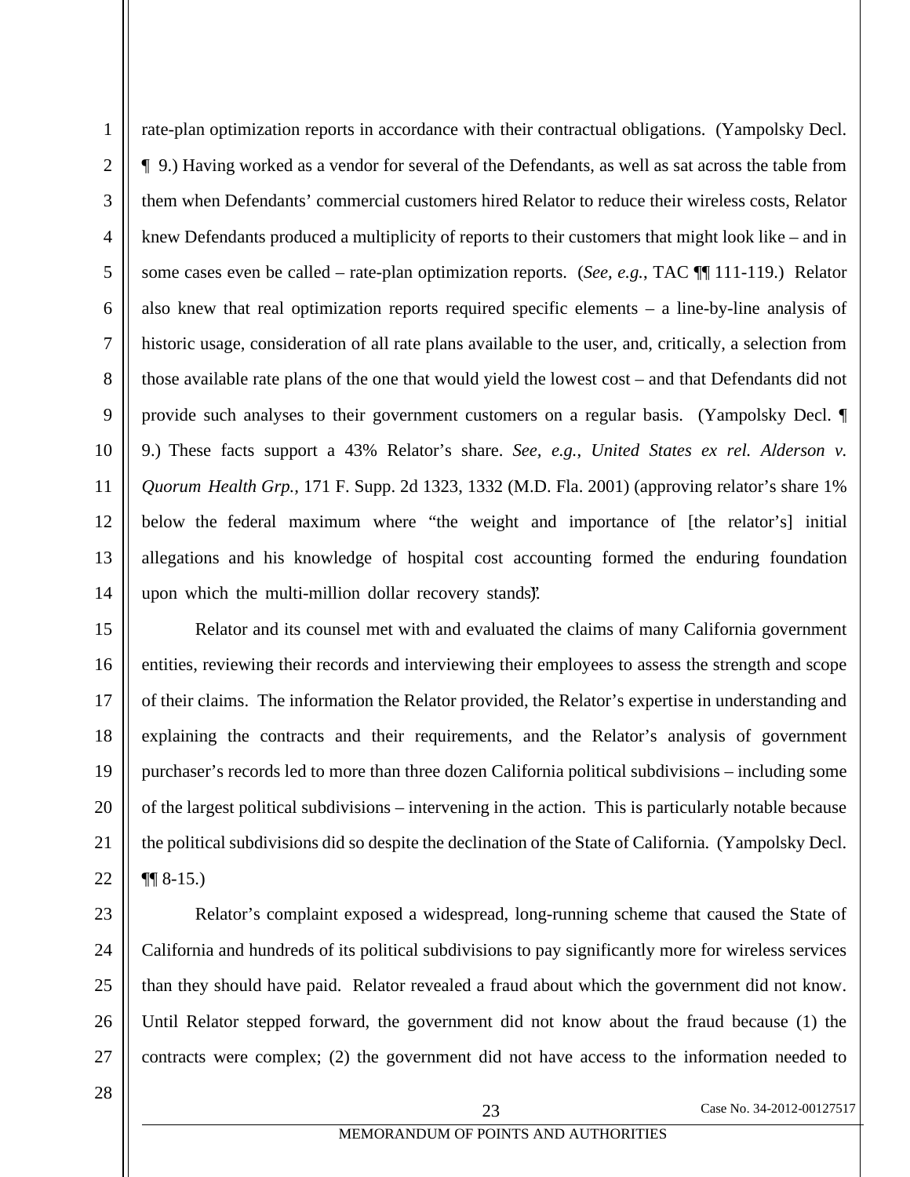rate-plan optimization reports in accordance with their contractual obligations. (Yampolsky Decl. ¶ 9.) Having worked as a vendor for several of the Defendants, as well as sat across the table from them when Defendants' commercial customers hired Relator to reduce their wireless costs, Relator knew Defendants produced a multiplicity of reports to their customers that might look like – and in some cases even be called – rate-plan optimization reports. (*See, e.g.*, TAC ¶¶ 111-119.) Relator also knew that real optimization reports required specific elements – a line-by-line analysis of historic usage, consideration of all rate plans available to the user, and, critically, a selection from those available rate plans of the one that would yield the lowest cost – and that Defendants did not provide such analyses to their government customers on a regular basis. (Yampolsky Decl. ¶ 9.) These facts support a 43% Relator's share. *See, e.g.*, *United States ex rel. Alderson v. Quorum Health Grp.*, 171 F. Supp. 2d 1323, 1332 (M.D. Fla. 2001) (approving relator's share 1% below the federal maximum where "the weight and importance of [the relator's] initial allegations and his knowledge of hospital cost accounting formed the enduring foundation upon which the multi-million dollar recovery stands").

Relator and its counsel met with and evaluated the claims of many California government entities, reviewing their records and interviewing their employees to assess the strength and scope of their claims. The information the Relator provided, the Relator's expertise in understanding and explaining the contracts and their requirements, and the Relator's analysis of government purchaser's records led to more than three dozen California political subdivisions – including some of the largest political subdivisions – intervening in the action. This is particularly notable because the political subdivisions did so despite the declination of the State of California. (Yampolsky Decl. ¶¶ 8-15.)

Relator's complaint exposed a widespread, long-running scheme that caused the State of California and hundreds of its political subdivisions to pay significantly more for wireless services than they should have paid. Relator revealed a fraud about which the government did not know. Until Relator stepped forward, the government did not know about the fraud because (1) the contracts were complex; (2) the government did not have access to the information needed to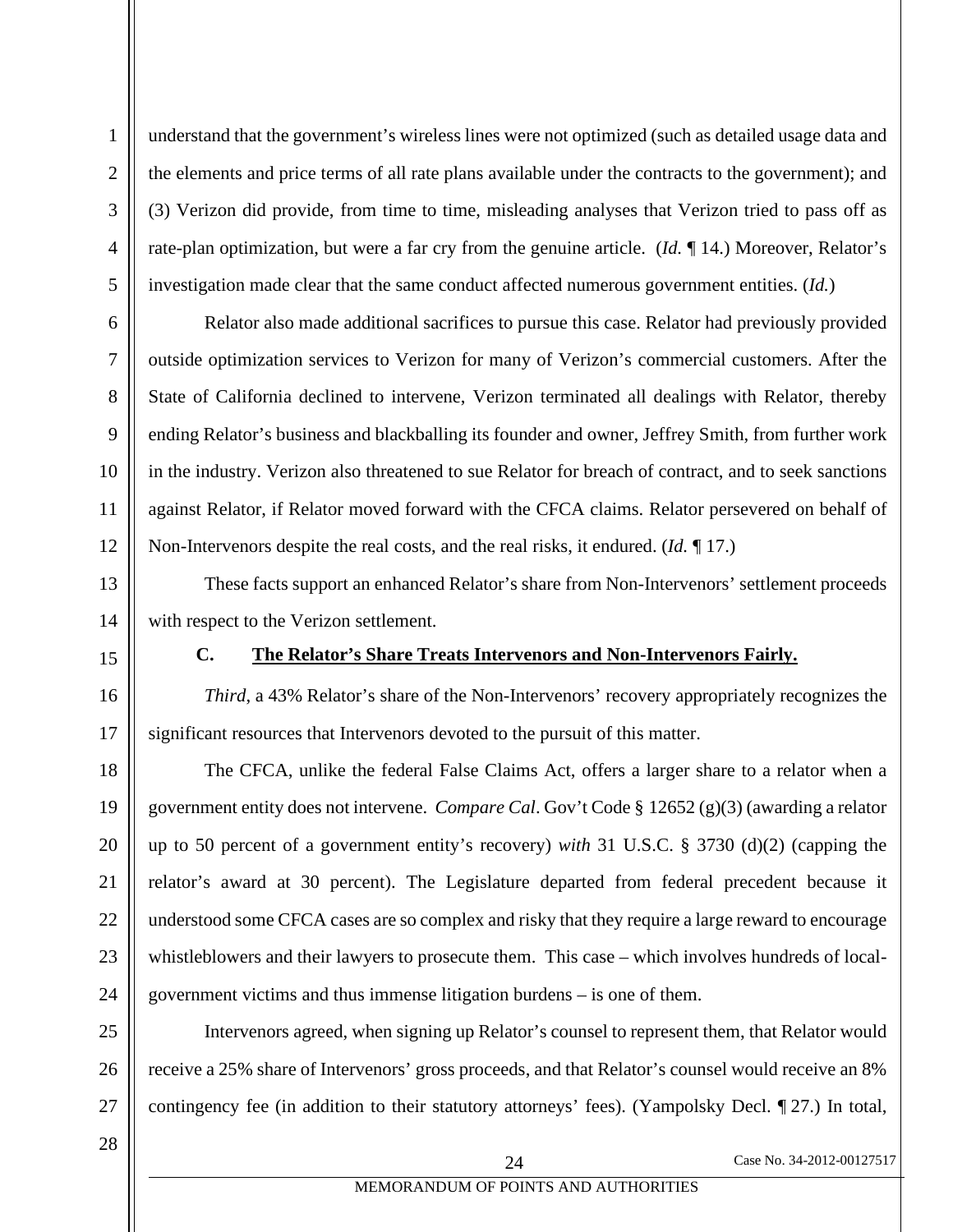understand that the government's wireless lines were not optimized (such as detailed usage data and the elements and price terms of all rate plans available under the contracts to the government); and (3) Verizon did provide, from time to time, misleading analyses that Verizon tried to pass off as rate-plan optimization, but were a far cry from the genuine article. (*Id.* ¶ 14.) Moreover, Relator's investigation made clear that the same conduct affected numerous government entities. (*Id.*)

Relator also made additional sacrifices to pursue this case. Relator had previously provided outside optimization services to Verizon for many of Verizon's commercial customers. After the State of California declined to intervene, Verizon terminated all dealings with Relator, thereby ending Relator's business and blackballing its founder and owner, Jeffrey Smith, from further work in the industry. Verizon also threatened to sue Relator for breach of contract, and to seek sanctions against Relator, if Relator moved forward with the CFCA claims. Relator persevered on behalf of Non-Intervenors despite the real costs, and the real risks, it endured. (*Id.* ¶ 17.)

These facts support an enhanced Relator's share from Non-Intervenors' settlement proceeds with respect to the Verizon settlement.

### C. <u>The Relator's Share Treats Intervenors and Non-Intervenors Fairly.</u>

*Third*, a 43% Relator's share of the Non-Intervenors' recovery appropriately recognizes the significant resources that Intervenors devoted to the pursuit of this matter.

The CFCA, unlike the federal False Claims Act, offers a larger share to a relator when a government entity does not intervene. *Compare Cal*. Gov't Code § 12652 (g)(3) (awarding a relator up to 50 percent of a government entity's recovery) *with* 31 U.S.C. § 3730 (d)(2) (capping the relator's award at 30 percent). The Legislature departed from federal precedent because it understood some CFCA cases are so complex and risky that they require a large reward to encourage whistleblowers and their lawyers to prosecute them. This case – which involves hundreds of local-government victims and thus immense litigation burdens – is one of them.

Intervenors agreed, when signing up Relator's counsel to represent them, that Relator would receive a 25% share of Intervenors' gross proceeds, and that Relator's counsel would receive an 8% contingency fee (in addition to their statutory attorneys' fees). (Yampolsky Decl. ¶ 27.) In total,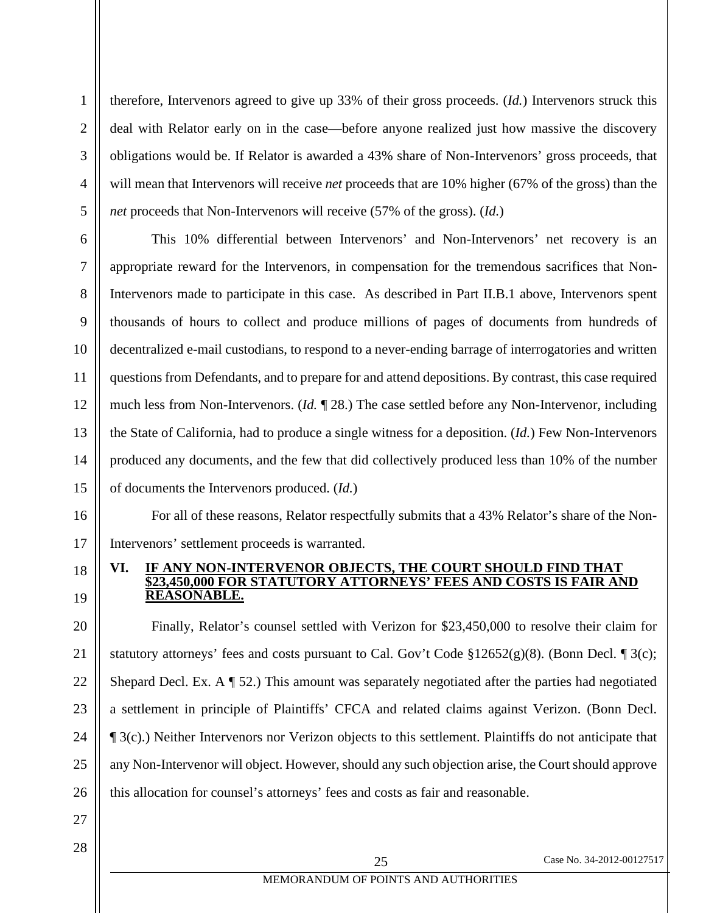therefore, Intervenors agreed to give up 33% of their gross proceeds. (*Id.*) Intervenors struck this deal with Relator early on in the case—before anyone realized just how massive the discovery obligations would be. If Relator is awarded a 43% share of Non-Intervenors' gross proceeds, that will mean that Intervenors will receive *net* proceeds that are 10% higher (67% of the gross) than the *net* proceeds that Non-Intervenors will receive (57% of the gross). (*Id.*)

This 10% differential between Intervenors' and Non-Intervenors' net recovery is an appropriate reward for the Intervenors, in compensation for the tremendous sacrifices that Non-Intervenors made to participate in this case. As described in Part II.B.1 above, Intervenors spent thousands of hours to collect and produce millions of pages of documents from hundreds of decentralized e-mail custodians, to respond to a never-ending barrage of interrogatories and written questions from Defendants, and to prepare for and attend depositions. By contrast, this case required much less from Non-Intervenors. (*Id.* ¶ 28.) The case settled before any Non-Intervenor, including the State of California, had to produce a single witness for a deposition. (*Id.*) Few Non-Intervenors produced any documents, and the few that did collectively produced less than 10% of the number of documents the Intervenors produced. (*Id.*)

For all of these reasons, Relator respectfully submits that a 43% Relator's share of the Non-Intervenors' settlement proceeds is warranted.

## VI. IF ANY NON-INTERVENOR OBJECTS, THE COURT SHOULD FIND THAT $23,450,000 FOR STATUTORY ATTORNEYS' FEES AND COSTS IS FAIR AND REASONABLE.

Finally, Relator's counsel settled with Verizon for $23,450,000 to resolve their claim for statutory attorneys' fees and costs pursuant to Cal. Gov't Code §12652(g)(8). (Bonn Decl. ¶ 3(c); Shepard Decl. Ex. A ¶ 52.) This amount was separately negotiated after the parties had negotiated a settlement in principle of Plaintiffs' CFCA and related claims against Verizon. (Bonn Decl. ¶ 3(c).) Neither Intervenors nor Verizon objects to this settlement. Plaintiffs do not anticipate that any Non-Intervenor will object. However, should any such objection arise, the Court should approve this allocation for counsel's attorneys' fees and costs as fair and reasonable.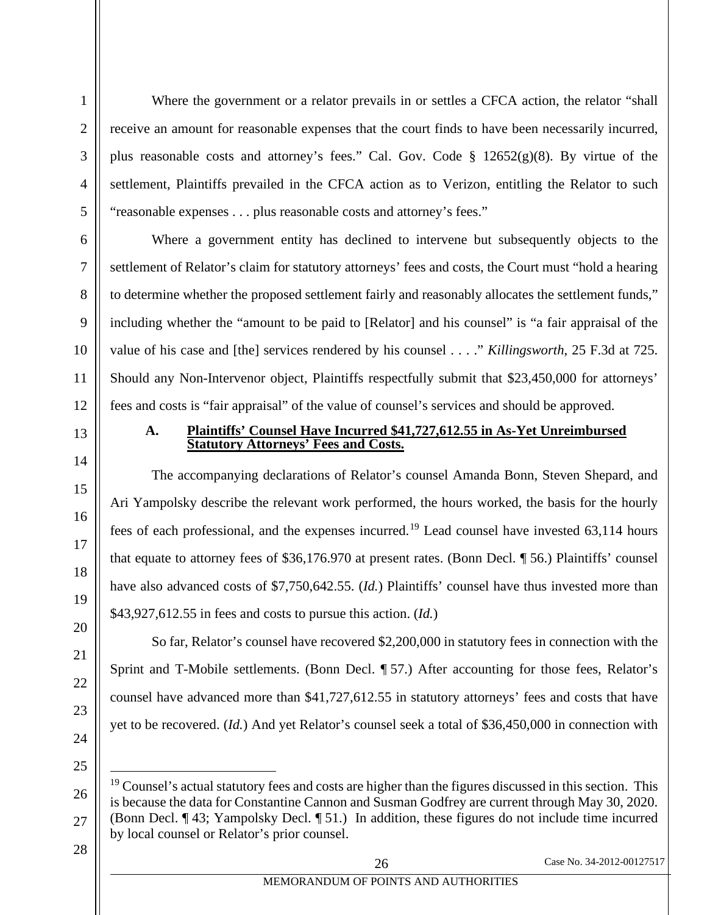Where the government or a relator prevails in or settles a CFCA action, the relator "shall receive an amount for reasonable expenses that the court finds to have been necessarily incurred, plus reasonable costs and attorney's fees." Cal. Gov. Code § 12652(g)(8). By virtue of the settlement, Plaintiffs prevailed in the CFCA action as to Verizon, entitling the Relator to such "reasonable expenses . . . plus reasonable costs and attorney's fees."

Where a government entity has declined to intervene but subsequently objects to the settlement of Relator's claim for statutory attorneys' fees and costs, the Court must "hold a hearing to determine whether the proposed settlement fairly and reasonably allocates the settlement funds," including whether the "amount to be paid to [Relator] and his counsel" is "a fair appraisal of the value of his case and [the] services rendered by his counsel . . . ." *Killingsworth*, 25 F.3d at 725. Should any Non-Intervenor object, Plaintiffs respectfully submit that $23,450,000 for attorneys' fees and costs is "fair appraisal" of the value of counsel's services and should be approved.

### A. Plaintiffs' Counsel Have Incurred $41,727,612.55 in As-Yet Unreimbursed Statutory Attorneys' Fees and Costs.

The accompanying declarations of Relator's counsel Amanda Bonn, Steven Shepard, and Ari Yampolsky describe the relevant work performed, the hours worked, the basis for the hourly fees of each professional, and the expenses incurred.[19] Lead counsel have invested 63,114 hours that equate to attorney fees of $36,176.970 at present rates. (Bonn Decl. ¶ 56.) Plaintiffs' counsel have also advanced costs of $7,750,642.55. (*Id.*) Plaintiffs' counsel have thus invested more than $43,927,612.55 in fees and costs to pursue this action. (*Id.*)

So far, Relator's counsel have recovered $2,200,000 in statutory fees in connection with the Sprint and T-Mobile settlements. (Bonn Decl. ¶ 57.) After accounting for those fees, Relator's counsel have advanced more than $41,727,612.55 in statutory attorneys' fees and costs that have yet to be recovered. (*Id.*) And yet Relator's counsel seek a total of $36,450,000 in connection with

---

[19] Counsel's actual statutory fees and costs are higher than the figures discussed in this section. This is because the data for Constantine Cannon and Susman Godfrey are current through May 30, 2020. (Bonn Decl. ¶ 43; Yampolsky Decl. ¶ 51.) In addition, these figures do not include time incurred by local counsel or Relator's prior counsel.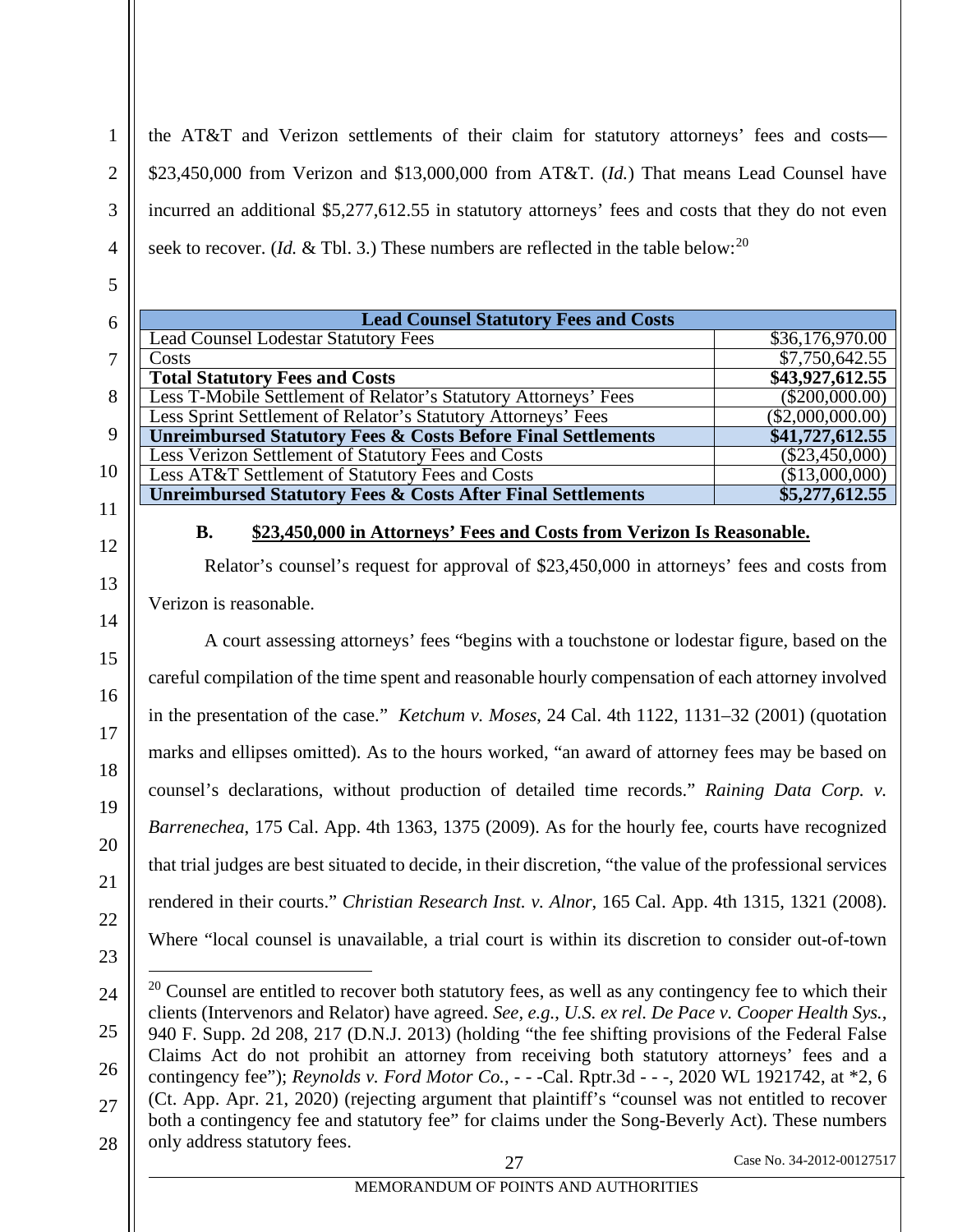the AT&T and Verizon settlements of their claim for statutory attorneys' fees and costs—$23,450,000 from Verizon and $13,000,000 from AT&T. (*Id.*) That means Lead Counsel have incurred an additional $5,277,612.55 in statutory attorneys' fees and costs that they do not even seek to recover. (*Id.* & Tbl. 3.) These numbers are reflected in the table below:[20]

| **Lead Counsel Statutory Fees and Costs** | |
|---|---|
| Lead Counsel Lodestar Statutory Fees | $36,176,970.00 |
| Costs | $7,750,642.55 |
| **Total Statutory Fees and Costs** | **$43,927,612.55** |
| Less T-Mobile Settlement of Relator's Statutory Attorneys' Fees | ($200,000.00) |
| Less Sprint Settlement of Relator's Statutory Attorneys' Fees | ($2,000,000.00) |
| **Unreimbursed Statutory Fees & Costs Before Final Settlements** | **$41,727,612.55** |
| Less Verizon Settlement of Statutory Fees and Costs | ($23,450,000) |
| Less AT&T Settlement of Statutory Fees and Costs | ($13,000,000) |
| **Unreimbursed Statutory Fees & Costs After Final Settlements** | **$5,277,612.55** |

### B. <u>$23,450,000 in Attorneys' Fees and Costs from Verizon Is Reasonable.</u>

Relator's counsel's request for approval of $23,450,000 in attorneys' fees and costs from Verizon is reasonable.

A court assessing attorneys' fees "begins with a touchstone or lodestar figure, based on the careful compilation of the time spent and reasonable hourly compensation of each attorney involved in the presentation of the case." *Ketchum v. Moses*, 24 Cal. 4th 1122, 1131–32 (2001) (quotation marks and ellipses omitted). As to the hours worked, "an award of attorney fees may be based on counsel's declarations, without production of detailed time records." *Raining Data Corp. v. Barrenechea*, 175 Cal. App. 4th 1363, 1375 (2009). As for the hourly fee, courts have recognized that trial judges are best situated to decide, in their discretion, "the value of the professional services rendered in their courts." *Christian Research Inst. v. Alnor*, 165 Cal. App. 4th 1315, 1321 (2008). Where "local counsel is unavailable, a trial court is within its discretion to consider out-of-town

---

[20] Counsel are entitled to recover both statutory fees, as well as any contingency fee to which their clients (Intervenors and Relator) have agreed. *See, e.g.*, *U.S. ex rel. De Pace v. Cooper Health Sys.*, 940 F. Supp. 2d 208, 217 (D.N.J. 2013) (holding "the fee shifting provisions of the Federal False Claims Act do not prohibit an attorney from receiving both statutory attorneys' fees and a contingency fee"); *Reynolds v. Ford Motor Co.*, - - -Cal. Rptr.3d - - -, 2020 WL 1921742, at *2, 6 (Ct. App. Apr. 21, 2020) (rejecting argument that plaintiff's "counsel was not entitled to recover both a contingency fee and statutory fee" for claims under the Song-Beverly Act). These numbers only address statutory fees.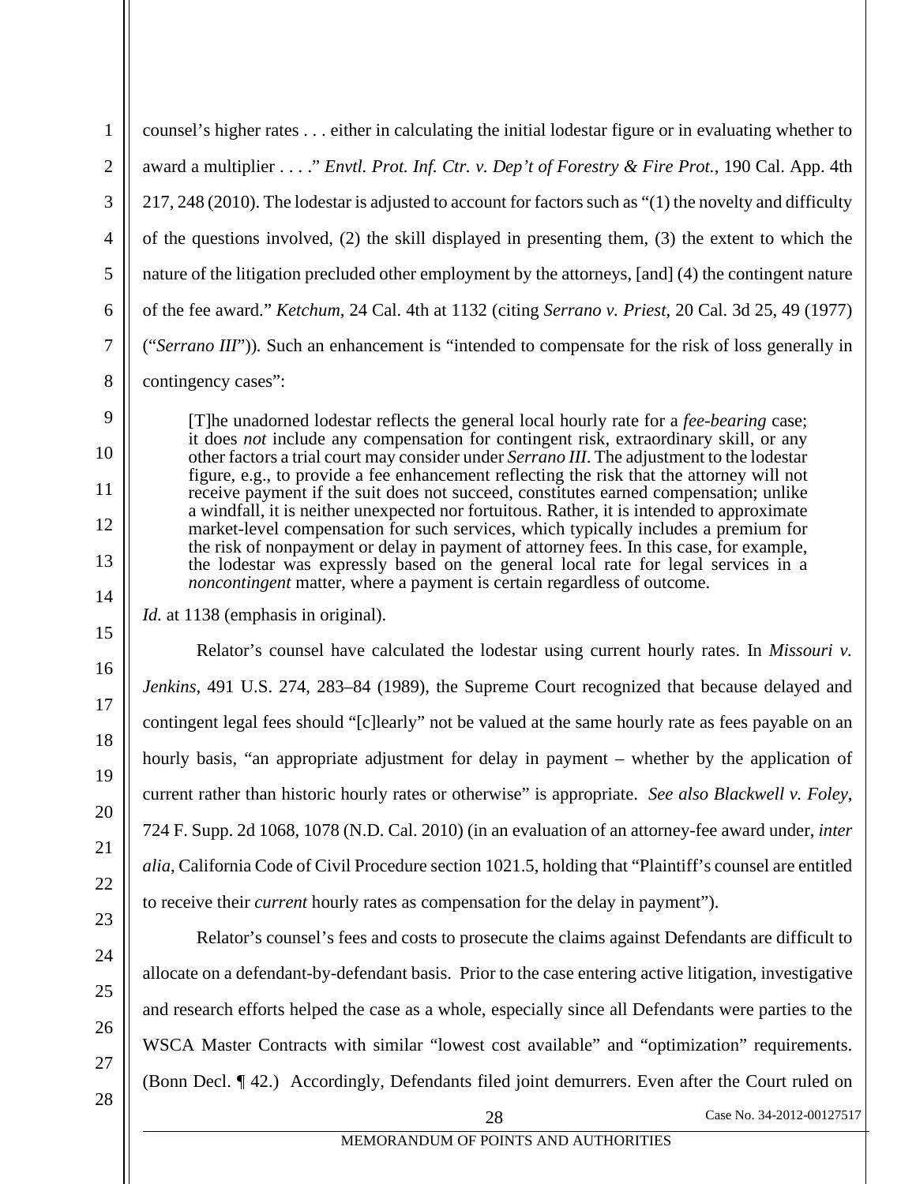counsel's higher rates . . . either in calculating the initial lodestar figure or in evaluating whether to award a multiplier . . . ." *Envtl. Prot. Inf. Ctr. v. Dep't of Forestry & Fire Prot.*, 190 Cal. App. 4th 217, 248 (2010). The lodestar is adjusted to account for factors such as "(1) the novelty and difficulty of the questions involved, (2) the skill displayed in presenting them, (3) the extent to which the nature of the litigation precluded other employment by the attorneys, [and] (4) the contingent nature of the fee award." *Ketchum*, 24 Cal. 4th at 1132 (citing *Serrano v. Priest*, 20 Cal. 3d 25, 49 (1977) ("*Serrano III*")). Such an enhancement is "intended to compensate for the risk of loss generally in contingency cases":

> [T]he unadorned lodestar reflects the general local hourly rate for a *fee-bearing* case; it does *not* include any compensation for contingent risk, extraordinary skill, or any other factors a trial court may consider under *Serrano III*. The adjustment to the lodestar figure, e.g., to provide a fee enhancement reflecting the risk that the attorney will not receive payment if the suit does not succeed, constitutes earned compensation; unlike a windfall, it is neither unexpected nor fortuitous. Rather, it is intended to approximate market-level compensation for such services, which typically includes a premium for the risk of nonpayment or delay in payment of attorney fees. In this case, for example, the lodestar was expressly based on the general local rate for legal services in a *noncontingent* matter, where a payment is certain regardless of outcome.

*Id.* at 1138 (emphasis in original).

Relator's counsel have calculated the lodestar using current hourly rates. In *Missouri v. Jenkins*, 491 U.S. 274, 283–84 (1989), the Supreme Court recognized that because delayed and contingent legal fees should "[c]learly" not be valued at the same hourly rate as fees payable on an hourly basis, "an appropriate adjustment for delay in payment – whether by the application of current rather than historic hourly rates or otherwise" is appropriate. *See also Blackwell v. Foley*, 724 F. Supp. 2d 1068, 1078 (N.D. Cal. 2010) (in an evaluation of an attorney-fee award under, *inter alia*, California Code of Civil Procedure section 1021.5, holding that "Plaintiff's counsel are entitled to receive their *current* hourly rates as compensation for the delay in payment").

Relator's counsel's fees and costs to prosecute the claims against Defendants are difficult to allocate on a defendant-by-defendant basis. Prior to the case entering active litigation, investigative and research efforts helped the case as a whole, especially since all Defendants were parties to the WSCA Master Contracts with similar "lowest cost available" and "optimization" requirements. (Bonn Decl. ¶ 42.) Accordingly, Defendants filed joint demurrers. Even after the Court ruled on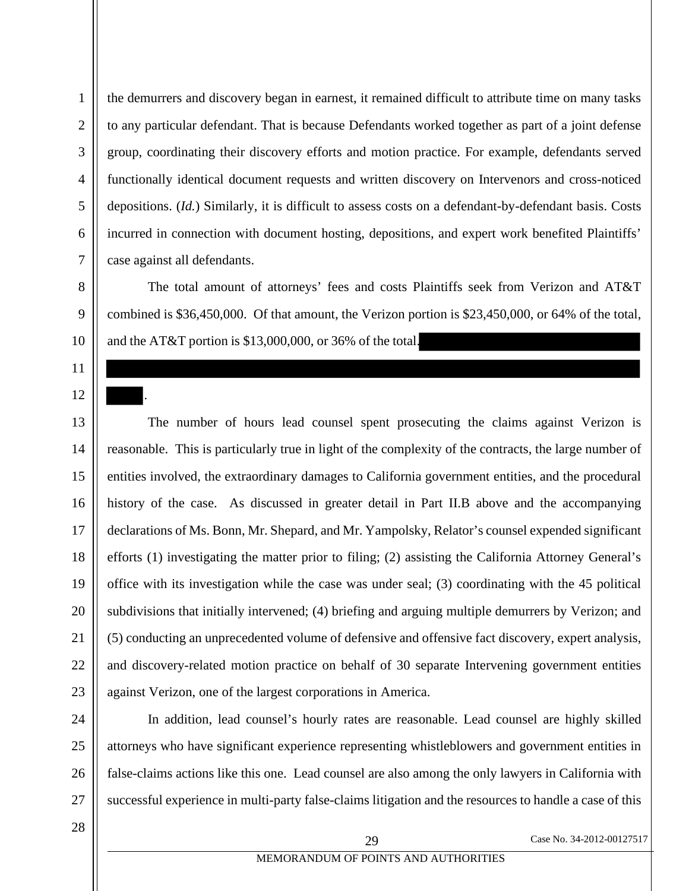the demurrers and discovery began in earnest, it remained difficult to attribute time on many tasks to any particular defendant. That is because Defendants worked together as part of a joint defense group, coordinating their discovery efforts and motion practice. For example, defendants served functionally identical document requests and written discovery on Intervenors and cross-noticed depositions. (*Id.*) Similarly, it is difficult to assess costs on a defendant-by-defendant basis. Costs incurred in connection with document hosting, depositions, and expert work benefited Plaintiffs' case against all defendants.

The total amount of attorneys' fees and costs Plaintiffs seek from Verizon and AT&T combined is $36,450,000. Of that amount, the Verizon portion is $23,450,000, or 64% of the total, and the AT&T portion is $13,000,000, or 36% of the total. [REDACTED]

The number of hours lead counsel spent prosecuting the claims against Verizon is reasonable. This is particularly true in light of the complexity of the contracts, the large number of entities involved, the extraordinary damages to California government entities, and the procedural history of the case. As discussed in greater detail in Part II.B above and the accompanying declarations of Ms. Bonn, Mr. Shepard, and Mr. Yampolsky, Relator's counsel expended significant efforts (1) investigating the matter prior to filing; (2) assisting the California Attorney General's office with its investigation while the case was under seal; (3) coordinating with the 45 political subdivisions that initially intervened; (4) briefing and arguing multiple demurrers by Verizon; and (5) conducting an unprecedented volume of defensive and offensive fact discovery, expert analysis, and discovery-related motion practice on behalf of 30 separate Intervening government entities against Verizon, one of the largest corporations in America.

In addition, lead counsel's hourly rates are reasonable. Lead counsel are highly skilled attorneys who have significant experience representing whistleblowers and government entities in false-claims actions like this one. Lead counsel are also among the only lawyers in California with successful experience in multi-party false-claims litigation and the resources to handle a case of this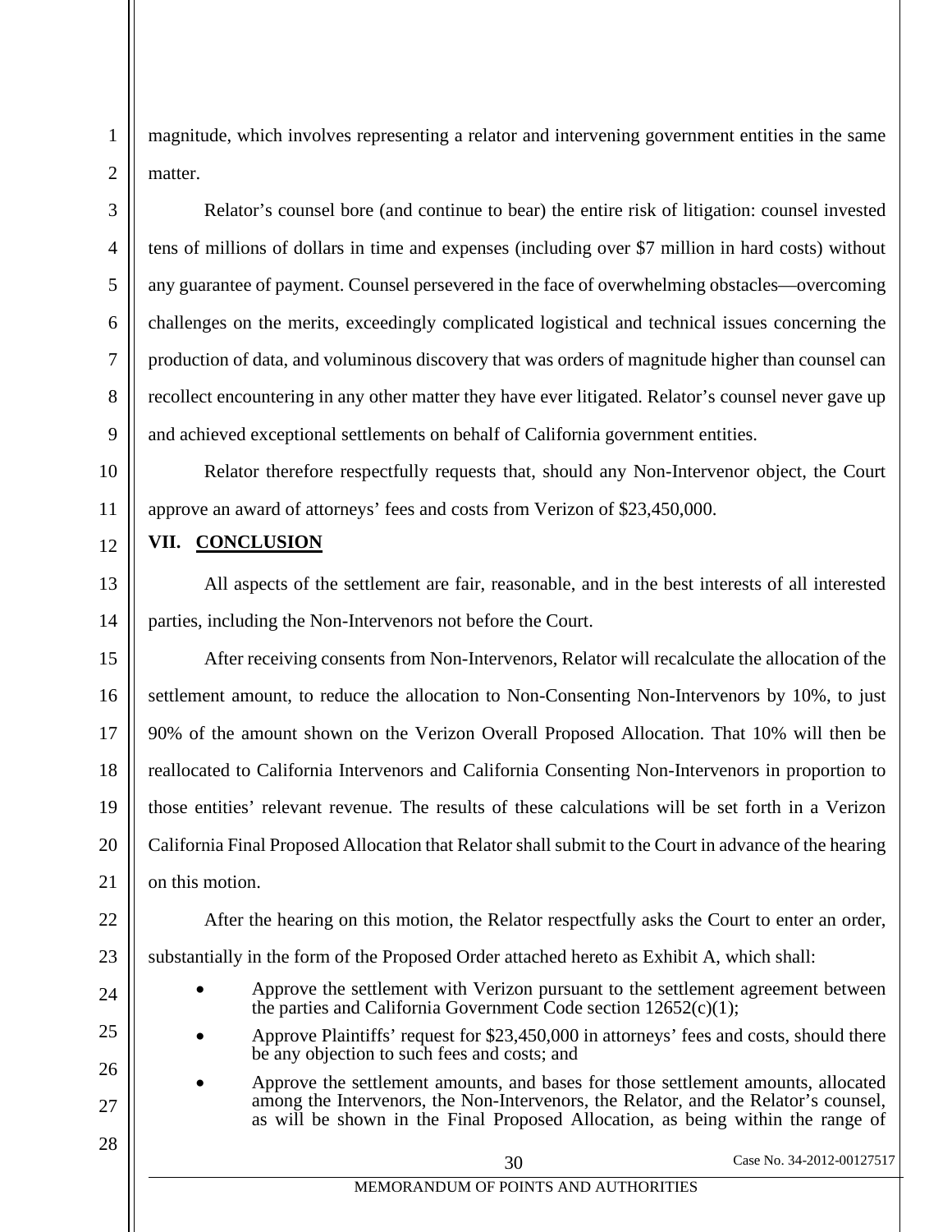magnitude, which involves representing a relator and intervening government entities in the same matter.

Relator's counsel bore (and continue to bear) the entire risk of litigation: counsel invested tens of millions of dollars in time and expenses (including over $7 million in hard costs) without any guarantee of payment. Counsel persevered in the face of overwhelming obstacles—overcoming challenges on the merits, exceedingly complicated logistical and technical issues concerning the production of data, and voluminous discovery that was orders of magnitude higher than counsel can recollect encountering in any other matter they have ever litigated. Relator's counsel never gave up and achieved exceptional settlements on behalf of California government entities.

Relator therefore respectfully requests that, should any Non-Intervenor object, the Court approve an award of attorneys' fees and costs from Verizon of $23,450,000.

## VII. CONCLUSION

All aspects of the settlement are fair, reasonable, and in the best interests of all interested parties, including the Non-Intervenors not before the Court.

After receiving consents from Non-Intervenors, Relator will recalculate the allocation of the settlement amount, to reduce the allocation to Non-Consenting Non-Intervenors by 10%, to just 90% of the amount shown on the Verizon Overall Proposed Allocation. That 10% will then be reallocated to California Intervenors and California Consenting Non-Intervenors in proportion to those entities' relevant revenue. The results of these calculations will be set forth in a Verizon California Final Proposed Allocation that Relator shall submit to the Court in advance of the hearing on this motion.

After the hearing on this motion, the Relator respectfully asks the Court to enter an order, substantially in the form of the Proposed Order attached hereto as Exhibit A, which shall:

- Approve the settlement with Verizon pursuant to the settlement agreement between the parties and California Government Code section 12652(c)(1);
- Approve Plaintiffs' request for $23,450,000 in attorneys' fees and costs, should there be any objection to such fees and costs; and
- Approve the settlement amounts, and bases for those settlement amounts, allocated among the Intervenors, the Non-Intervenors, the Relator, and the Relator's counsel, as will be shown in the Final Proposed Allocation, as being within the range of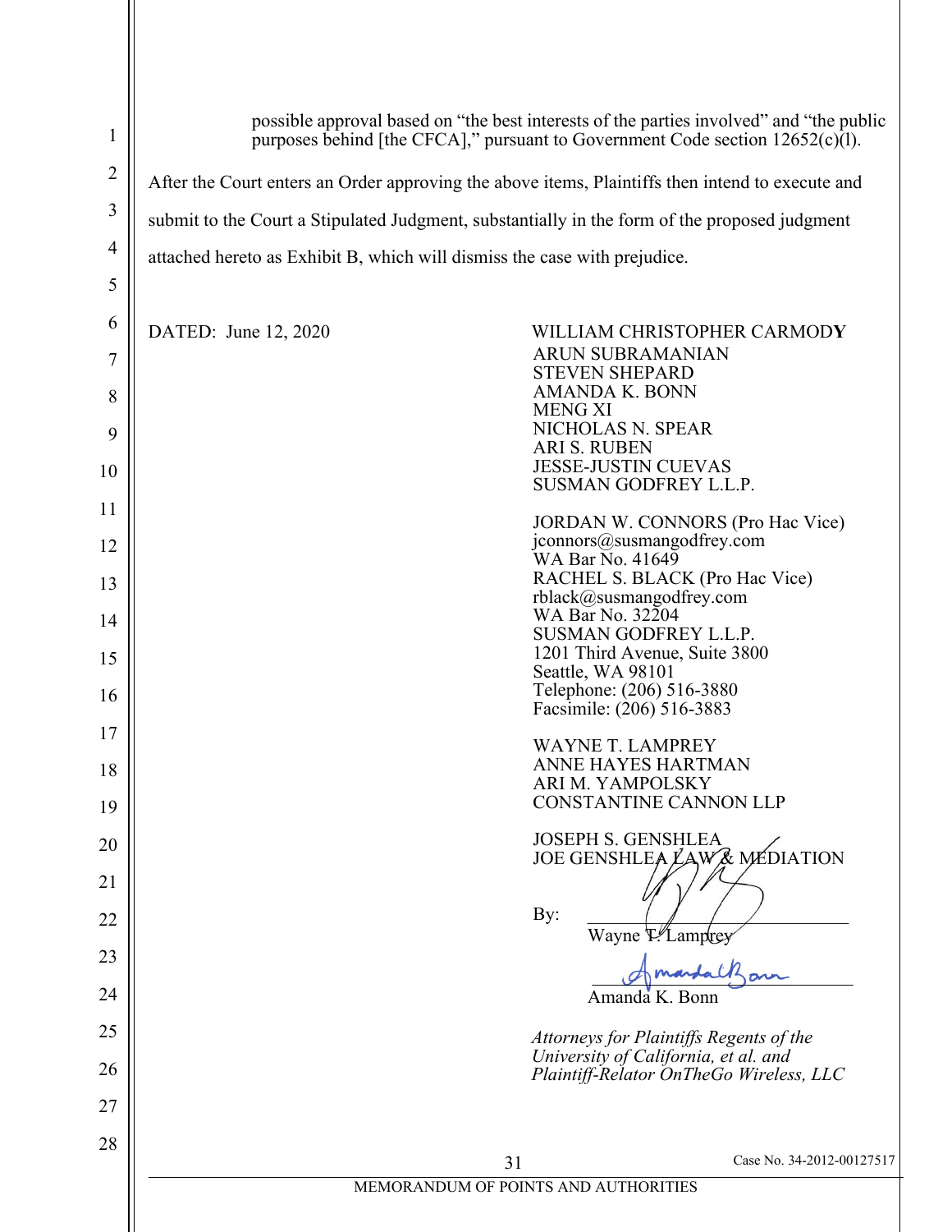possible approval based on "the best interests of the parties involved" and "the public purposes behind [the CFCA]," pursuant to Government Code section 12652(c)(l).

After the Court enters an Order approving the above items, Plaintiffs then intend to execute and submit to the Court a Stipulated Judgment, substantially in the form of the proposed judgment attached hereto as Exhibit B, which will dismiss the case with prejudice.

DATED: June 12, 2020

WILLIAM CHRISTOPHER CARMODY
ARUN SUBRAMANIAN
STEVEN SHEPARD
AMANDA K. BONN
MENG XI
NICHOLAS N. SPEAR
ARI S. RUBEN
JESSE-JUSTIN CUEVAS
SUSMAN GODFREY L.L.P.

JORDAN W. CONNORS (Pro Hac Vice)
jconnors@susmangodfrey.com
WA Bar No. 41649
RACHEL S. BLACK (Pro Hac Vice)
rblack@susmangodfrey.com
WA Bar No. 32204
SUSMAN GODFREY L.L.P.
1201 Third Avenue, Suite 3800
Seattle, WA 98101
Telephone: (206) 516-3880
Facsimile: (206) 516-3883

WAYNE T. LAMPREY
ANNE HAYES HARTMAN
ARI M. YAMPOLSKY
CONSTANTINE CANNON LLP

JOSEPH S. GENSHLEA
JOE GENSHLEA LAW & MEDIATION

By: ______________________
Wayne T. Lamprey

______________________
Amanda K. Bonn

*Attorneys for Plaintiffs Regents of the University of California, et al. and Plaintiff-Relator OnTheGo Wireless, LLC*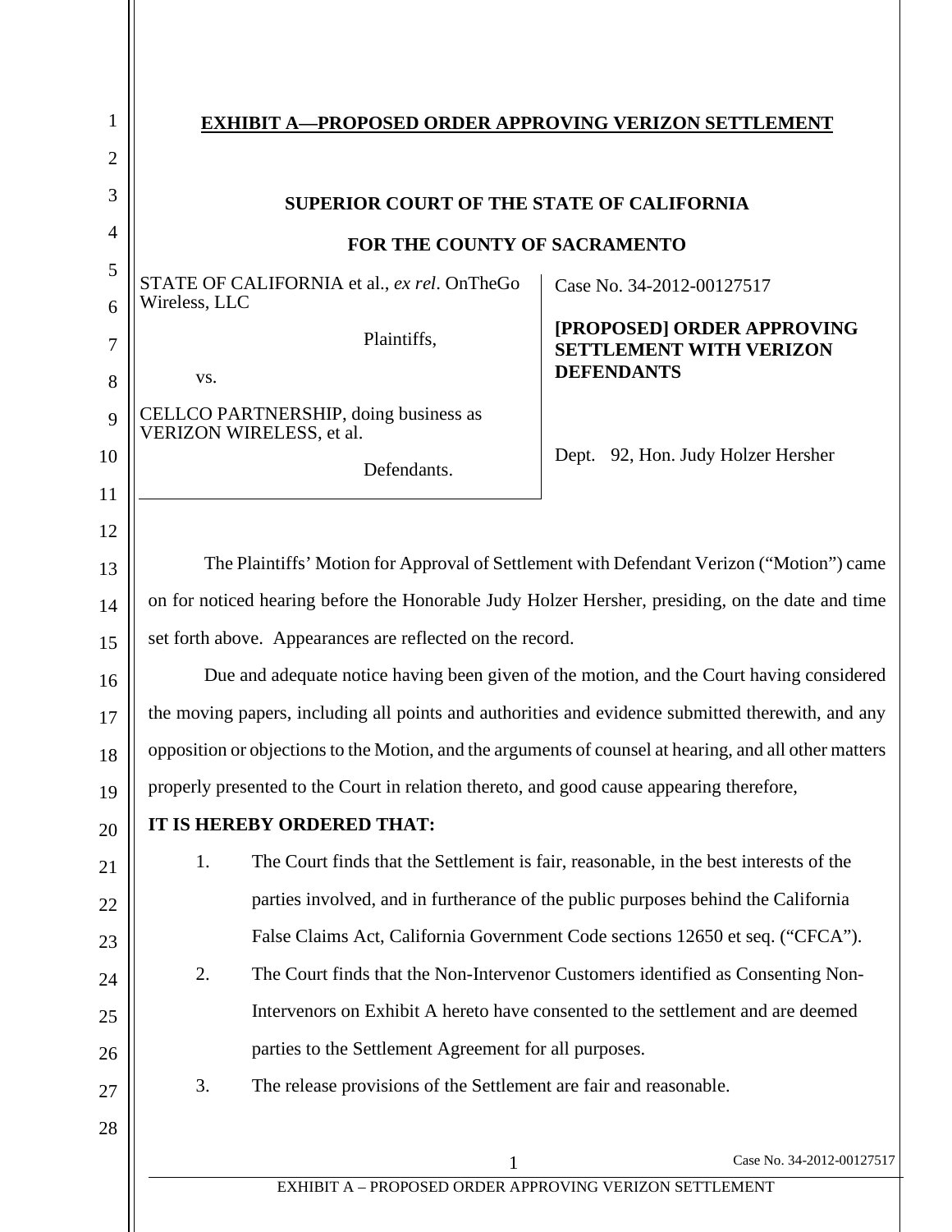**EXHIBIT A—PROPOSED ORDER APPROVING VERIZON SETTLEMENT**

**SUPERIOR COURT OF THE STATE OF CALIFORNIA**

**FOR THE COUNTY OF SACRAMENTO**

| | |
|---|---|
| STATE OF CALIFORNIA et al., *ex rel*. OnTheGo Wireless, LLC<br><br>Plaintiffs,<br><br>vs.<br><br>CELLCO PARTNERSHIP, doing business as VERIZON WIRELESS, et al.<br><br>Defendants. | Case No. 34-2012-00127517<br><br>**[PROPOSED] ORDER APPROVING SETTLEMENT WITH VERIZON DEFENDANTS**<br><br>Dept. 92, Hon. Judy Holzer Hersher |

The Plaintiffs' Motion for Approval of Settlement with Defendant Verizon ("Motion") came on for noticed hearing before the Honorable Judy Holzer Hersher, presiding, on the date and time set forth above. Appearances are reflected on the record.

Due and adequate notice having been given of the motion, and the Court having considered the moving papers, including all points and authorities and evidence submitted therewith, and any opposition or objections to the Motion, and the arguments of counsel at hearing, and all other matters properly presented to the Court in relation thereto, and good cause appearing therefore,

**IT IS HEREBY ORDERED THAT:**

1. The Court finds that the Settlement is fair, reasonable, in the best interests of the parties involved, and in furtherance of the public purposes behind the California False Claims Act, California Government Code sections 12650 et seq. ("CFCA").

2. The Court finds that the Non-Intervenor Customers identified as Consenting Non-Intervenors on Exhibit A hereto have consented to the settlement and are deemed parties to the Settlement Agreement for all purposes.

3. The release provisions of the Settlement are fair and reasonable.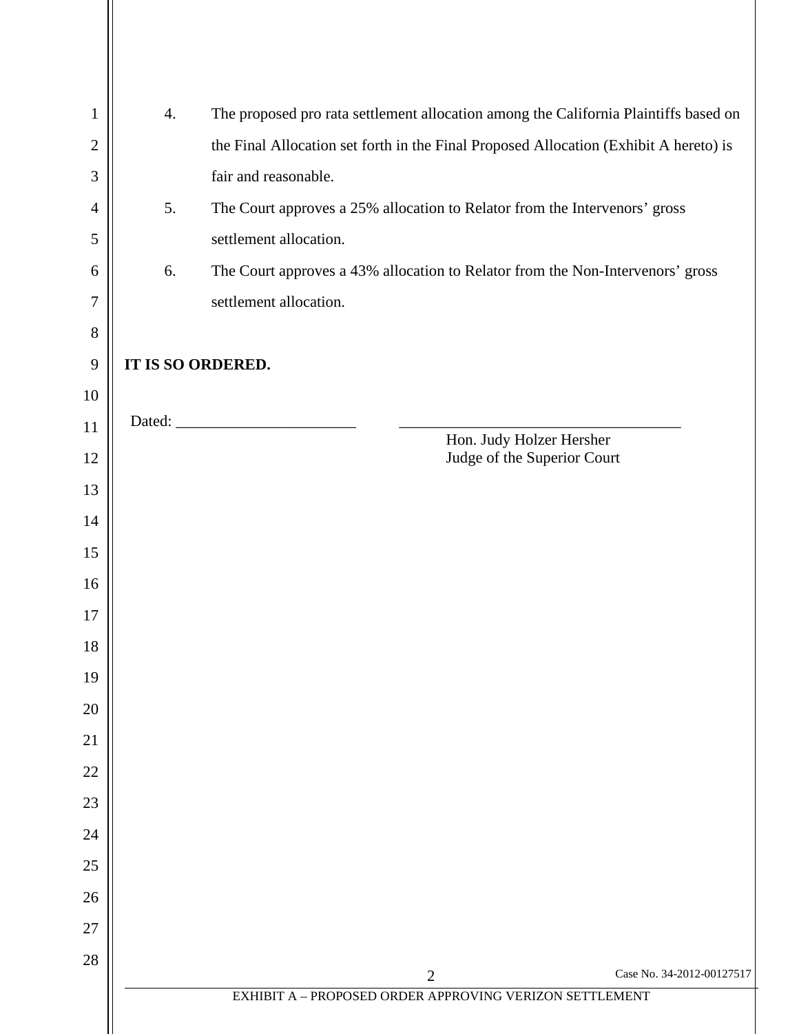4. The proposed pro rata settlement allocation among the California Plaintiffs based on the Final Allocation set forth in the Final Proposed Allocation (Exhibit A hereto) is fair and reasonable.

5. The Court approves a 25% allocation to Relator from the Intervenors' gross settlement allocation.

6. The Court approves a 43% allocation to Relator from the Non-Intervenors' gross settlement allocation.

**IT IS SO ORDERED.**

Dated: _______________________ ____________________________________
Hon. Judy Holzer Hersher
Judge of the Superior Court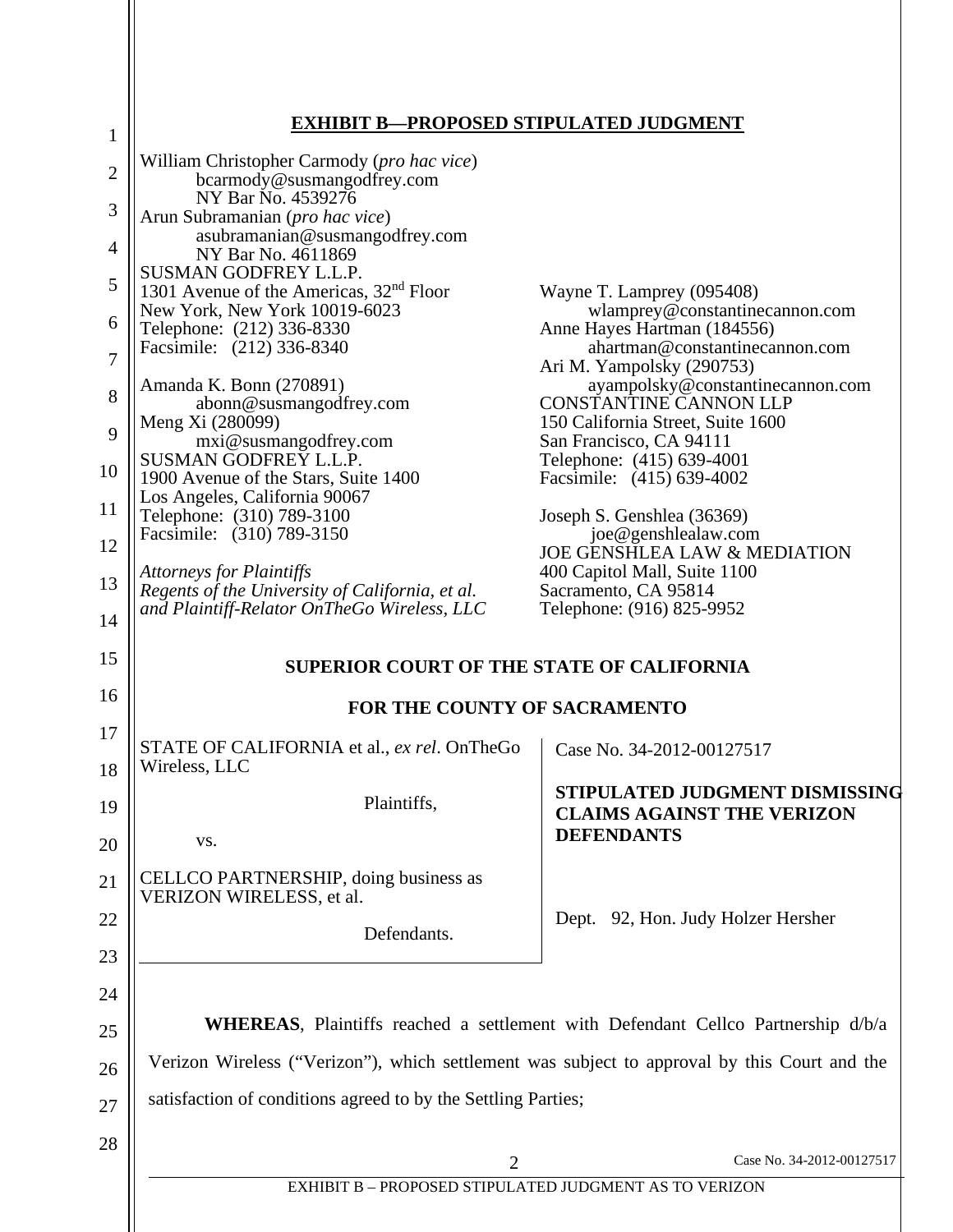**EXHIBIT B—PROPOSED STIPULATED JUDGMENT**

William Christopher Carmody (*pro hac vice*)
bcarmody@susmangodfrey.com
NY Bar No. 4539276
Arun Subramanian (*pro hac vice*)
asubramanian@susmangodfrey.com
NY Bar No. 4611869
SUSMAN GODFREY L.L.P.
1301 Avenue of the Americas, 32nd Floor
New York, New York 10019-6023
Telephone: (212) 336-8330
Facsimile: (212) 336-8340

Amanda K. Bonn (270891)
abonn@susmangodfrey.com
Meng Xi (280099)
mxi@susmangodfrey.com
SUSMAN GODFREY L.L.P.
1900 Avenue of the Stars, Suite 1400
Los Angeles, California 90067
Telephone: (310) 789-3100
Facsimile: (310) 789-3150

*Attorneys for Plaintiffs*
*Regents of the University of California, et al. and Plaintiff-Relator OnTheGo Wireless, LLC*

Wayne T. Lamprey (095408)
wlamprey@constantinecannon.com
Anne Hayes Hartman (184556)
ahartman@constantinecannon.com
Ari M. Yampolsky (290753)
ayampolsky@constantinecannon.com
CONSTANTINE CANNON LLP
150 California Street, Suite 1600
San Francisco, CA 94111
Telephone: (415) 639-4001
Facsimile: (415) 639-4002

Joseph S. Genshlea (36369)
joe@genshlealaw.com
JOE GENSHLEA LAW & MEDIATION
400 Capitol Mall, Suite 1100
Sacramento, CA 95814
Telephone: (916) 825-9952

**SUPERIOR COURT OF THE STATE OF CALIFORNIA**

**FOR THE COUNTY OF SACRAMENTO**

STATE OF CALIFORNIA et al., *ex rel*. OnTheGo Wireless, LLC

Plaintiffs,

vs.

CELLCO PARTNERSHIP, doing business as VERIZON WIRELESS, et al.

Defendants.

Case No. 34-2012-00127517

**STIPULATED JUDGMENT DISMISSING CLAIMS AGAINST THE VERIZON DEFENDANTS**

Dept. 92, Hon. Judy Holzer Hersher

**WHEREAS**, Plaintiffs reached a settlement with Defendant Cellco Partnership d/b/a Verizon Wireless ("Verizon"), which settlement was subject to approval by this Court and the satisfaction of conditions agreed to by the Settling Parties;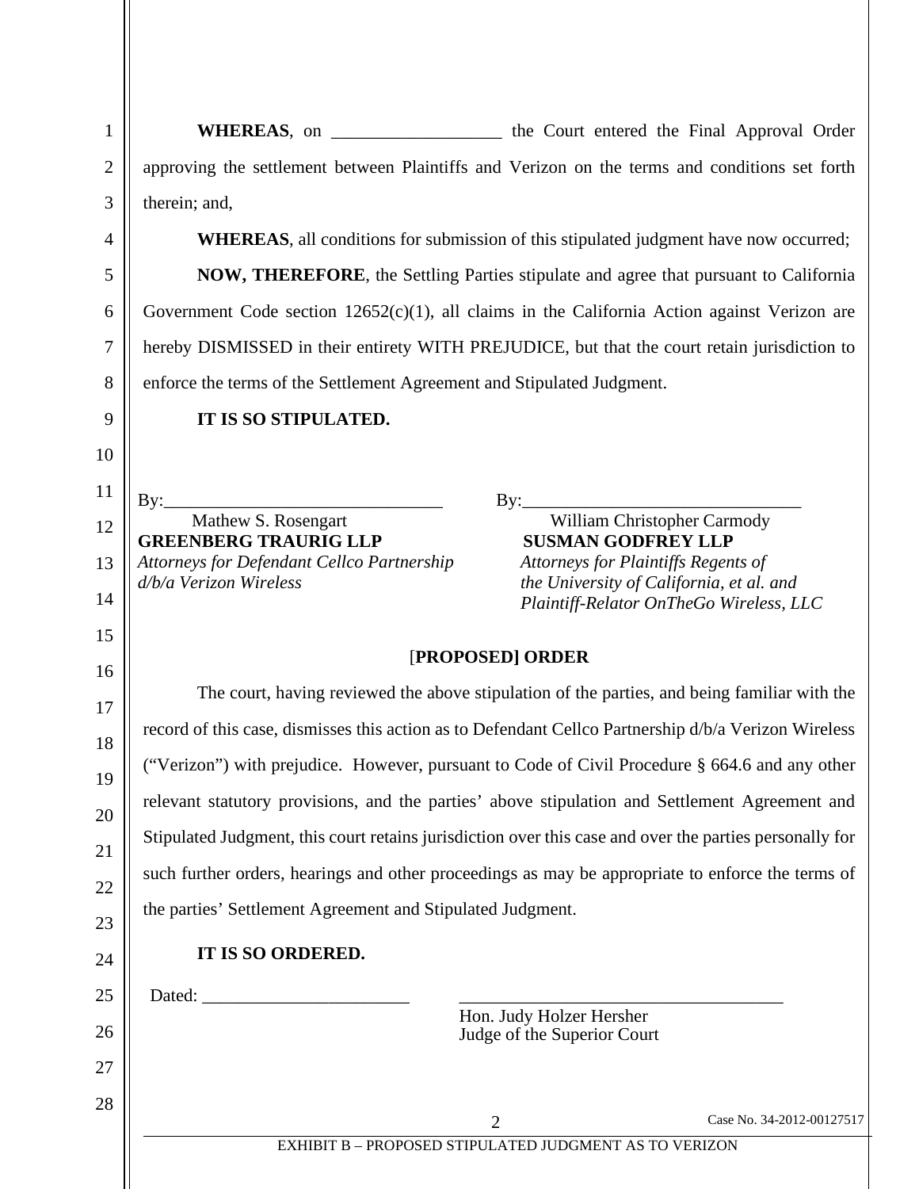**WHEREAS**, on __________________ the Court entered the Final Approval Order approving the settlement between Plaintiffs and Verizon on the terms and conditions set forth therein; and,

**WHEREAS**, all conditions for submission of this stipulated judgment have now occurred;

**NOW, THEREFORE**, the Settling Parties stipulate and agree that pursuant to California Government Code section 12652(c)(1), all claims in the California Action against Verizon are hereby DISMISSED in their entirety WITH PREJUDICE, but that the court retain jurisdiction to enforce the terms of the Settlement Agreement and Stipulated Judgment.

**IT IS SO STIPULATED.**

By:_______________________________
Mathew S. Rosengart
**GREENBERG TRAURIG LLP**
*Attorneys for Defendant Cellco Partnership d/b/a Verizon Wireless*

By:_______________________________
William Christopher Carmody
**SUSMAN GODFREY LLP**
*Attorneys for Plaintiffs Regents of the University of California, et al. and Plaintiff-Relator OnTheGo Wireless, LLC*

[**PROPOSED] ORDER**

The court, having reviewed the above stipulation of the parties, and being familiar with the record of this case, dismisses this action as to Defendant Cellco Partnership d/b/a Verizon Wireless ("Verizon") with prejudice. However, pursuant to Code of Civil Procedure § 664.6 and any other relevant statutory provisions, and the parties' above stipulation and Settlement Agreement and Stipulated Judgment, this court retains jurisdiction over this case and over the parties personally for such further orders, hearings and other proceedings as may be appropriate to enforce the terms of the parties' Settlement Agreement and Stipulated Judgment.

**IT IS SO ORDERED.**

Dated: _______________________

_____________________________________
Hon. Judy Holzer Hersher
Judge of the Superior Court

Case No. 34-2012-00127517

EXHIBIT B – PROPOSED STIPULATED JUDGMENT AS TO VERIZON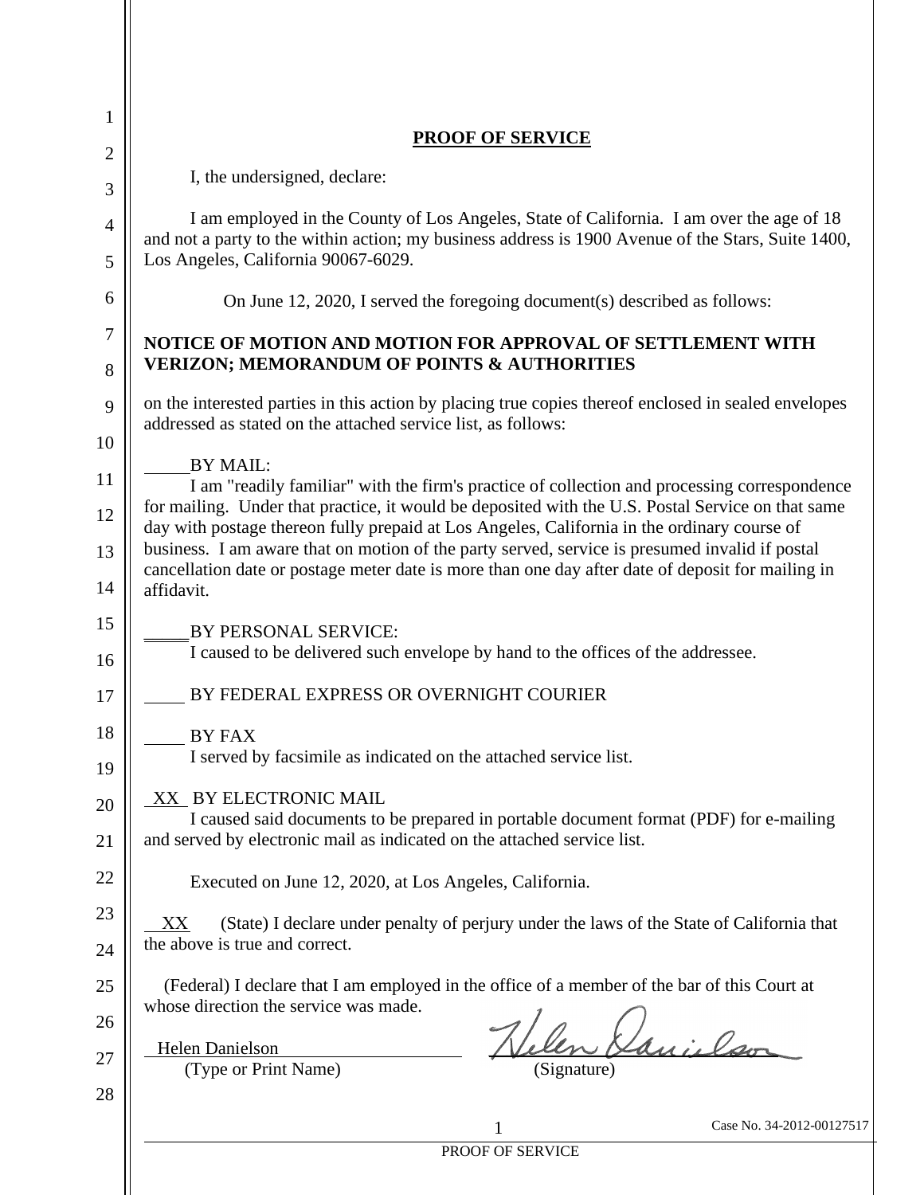## PROOF OF SERVICE

I, the undersigned, declare:

I am employed in the County of Los Angeles, State of California. I am over the age of 18 and not a party to the within action; my business address is 1900 Avenue of the Stars, Suite 1400, Los Angeles, California 90067-6029.

On June 12, 2020, I served the foregoing document(s) described as follows:

**NOTICE OF MOTION AND MOTION FOR APPROVAL OF SETTLEMENT WITH VERIZON; MEMORANDUM OF POINTS & AUTHORITIES**

on the interested parties in this action by placing true copies thereof enclosed in sealed envelopes addressed as stated on the attached service list, as follows:

_____ BY MAIL:
I am "readily familiar" with the firm's practice of collection and processing correspondence for mailing. Under that practice, it would be deposited with the U.S. Postal Service on that same day with postage thereon fully prepaid at Los Angeles, California in the ordinary course of business. I am aware that on motion of the party served, service is presumed invalid if postal cancellation date or postage meter date is more than one day after date of deposit for mailing in affidavit.

_____ BY PERSONAL SERVICE:
I caused to be delivered such envelope by hand to the offices of the addressee.

_____ BY FEDERAL EXPRESS OR OVERNIGHT COURIER

_____ BY FAX
I served by facsimile as indicated on the attached service list.

\_XX\_ BY ELECTRONIC MAIL
I caused said documents to be prepared in portable document format (PDF) for e-mailing and served by electronic mail as indicated on the attached service list.

Executed on June 12, 2020, at Los Angeles, California.

\_XX\_ (State) I declare under penalty of perjury under the laws of the State of California that the above is true and correct.

(Federal) I declare that I am employed in the office of a member of the bar of this Court at whose direction the service was made.

Helen Danielson (Type or Print Name)

Helen Danielson (Signature)

Case No. 34-2012-00127517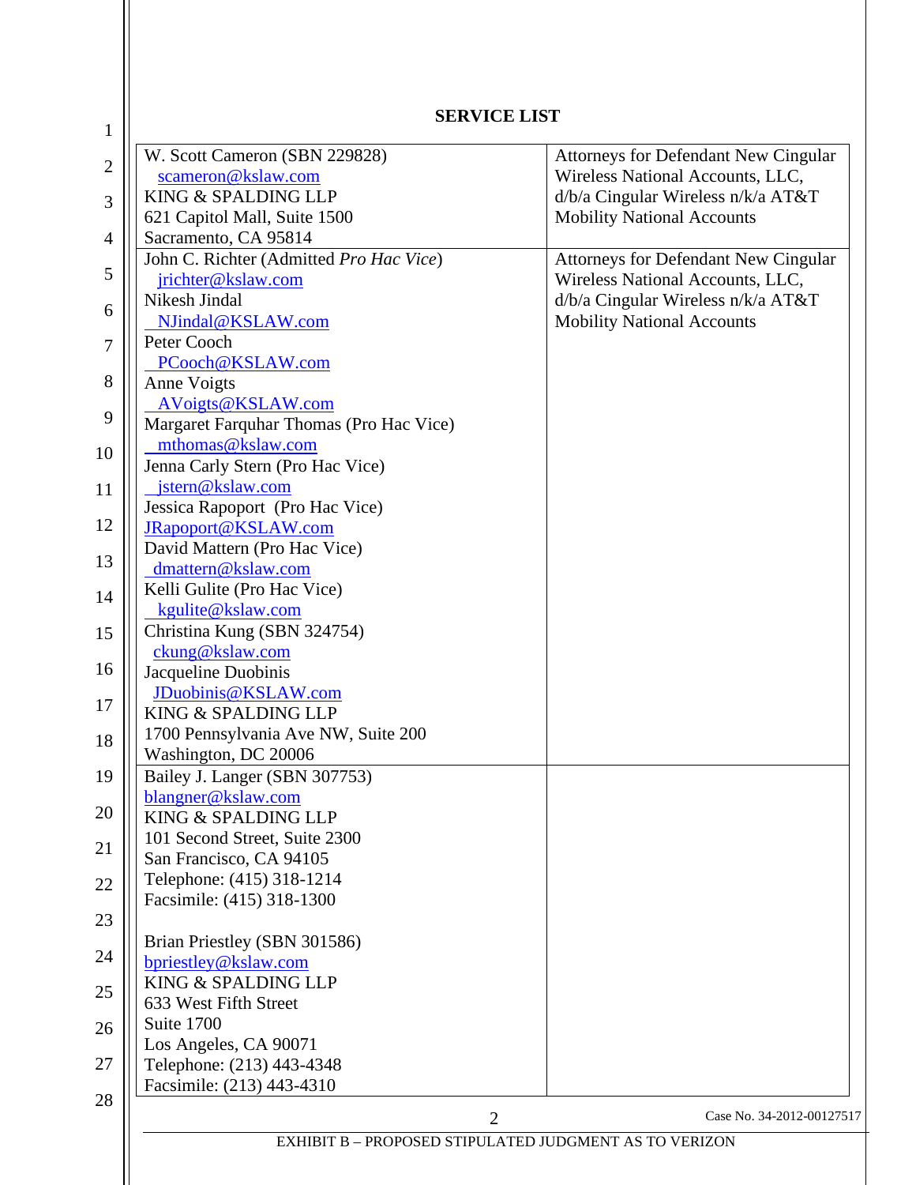**SERVICE LIST**

| | |
|---|---|
| W. Scott Cameron (SBN 229828)<br>scameron@kslaw.com<br>KING & SPALDING LLP<br>621 Capitol Mall, Suite 1500<br>Sacramento, CA 95814 | Attorneys for Defendant New Cingular Wireless National Accounts, LLC, d/b/a Cingular Wireless n/k/a AT&T Mobility National Accounts |
| John C. Richter (Admitted *Pro Hac Vice*)<br>jrichter@kslaw.com<br>Nikesh Jindal<br>NJindal@KSLAW.com<br>Peter Cooch<br>PCooch@KSLAW.com<br>Anne Voigts<br>AVoigts@KSLAW.com<br>Margaret Farquhar Thomas (Pro Hac Vice)<br>mthomas@kslaw.com<br>Jenna Carly Stern (Pro Hac Vice)<br>jstern@kslaw.com<br>Jessica Rapoport (Pro Hac Vice)<br>JRapoport@KSLAW.com<br>David Mattern (Pro Hac Vice)<br>dmattern@kslaw.com<br>Kelli Gulite (Pro Hac Vice)<br>kgulite@kslaw.com<br>Christina Kung (SBN 324754)<br>ckung@kslaw.com<br>Jacqueline Duobinis<br>JDuobinis@KSLAW.com<br>KING & SPALDING LLP<br>1700 Pennsylvania Ave NW, Suite 200<br>Washington, DC 20006 | Attorneys for Defendant New Cingular Wireless National Accounts, LLC, d/b/a Cingular Wireless n/k/a AT&T Mobility National Accounts |
| Bailey J. Langer (SBN 307753)<br>blangner@kslaw.com<br>KING & SPALDING LLP<br>101 Second Street, Suite 2300<br>San Francisco, CA 94105<br>Telephone: (415) 318-1214<br>Facsimile: (415) 318-1300<br><br>Brian Priestley (SBN 301586)<br>bpriestley@kslaw.com<br>KING & SPALDING LLP<br>633 West Fifth Street<br>Suite 1700<br>Los Angeles, CA 90071<br>Telephone: (213) 443-4348<br>Facsimile: (213) 443-4310 | |

Case No. 34-2012-00127517

EXHIBIT B – PROPOSED STIPULATED JUDGMENT AS TO VERIZON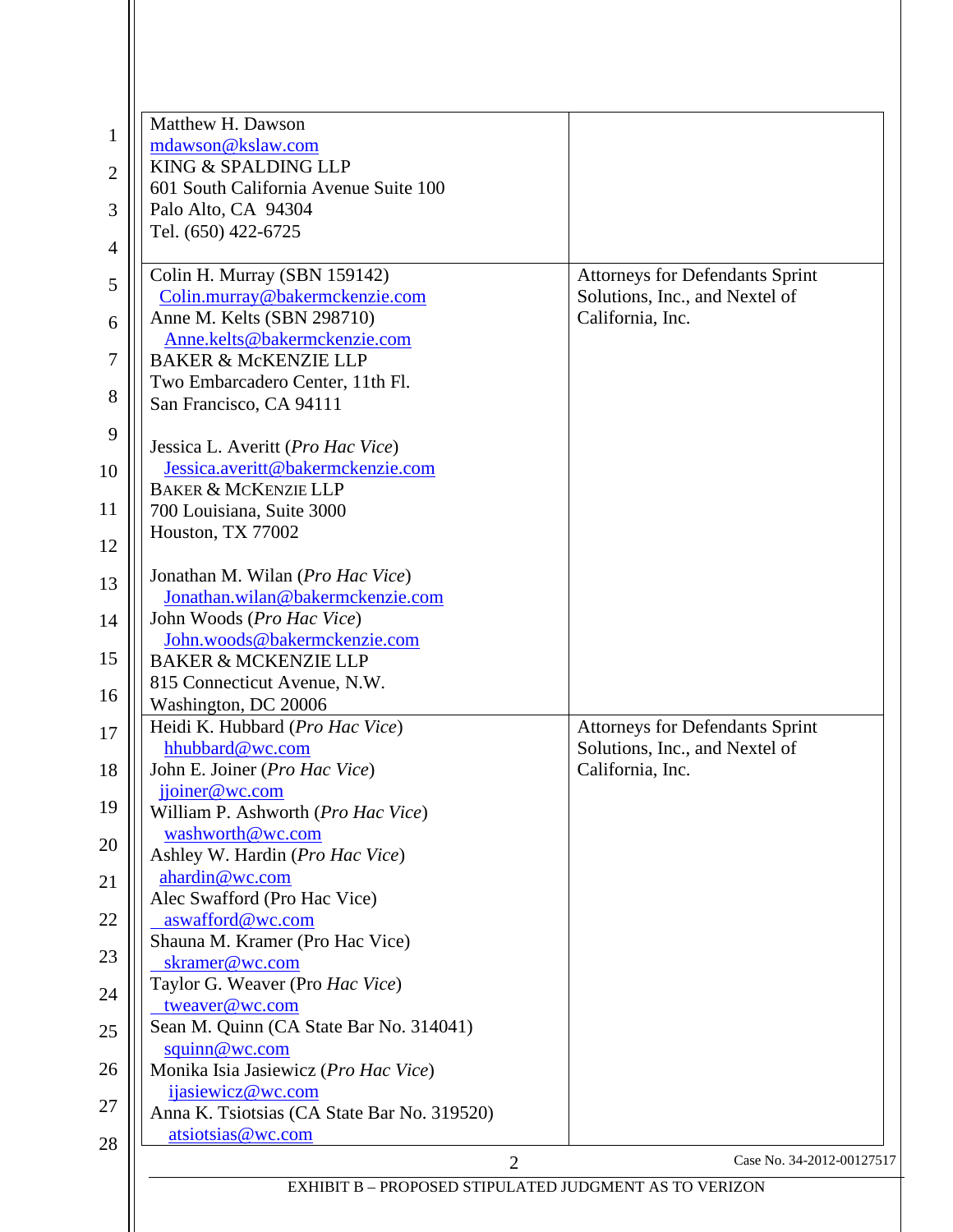| | |
|---|---|
| Matthew H. Dawson<br>mdawson@kslaw.com<br>KING & SPALDING LLP<br>601 South California Avenue Suite 100<br>Palo Alto, CA 94304<br>Tel. (650) 422-6725 | |
| Colin H. Murray (SBN 159142)<br>Colin.murray@bakermckenzie.com<br>Anne M. Kelts (SBN 298710)<br>Anne.kelts@bakermckenzie.com<br>BAKER & McKENZIE LLP<br>Two Embarcadero Center, 11th Fl.<br>San Francisco, CA 94111<br><br>Jessica L. Averitt (*Pro Hac Vice*)<br>Jessica.averitt@bakermckenzie.com<br>BAKER & MCKENZIE LLP<br>700 Louisiana, Suite 3000<br>Houston, TX 77002<br><br>Jonathan M. Wilan (*Pro Hac Vice*)<br>Jonathan.wilan@bakermckenzie.com<br>John Woods (*Pro Hac Vice*)<br>John.woods@bakermckenzie.com<br>BAKER & MCKENZIE LLP<br>815 Connecticut Avenue, N.W.<br>Washington, DC 20006 | Attorneys for Defendants Sprint Solutions, Inc., and Nextel of California, Inc. |
| Heidi K. Hubbard (*Pro Hac Vice*)<br>hhubbard@wc.com<br>John E. Joiner (*Pro Hac Vice*)<br>jjoiner@wc.com<br>William P. Ashworth (*Pro Hac Vice*)<br>washworth@wc.com<br>Ashley W. Hardin (*Pro Hac Vice*)<br>ahardin@wc.com<br>Alec Swafford (Pro Hac Vice)<br>aswafford@wc.com<br>Shauna M. Kramer (Pro Hac Vice)<br>skramer@wc.com<br>Taylor G. Weaver (Pro *Hac Vice*)<br>tweaver@wc.com<br>Sean M. Quinn (CA State Bar No. 314041)<br>squinn@wc.com<br>Monika Isia Jasiewicz (*Pro Hac Vice*)<br>ijasiewicz@wc.com<br>Anna K. Tsiotsias (CA State Bar No. 319520)<br>atsiotsias@wc.com | Attorneys for Defendants Sprint Solutions, Inc., and Nextel of California, Inc. |

Case No. 34-2012-00127517

EXHIBIT B – PROPOSED STIPULATED JUDGMENT AS TO VERIZON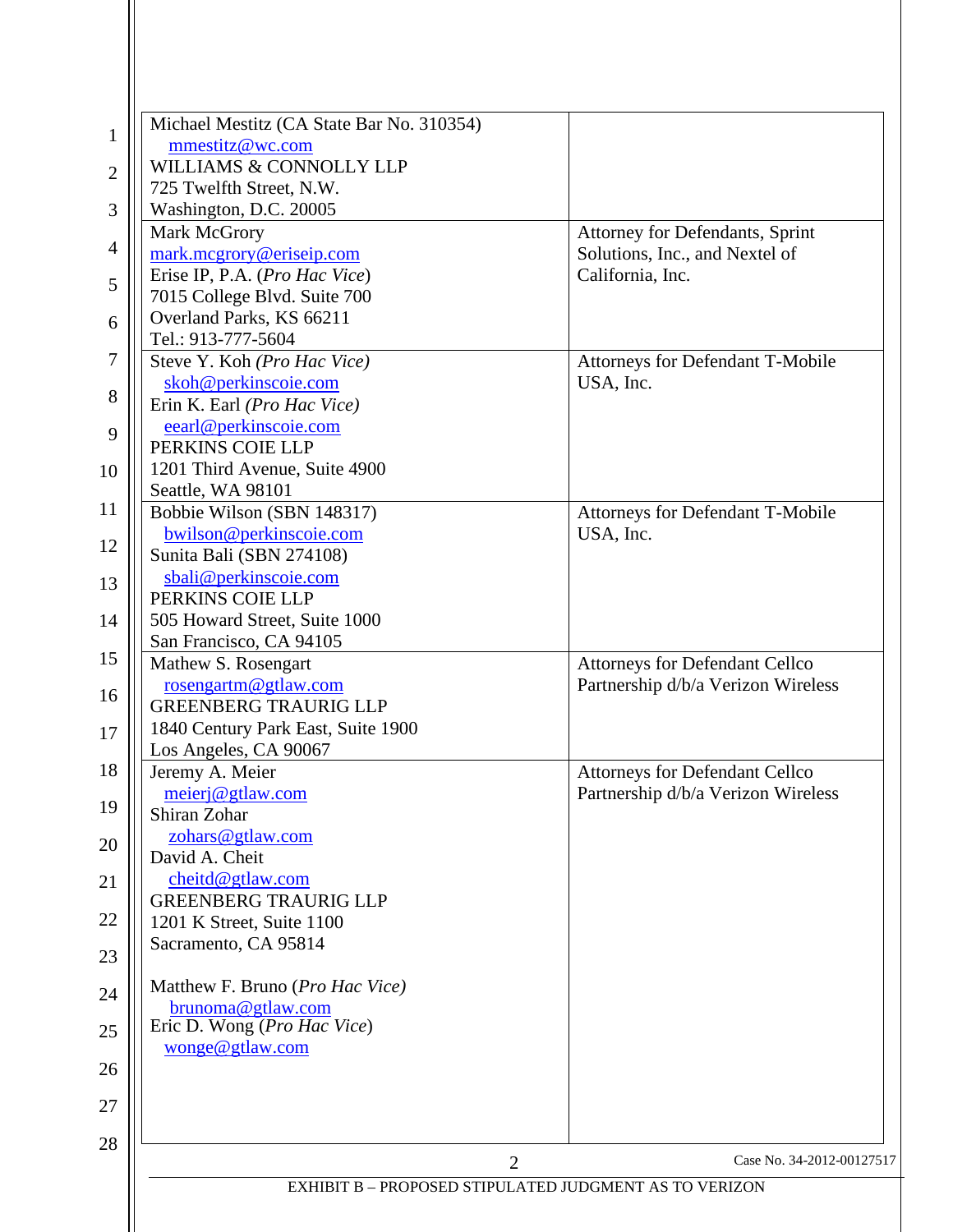| | |
|---|---|
| Michael Mestitz (CA State Bar No. 310354)<br>mmestitz@wc.com<br>WILLIAMS & CONNOLLY LLP<br>725 Twelfth Street, N.W.<br>Washington, D.C. 20005 | |
| Mark McGrory<br>mark.mcgrory@eriseip.com<br>Erise IP, P.A. (*Pro Hac Vice*)<br>7015 College Blvd. Suite 700<br>Overland Parks, KS 66211<br>Tel.: 913-777-5604 | Attorney for Defendants, Sprint Solutions, Inc., and Nextel of California, Inc. |
| Steve Y. Koh *(Pro Hac Vice)*<br>skoh@perkinscoie.com<br>Erin K. Earl *(Pro Hac Vice)*<br>eearl@perkinscoie.com<br>PERKINS COIE LLP<br>1201 Third Avenue, Suite 4900<br>Seattle, WA 98101 | Attorneys for Defendant T-Mobile USA, Inc. |
| Bobbie Wilson (SBN 148317)<br>bwilson@perkinscoie.com<br>Sunita Bali (SBN 274108)<br>sbali@perkinscoie.com<br>PERKINS COIE LLP<br>505 Howard Street, Suite 1000<br>San Francisco, CA 94105 | Attorneys for Defendant T-Mobile USA, Inc. |
| Mathew S. Rosengart<br>rosengartm@gtlaw.com<br>GREENBERG TRAURIG LLP<br>1840 Century Park East, Suite 1900<br>Los Angeles, CA 90067 | Attorneys for Defendant Cellco Partnership d/b/a Verizon Wireless |
| Jeremy A. Meier<br>meierj@gtlaw.com<br>Shiran Zohar<br>zohars@gtlaw.com<br>David A. Cheit<br>cheitd@gtlaw.com<br>GREENBERG TRAURIG LLP<br>1201 K Street, Suite 1100<br>Sacramento, CA 95814<br><br>Matthew F. Bruno (*Pro Hac Vice)*<br>brunoma@gtlaw.com<br>Eric D. Wong (*Pro Hac Vice*)<br>wonge@gtlaw.com | Attorneys for Defendant Cellco Partnership d/b/a Verizon Wireless |

Case No. 34-2012-00127517

EXHIBIT B – PROPOSED STIPULATED JUDGMENT AS TO VERIZON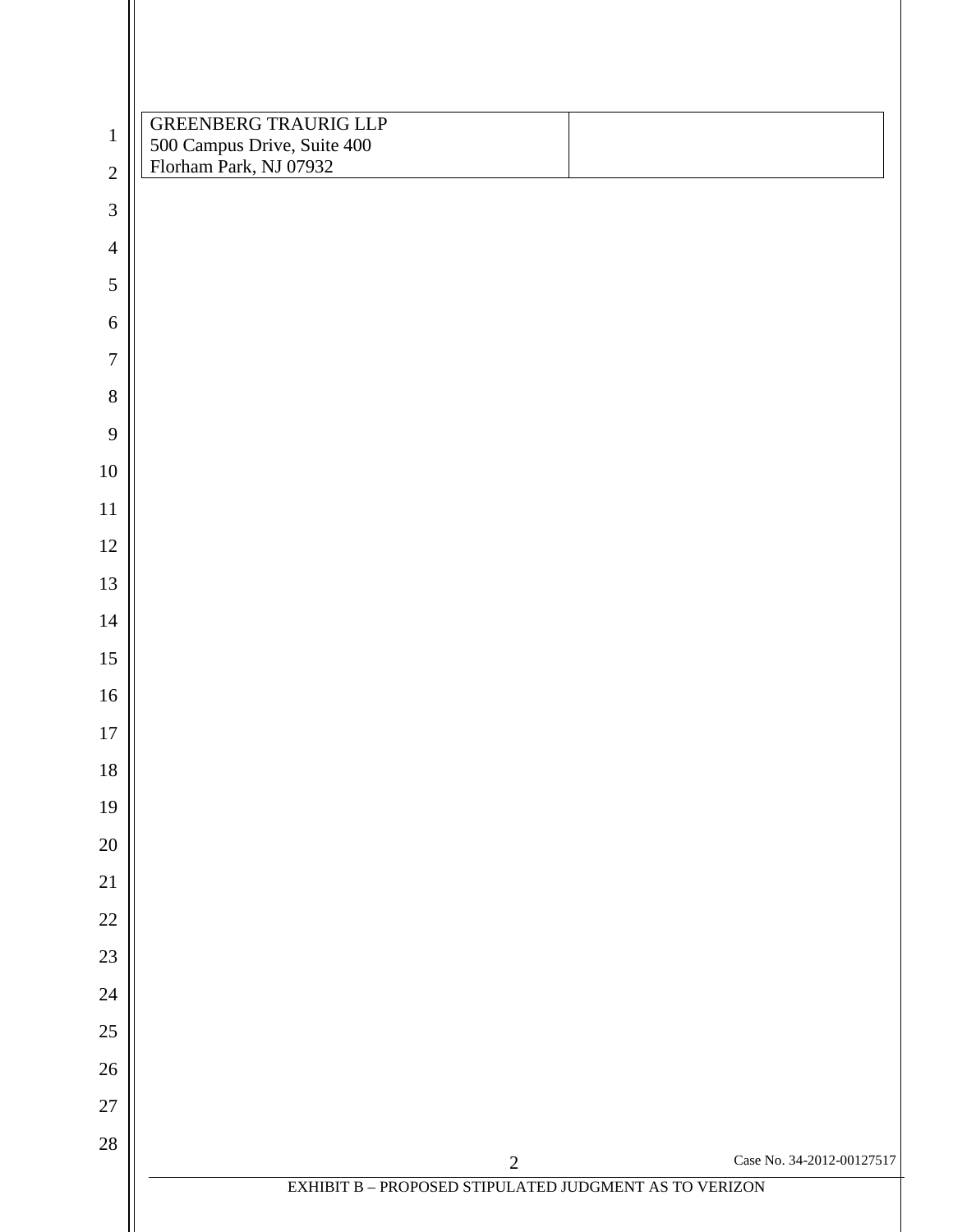| | |
|---|---|
| GREENBERG TRAURIG LLP<br>500 Campus Drive, Suite 400<br>Florham Park, NJ 07932 | |